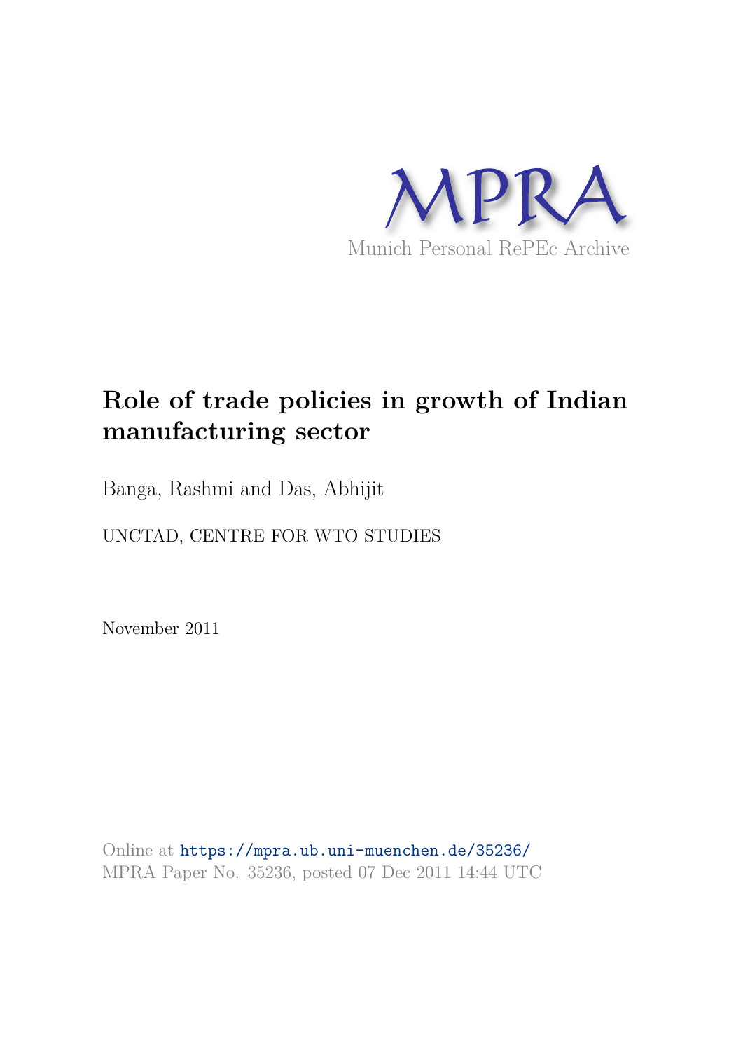MPRA

Munich Personal RePEc Archive

# Role of trade policies in growth of Indian manufacturing sector

Banga, Rashmi and Das, Abhijit

UNCTAD, CENTRE FOR WTO STUDIES

November 2011

Online at https://mpra.ub.uni-muenchen.de/35236/
MPRA Paper No. 35236, posted 07 Dec 2011 14:44 UTC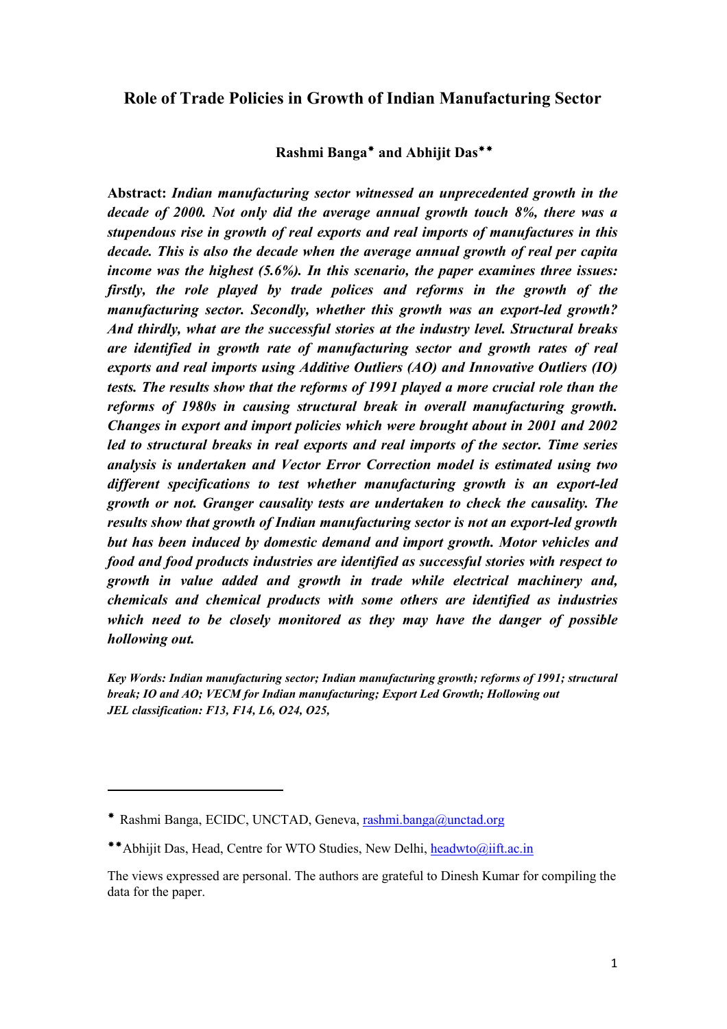# Role of Trade Policies in Growth of Indian Manufacturing Sector

**Rashmi Banga[*] and Abhijit Das[**]**

**Abstract:** ***Indian manufacturing sector witnessed an unprecedented growth in the decade of 2000. Not only did the average annual growth touch 8%, there was a stupendous rise in growth of real exports and real imports of manufactures in this decade. This is also the decade when the average annual growth of real per capita income was the highest (5.6%). In this scenario, the paper examines three issues: firstly, the role played by trade polices and reforms in the growth of the manufacturing sector. Secondly, whether this growth was an export-led growth? And thirdly, what are the successful stories at the industry level. Structural breaks are identified in growth rate of manufacturing sector and growth rates of real exports and real imports using Additive Outliers (AO) and Innovative Outliers (IO) tests. The results show that the reforms of 1991 played a more crucial role than the reforms of 1980s in causing structural break in overall manufacturing growth. Changes in export and import policies which were brought about in 2001 and 2002 led to structural breaks in real exports and real imports of the sector. Time series analysis is undertaken and Vector Error Correction model is estimated using two different specifications to test whether manufacturing growth is an export-led growth or not. Granger causality tests are undertaken to check the causality. The results show that growth of Indian manufacturing sector is not an export-led growth but has been induced by domestic demand and import growth. Motor vehicles and food and food products industries are identified as successful stories with respect to growth in value added and growth in trade while electrical machinery and, chemicals and chemical products with some others are identified as industries which need to be closely monitored as they may have the danger of possible hollowing out.***

***Key Words: Indian manufacturing sector; Indian manufacturing growth; reforms of 1991; structural break; IO and AO; VECM for Indian manufacturing; Export Led Growth; Hollowing out***
***JEL classification: F13, F14, L6, O24, O25,***

---

[*] Rashmi Banga, ECIDC, UNCTAD, Geneva, rashmi.banga@unctad.org

[**] Abhijit Das, Head, Centre for WTO Studies, New Delhi, headwto@iift.ac.in

The views expressed are personal. The authors are grateful to Dinesh Kumar for compiling the data for the paper.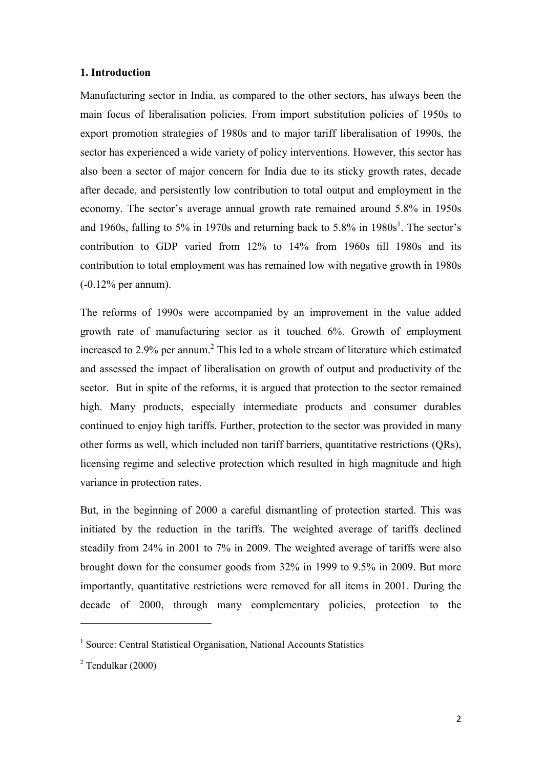## 1. Introduction

Manufacturing sector in India, as compared to the other sectors, has always been the main focus of liberalisation policies. From import substitution policies of 1950s to export promotion strategies of 1980s and to major tariff liberalisation of 1990s, the sector has experienced a wide variety of policy interventions. However, this sector has also been a sector of major concern for India due to its sticky growth rates, decade after decade, and persistently low contribution to total output and employment in the economy. The sector's average annual growth rate remained around 5.8% in 1950s and 1960s, falling to 5% in 1970s and returning back to 5.8% in 1980s[1]. The sector's contribution to GDP varied from 12% to 14% from 1960s till 1980s and its contribution to total employment was has remained low with negative growth in 1980s (-0.12% per annum).

The reforms of 1990s were accompanied by an improvement in the value added growth rate of manufacturing sector as it touched 6%. Growth of employment increased to 2.9% per annum.[2] This led to a whole stream of literature which estimated and assessed the impact of liberalisation on growth of output and productivity of the sector. But in spite of the reforms, it is argued that protection to the sector remained high. Many products, especially intermediate products and consumer durables continued to enjoy high tariffs. Further, protection to the sector was provided in many other forms as well, which included non tariff barriers, quantitative restrictions (QRs), licensing regime and selective protection which resulted in high magnitude and high variance in protection rates.

But, in the beginning of 2000 a careful dismantling of protection started. This was initiated by the reduction in the tariffs. The weighted average of tariffs declined steadily from 24% in 2001 to 7% in 2009. The weighted average of tariffs were also brought down for the consumer goods from 32% in 1999 to 9.5% in 2009. But more importantly, quantitative restrictions were removed for all items in 2001. During the decade of 2000, through many complementary policies, protection to the

---

[1] Source: Central Statistical Organisation, National Accounts Statistics

[2] Tendulkar (2000)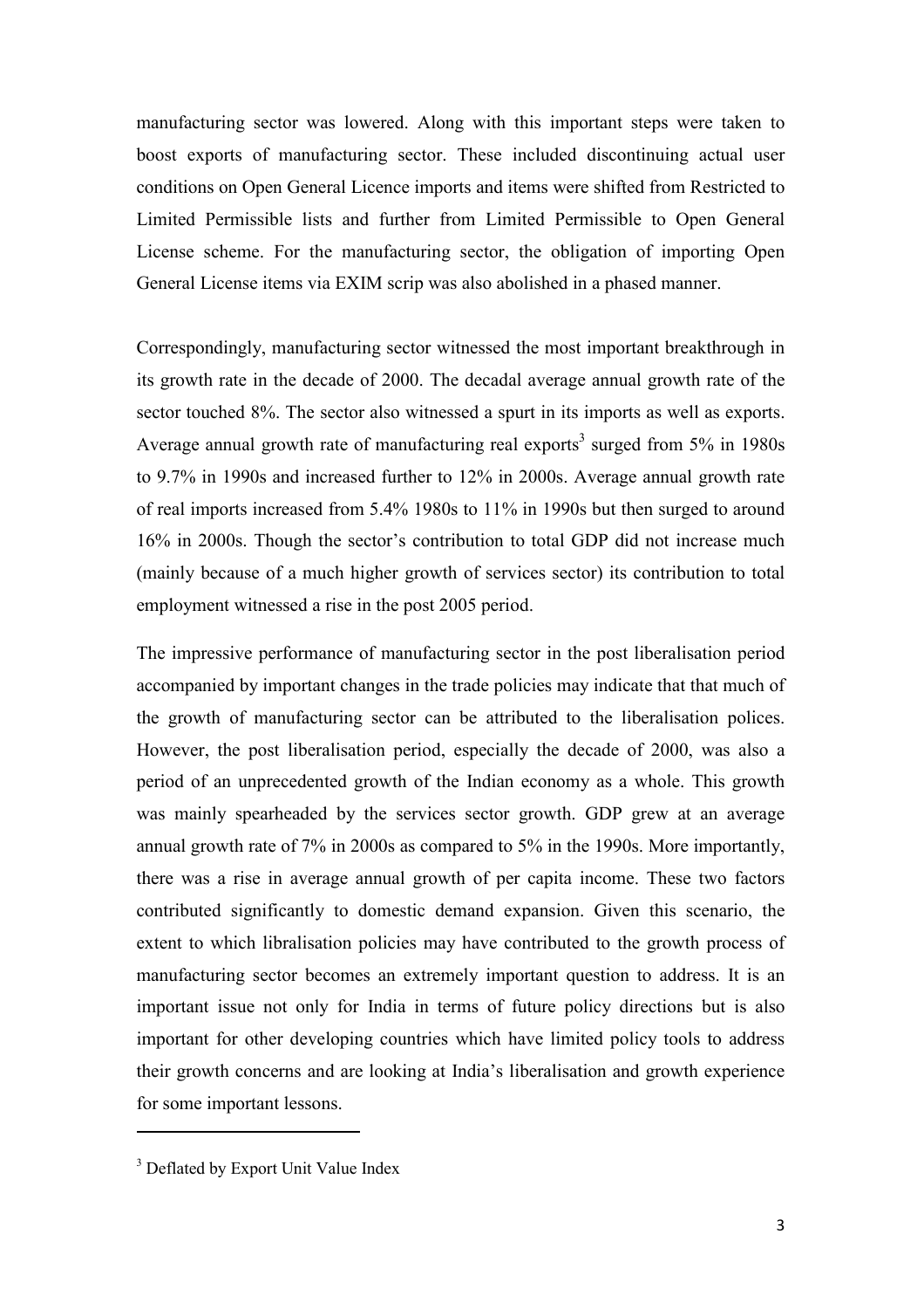manufacturing sector was lowered. Along with this important steps were taken to boost exports of manufacturing sector. These included discontinuing actual user conditions on Open General Licence imports and items were shifted from Restricted to Limited Permissible lists and further from Limited Permissible to Open General License scheme. For the manufacturing sector, the obligation of importing Open General License items via EXIM scrip was also abolished in a phased manner.

Correspondingly, manufacturing sector witnessed the most important breakthrough in its growth rate in the decade of 2000. The decadal average annual growth rate of the sector touched 8%. The sector also witnessed a spurt in its imports as well as exports. Average annual growth rate of manufacturing real exports[3] surged from 5% in 1980s to 9.7% in 1990s and increased further to 12% in 2000s. Average annual growth rate of real imports increased from 5.4% 1980s to 11% in 1990s but then surged to around 16% in 2000s. Though the sector's contribution to total GDP did not increase much (mainly because of a much higher growth of services sector) its contribution to total employment witnessed a rise in the post 2005 period.

The impressive performance of manufacturing sector in the post liberalisation period accompanied by important changes in the trade policies may indicate that that much of the growth of manufacturing sector can be attributed to the liberalisation polices. However, the post liberalisation period, especially the decade of 2000, was also a period of an unprecedented growth of the Indian economy as a whole. This growth was mainly spearheaded by the services sector growth. GDP grew at an average annual growth rate of 7% in 2000s as compared to 5% in the 1990s. More importantly, there was a rise in average annual growth of per capita income. These two factors contributed significantly to domestic demand expansion. Given this scenario, the extent to which libralisation policies may have contributed to the growth process of manufacturing sector becomes an extremely important question to address. It is an important issue not only for India in terms of future policy directions but is also important for other developing countries which have limited policy tools to address their growth concerns and are looking at India's liberalisation and growth experience for some important lessons.

---

[3] Deflated by Export Unit Value Index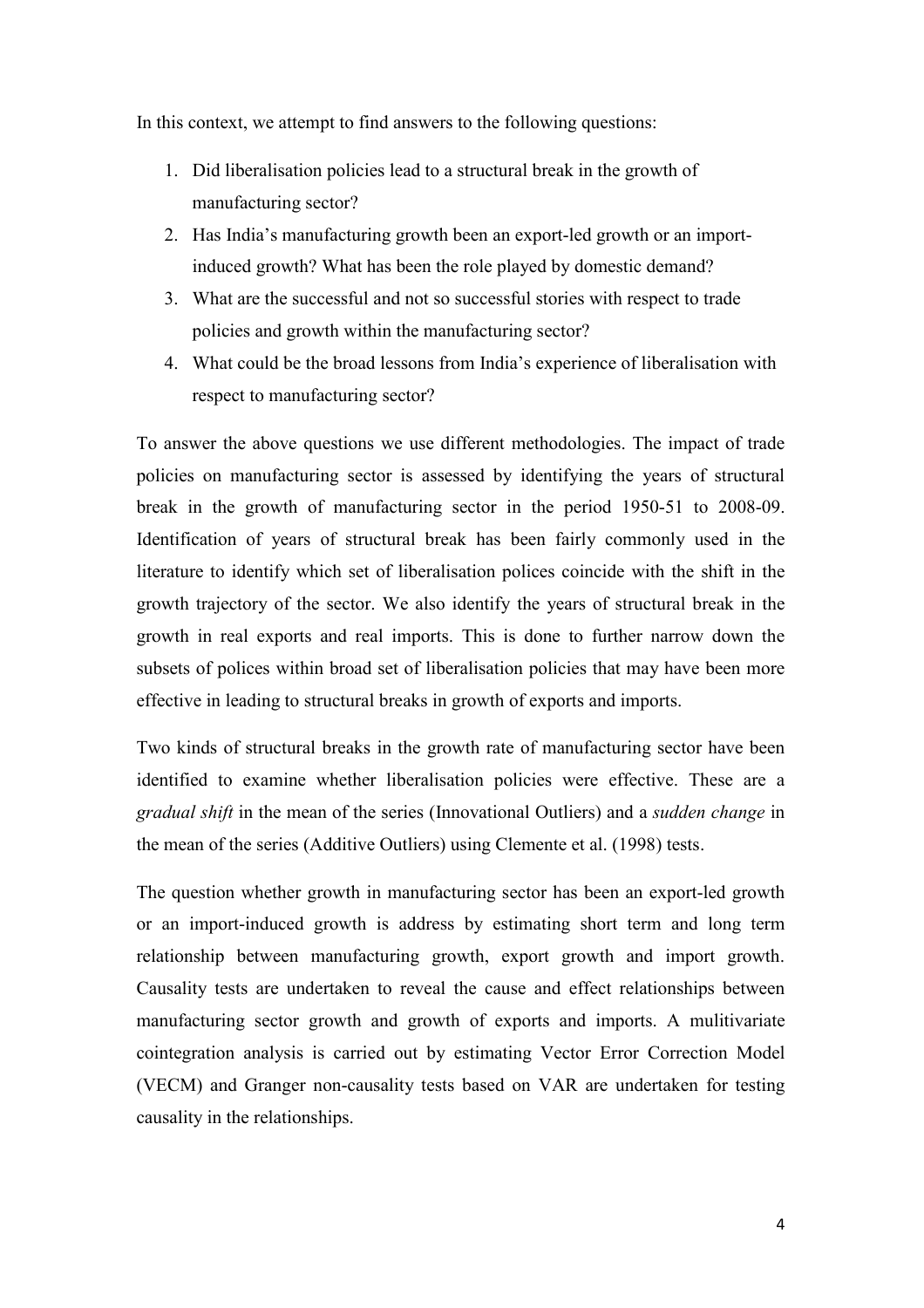In this context, we attempt to find answers to the following questions:

1. Did liberalisation policies lead to a structural break in the growth of manufacturing sector?
2. Has India's manufacturing growth been an export-led growth or an import-induced growth? What has been the role played by domestic demand?
3. What are the successful and not so successful stories with respect to trade policies and growth within the manufacturing sector?
4. What could be the broad lessons from India's experience of liberalisation with respect to manufacturing sector?

To answer the above questions we use different methodologies. The impact of trade policies on manufacturing sector is assessed by identifying the years of structural break in the growth of manufacturing sector in the period 1950-51 to 2008-09. Identification of years of structural break has been fairly commonly used in the literature to identify which set of liberalisation polices coincide with the shift in the growth trajectory of the sector. We also identify the years of structural break in the growth in real exports and real imports. This is done to further narrow down the subsets of polices within broad set of liberalisation policies that may have been more effective in leading to structural breaks in growth of exports and imports.

Two kinds of structural breaks in the growth rate of manufacturing sector have been identified to examine whether liberalisation policies were effective. These are a *gradual shift* in the mean of the series (Innovational Outliers) and a *sudden change* in the mean of the series (Additive Outliers) using Clemente et al. (1998) tests.

The question whether growth in manufacturing sector has been an export-led growth or an import-induced growth is address by estimating short term and long term relationship between manufacturing growth, export growth and import growth. Causality tests are undertaken to reveal the cause and effect relationships between manufacturing sector growth and growth of exports and imports. A mulitivariate cointegration analysis is carried out by estimating Vector Error Correction Model (VECM) and Granger non-causality tests based on VAR are undertaken for testing causality in the relationships.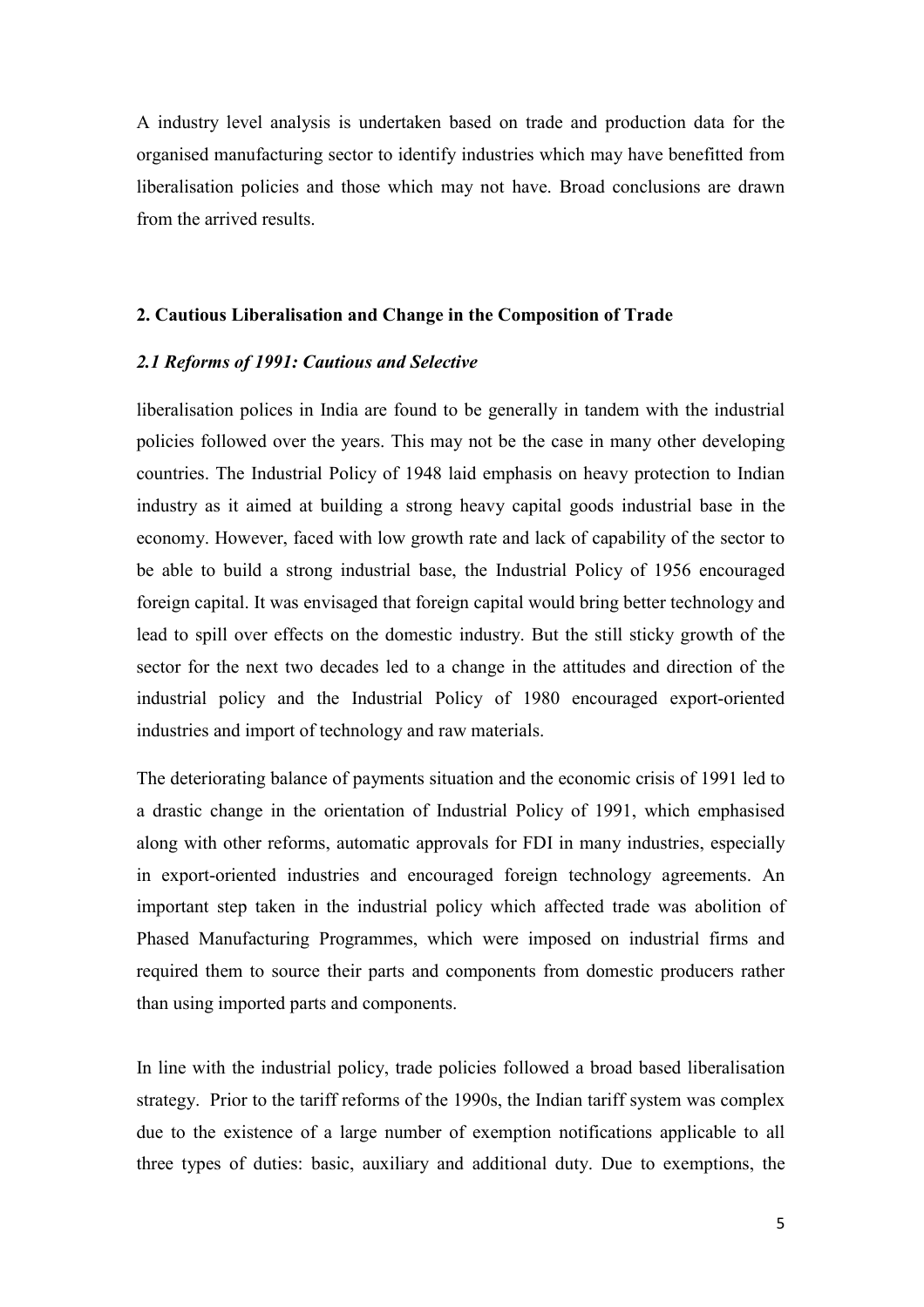A industry level analysis is undertaken based on trade and production data for the organised manufacturing sector to identify industries which may have benefitted from liberalisation policies and those which may not have. Broad conclusions are drawn from the arrived results.

## 2. Cautious Liberalisation and Change in the Composition of Trade

### *2.1 Reforms of 1991: Cautious and Selective*

liberalisation polices in India are found to be generally in tandem with the industrial policies followed over the years. This may not be the case in many other developing countries. The Industrial Policy of 1948 laid emphasis on heavy protection to Indian industry as it aimed at building a strong heavy capital goods industrial base in the economy. However, faced with low growth rate and lack of capability of the sector to be able to build a strong industrial base, the Industrial Policy of 1956 encouraged foreign capital. It was envisaged that foreign capital would bring better technology and lead to spill over effects on the domestic industry. But the still sticky growth of the sector for the next two decades led to a change in the attitudes and direction of the industrial policy and the Industrial Policy of 1980 encouraged export-oriented industries and import of technology and raw materials.

The deteriorating balance of payments situation and the economic crisis of 1991 led to a drastic change in the orientation of Industrial Policy of 1991, which emphasised along with other reforms, automatic approvals for FDI in many industries, especially in export-oriented industries and encouraged foreign technology agreements. An important step taken in the industrial policy which affected trade was abolition of Phased Manufacturing Programmes, which were imposed on industrial firms and required them to source their parts and components from domestic producers rather than using imported parts and components.

In line with the industrial policy, trade policies followed a broad based liberalisation strategy. Prior to the tariff reforms of the 1990s, the Indian tariff system was complex due to the existence of a large number of exemption notifications applicable to all three types of duties: basic, auxiliary and additional duty. Due to exemptions, the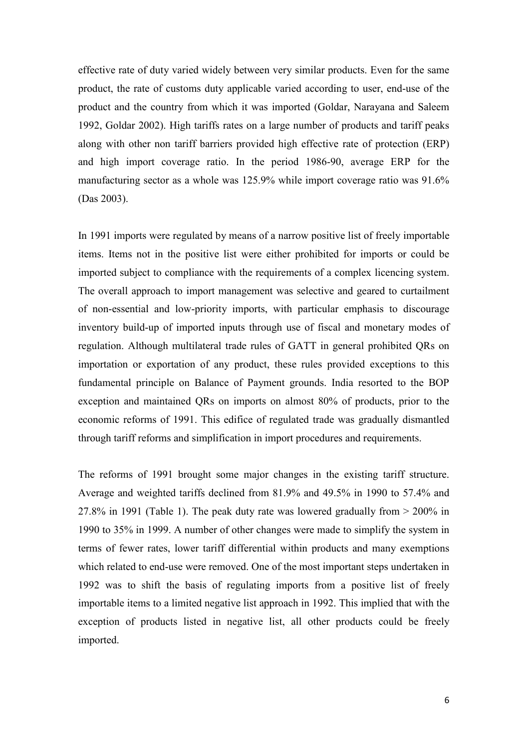effective rate of duty varied widely between very similar products. Even for the same product, the rate of customs duty applicable varied according to user, end-use of the product and the country from which it was imported (Goldar, Narayana and Saleem 1992, Goldar 2002). High tariffs rates on a large number of products and tariff peaks along with other non tariff barriers provided high effective rate of protection (ERP) and high import coverage ratio. In the period 1986-90, average ERP for the manufacturing sector as a whole was 125.9% while import coverage ratio was 91.6% (Das 2003).

In 1991 imports were regulated by means of a narrow positive list of freely importable items. Items not in the positive list were either prohibited for imports or could be imported subject to compliance with the requirements of a complex licencing system. The overall approach to import management was selective and geared to curtailment of non-essential and low-priority imports, with particular emphasis to discourage inventory build-up of imported inputs through use of fiscal and monetary modes of regulation. Although multilateral trade rules of GATT in general prohibited QRs on importation or exportation of any product, these rules provided exceptions to this fundamental principle on Balance of Payment grounds. India resorted to the BOP exception and maintained QRs on imports on almost 80% of products, prior to the economic reforms of 1991. This edifice of regulated trade was gradually dismantled through tariff reforms and simplification in import procedures and requirements.

The reforms of 1991 brought some major changes in the existing tariff structure. Average and weighted tariffs declined from 81.9% and 49.5% in 1990 to 57.4% and 27.8% in 1991 (Table 1). The peak duty rate was lowered gradually from > 200% in 1990 to 35% in 1999. A number of other changes were made to simplify the system in terms of fewer rates, lower tariff differential within products and many exemptions which related to end-use were removed. One of the most important steps undertaken in 1992 was to shift the basis of regulating imports from a positive list of freely importable items to a limited negative list approach in 1992. This implied that with the exception of products listed in negative list, all other products could be freely imported.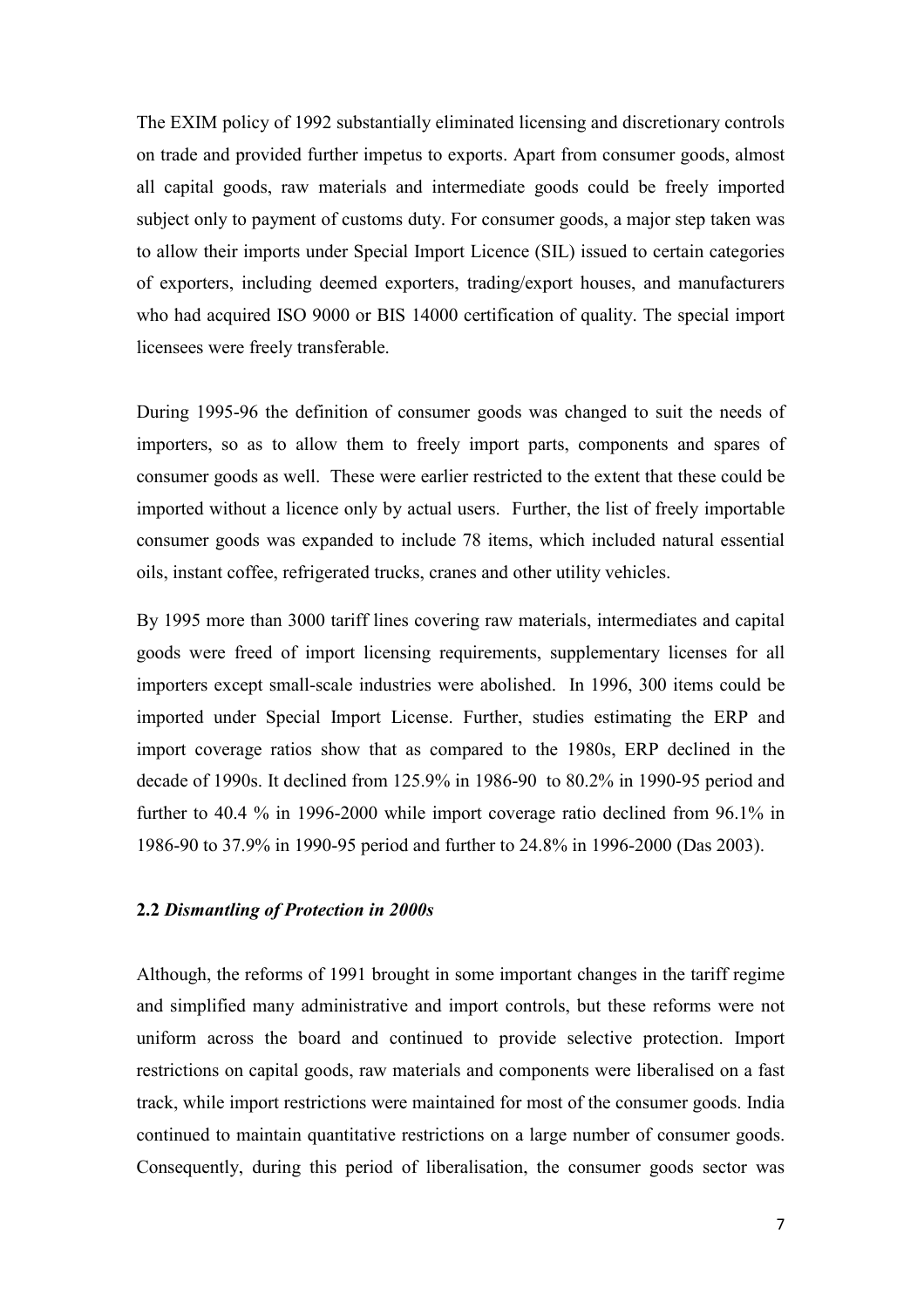The EXIM policy of 1992 substantially eliminated licensing and discretionary controls on trade and provided further impetus to exports. Apart from consumer goods, almost all capital goods, raw materials and intermediate goods could be freely imported subject only to payment of customs duty. For consumer goods, a major step taken was to allow their imports under Special Import Licence (SIL) issued to certain categories of exporters, including deemed exporters, trading/export houses, and manufacturers who had acquired ISO 9000 or BIS 14000 certification of quality. The special import licensees were freely transferable.

During 1995-96 the definition of consumer goods was changed to suit the needs of importers, so as to allow them to freely import parts, components and spares of consumer goods as well. These were earlier restricted to the extent that these could be imported without a licence only by actual users. Further, the list of freely importable consumer goods was expanded to include 78 items, which included natural essential oils, instant coffee, refrigerated trucks, cranes and other utility vehicles.

By 1995 more than 3000 tariff lines covering raw materials, intermediates and capital goods were freed of import licensing requirements, supplementary licenses for all importers except small-scale industries were abolished. In 1996, 300 items could be imported under Special Import License. Further, studies estimating the ERP and import coverage ratios show that as compared to the 1980s, ERP declined in the decade of 1990s. It declined from 125.9% in 1986-90 to 80.2% in 1990-95 period and further to 40.4 % in 1996-2000 while import coverage ratio declined from 96.1% in 1986-90 to 37.9% in 1990-95 period and further to 24.8% in 1996-2000 (Das 2003).

### **2.2** ***Dismantling of Protection in 2000s***

Although, the reforms of 1991 brought in some important changes in the tariff regime and simplified many administrative and import controls, but these reforms were not uniform across the board and continued to provide selective protection. Import restrictions on capital goods, raw materials and components were liberalised on a fast track, while import restrictions were maintained for most of the consumer goods. India continued to maintain quantitative restrictions on a large number of consumer goods. Consequently, during this period of liberalisation, the consumer goods sector was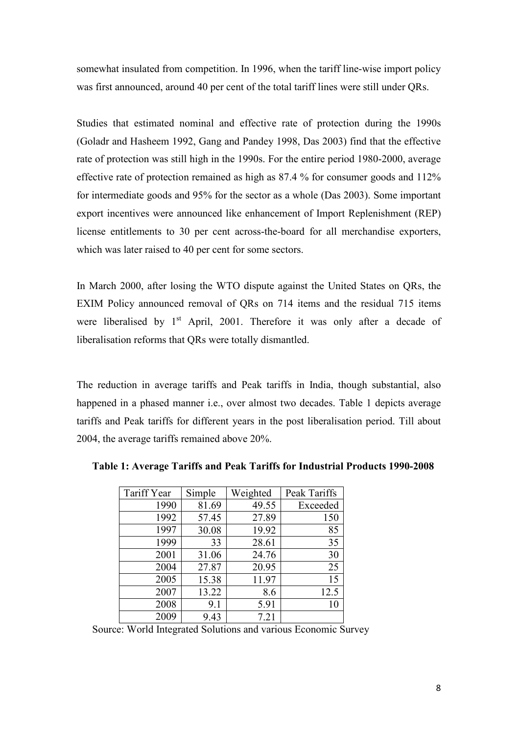somewhat insulated from competition. In 1996, when the tariff line-wise import policy was first announced, around 40 per cent of the total tariff lines were still under QRs.

Studies that estimated nominal and effective rate of protection during the 1990s (Goladr and Hasheem 1992, Gang and Pandey 1998, Das 2003) find that the effective rate of protection was still high in the 1990s. For the entire period 1980-2000, average effective rate of protection remained as high as 87.4 % for consumer goods and 112% for intermediate goods and 95% for the sector as a whole (Das 2003). Some important export incentives were announced like enhancement of Import Replenishment (REP) license entitlements to 30 per cent across-the-board for all merchandise exporters, which was later raised to 40 per cent for some sectors.

In March 2000, after losing the WTO dispute against the United States on QRs, the EXIM Policy announced removal of QRs on 714 items and the residual 715 items were liberalised by 1st April, 2001. Therefore it was only after a decade of liberalisation reforms that QRs were totally dismantled.

The reduction in average tariffs and Peak tariffs in India, though substantial, also happened in a phased manner i.e., over almost two decades. Table 1 depicts average tariffs and Peak tariffs for different years in the post liberalisation period. Till about 2004, the average tariffs remained above 20%.

**Table 1: Average Tariffs and Peak Tariffs for Industrial Products 1990-2008**

| Tariff Year | Simple | Weighted | Peak Tariffs |
|---|---|---|---|
| 1990 | 81.69 | 49.55 | Exceeded |
| 1992 | 57.45 | 27.89 | 150 |
| 1997 | 30.08 | 19.92 | 85 |
| 1999 | 33 | 28.61 | 35 |
| 2001 | 31.06 | 24.76 | 30 |
| 2004 | 27.87 | 20.95 | 25 |
| 2005 | 15.38 | 11.97 | 15 |
| 2007 | 13.22 | 8.6 | 12.5 |
| 2008 | 9.1 | 5.91 | 10 |
| 2009 | 9.43 | 7.21 | |

Source: World Integrated Solutions and various Economic Survey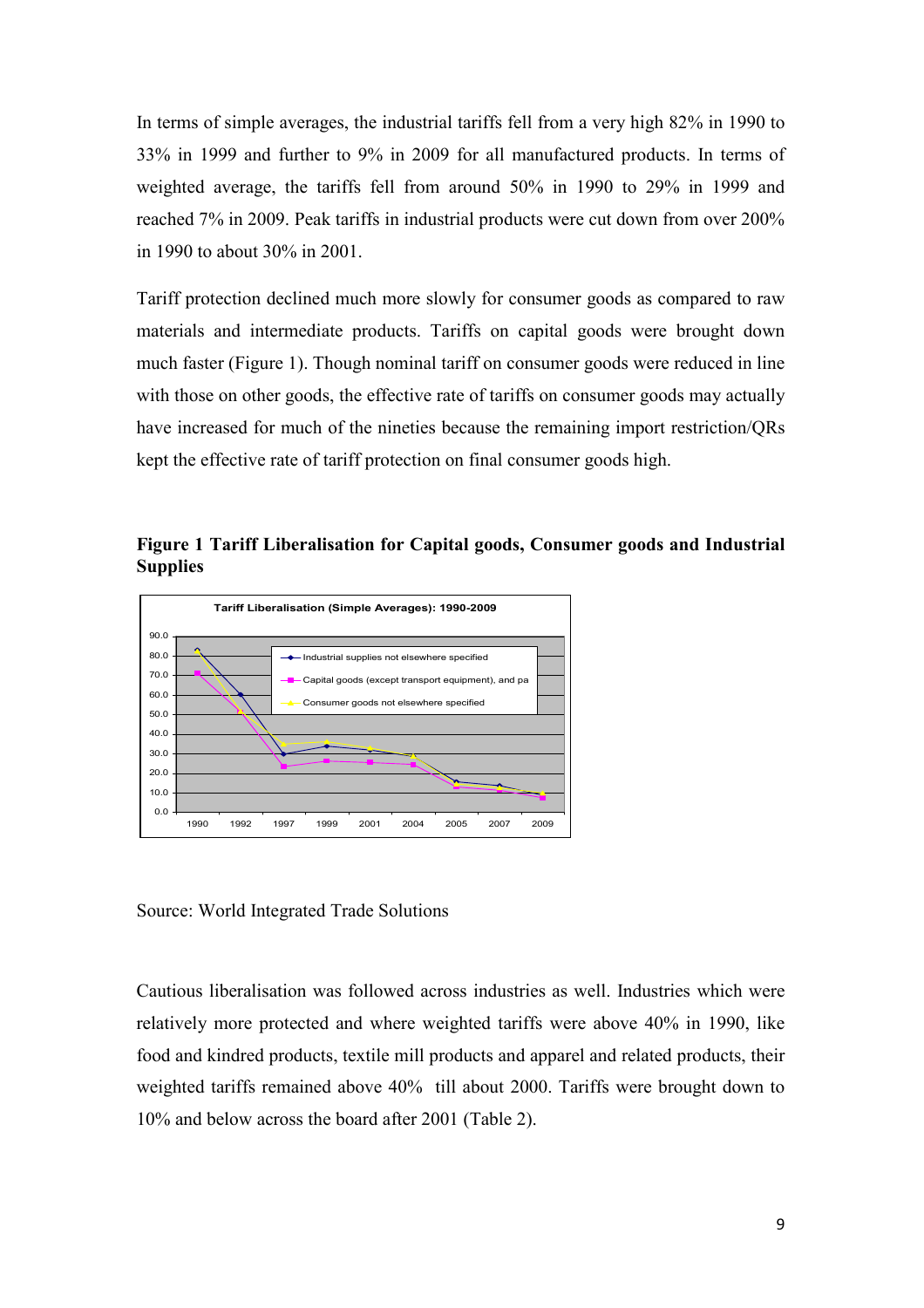In terms of simple averages, the industrial tariffs fell from a very high 82% in 1990 to 33% in 1999 and further to 9% in 2009 for all manufactured products. In terms of weighted average, the tariffs fell from around 50% in 1990 to 29% in 1999 and reached 7% in 2009. Peak tariffs in industrial products were cut down from over 200% in 1990 to about 30% in 2001.

Tariff protection declined much more slowly for consumer goods as compared to raw materials and intermediate products. Tariffs on capital goods were brought down much faster (Figure 1). Though nominal tariff on consumer goods were reduced in line with those on other goods, the effective rate of tariffs on consumer goods may actually have increased for much of the nineties because the remaining import restriction/QRs kept the effective rate of tariff protection on final consumer goods high.

**Figure 1 Tariff Liberalisation for Capital goods, Consumer goods and Industrial Supplies**

Source: World Integrated Trade Solutions

Cautious liberalisation was followed across industries as well. Industries which were relatively more protected and where weighted tariffs were above 40% in 1990, like food and kindred products, textile mill products and apparel and related products, their weighted tariffs remained above 40% till about 2000. Tariffs were brought down to 10% and below across the board after 2001 (Table 2).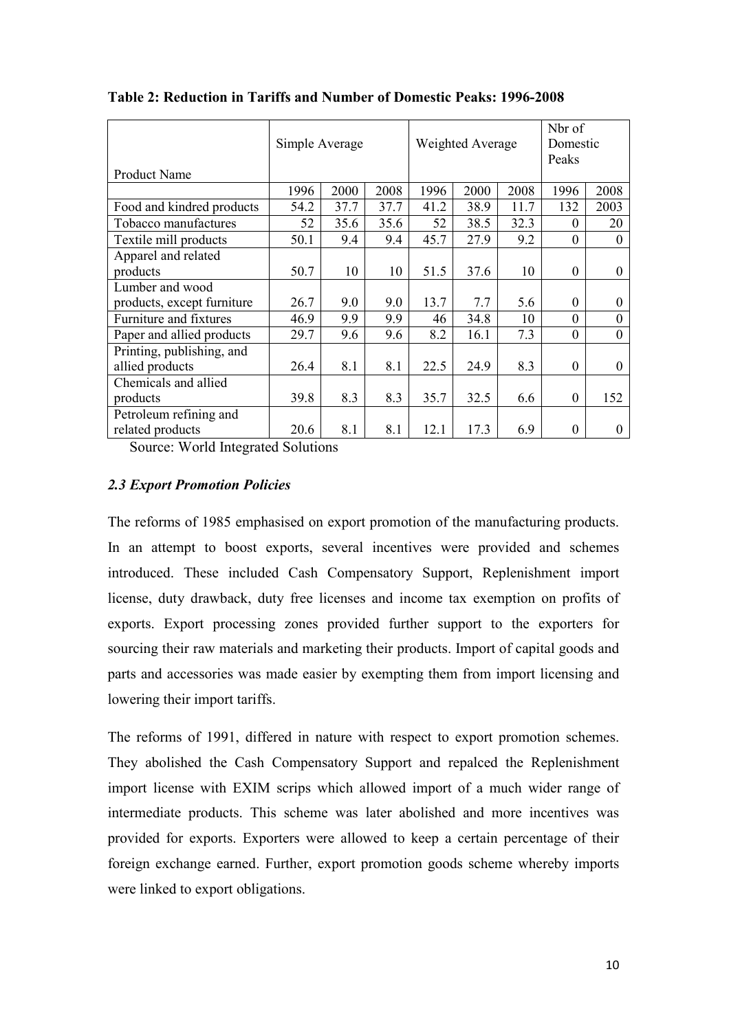**Table 2: Reduction in Tariffs and Number of Domestic Peaks: 1996-2008**

| Product Name | Simple Average | | | Weighted Average | | | Nbr of Domestic Peaks | |
|---|---|---|---|---|---|---|---|---|
| | 1996 | 2000 | 2008 | 1996 | 2000 | 2008 | 1996 | 2008 |
| Food and kindred products | 54.2 | 37.7 | 37.7 | 41.2 | 38.9 | 11.7 | 132 | 2003 |
| Tobacco manufactures | 52 | 35.6 | 35.6 | 52 | 38.5 | 32.3 | 0 | 20 |
| Textile mill products | 50.1 | 9.4 | 9.4 | 45.7 | 27.9 | 9.2 | 0 | 0 |
| Apparel and related products | 50.7 | 10 | 10 | 51.5 | 37.6 | 10 | 0 | 0 |
| Lumber and wood products, except furniture | 26.7 | 9.0 | 9.0 | 13.7 | 7.7 | 5.6 | 0 | 0 |
| Furniture and fixtures | 46.9 | 9.9 | 9.9 | 46 | 34.8 | 10 | 0 | 0 |
| Paper and allied products | 29.7 | 9.6 | 9.6 | 8.2 | 16.1 | 7.3 | 0 | 0 |
| Printing, publishing, and allied products | 26.4 | 8.1 | 8.1 | 22.5 | 24.9 | 8.3 | 0 | 0 |
| Chemicals and allied products | 39.8 | 8.3 | 8.3 | 35.7 | 32.5 | 6.6 | 0 | 152 |
| Petroleum refining and related products | 20.6 | 8.1 | 8.1 | 12.1 | 17.3 | 6.9 | 0 | 0 |

Source: World Integrated Solutions

### *2.3 Export Promotion Policies*

The reforms of 1985 emphasised on export promotion of the manufacturing products. In an attempt to boost exports, several incentives were provided and schemes introduced. These included Cash Compensatory Support, Replenishment import license, duty drawback, duty free licenses and income tax exemption on profits of exports. Export processing zones provided further support to the exporters for sourcing their raw materials and marketing their products. Import of capital goods and parts and accessories was made easier by exempting them from import licensing and lowering their import tariffs.

The reforms of 1991, differed in nature with respect to export promotion schemes. They abolished the Cash Compensatory Support and repalced the Replenishment import license with EXIM scrips which allowed import of a much wider range of intermediate products. This scheme was later abolished and more incentives was provided for exports. Exporters were allowed to keep a certain percentage of their foreign exchange earned. Further, export promotion goods scheme whereby imports were linked to export obligations.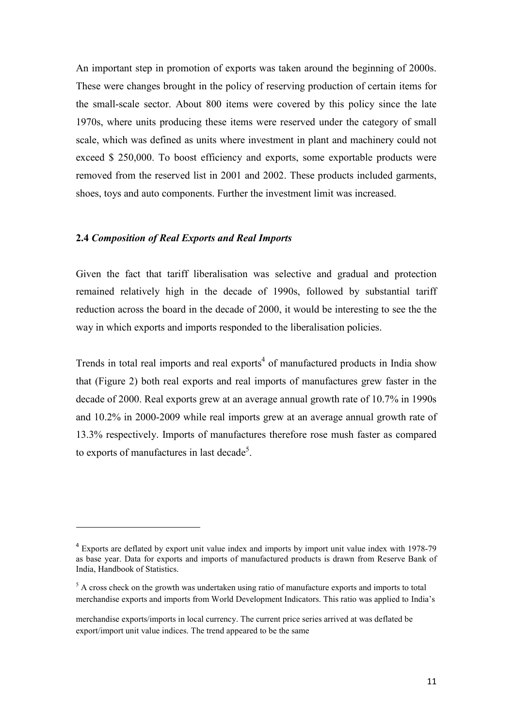An important step in promotion of exports was taken around the beginning of 2000s. These were changes brought in the policy of reserving production of certain items for the small-scale sector. About 800 items were covered by this policy since the late 1970s, where units producing these items were reserved under the category of small scale, which was defined as units where investment in plant and machinery could not exceed $ 250,000. To boost efficiency and exports, some exportable products were removed from the reserved list in 2001 and 2002. These products included garments, shoes, toys and auto components. Further the investment limit was increased.

### 2.4 *Composition of Real Exports and Real Imports*

Given the fact that tariff liberalisation was selective and gradual and protection remained relatively high in the decade of 1990s, followed by substantial tariff reduction across the board in the decade of 2000, it would be interesting to see the the way in which exports and imports responded to the liberalisation policies.

Trends in total real imports and real exports[4] of manufactured products in India show that (Figure 2) both real exports and real imports of manufactures grew faster in the decade of 2000. Real exports grew at an average annual growth rate of 10.7% in 1990s and 10.2% in 2000-2009 while real imports grew at an average annual growth rate of 13.3% respectively. Imports of manufactures therefore rose mush faster as compared to exports of manufactures in last decade[5].

---

[4] Exports are deflated by export unit value index and imports by import unit value index with 1978-79 as base year. Data for exports and imports of manufactured products is drawn from Reserve Bank of India, Handbook of Statistics.

[5] A cross check on the growth was undertaken using ratio of manufacture exports and imports to total merchandise exports and imports from World Development Indicators. This ratio was applied to India's merchandise exports/imports in local currency. The current price series arrived at was deflated be export/import unit value indices. The trend appeared to be the same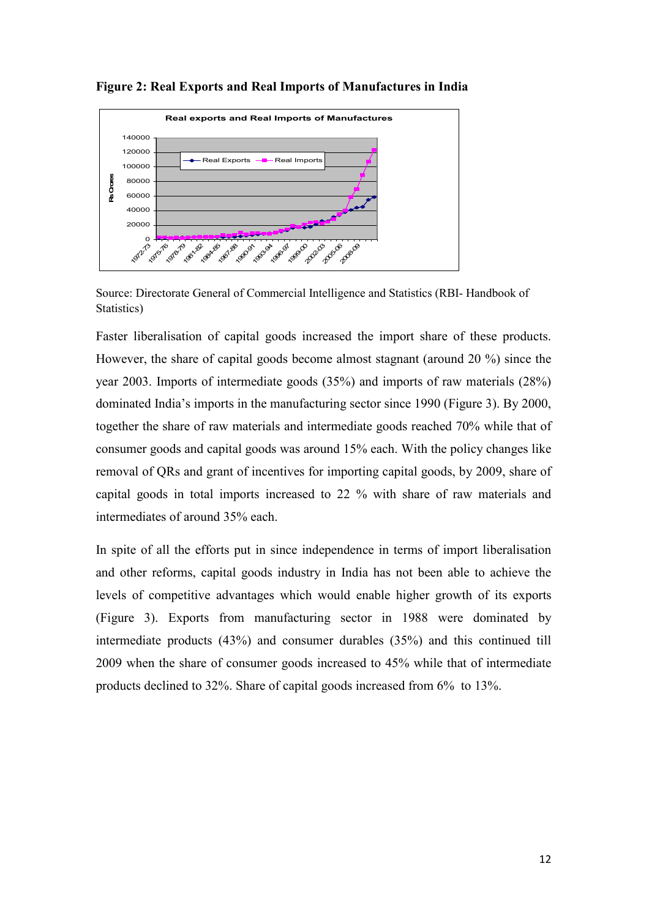**Figure 2: Real Exports and Real Imports of Manufactures in India**

Source: Directorate General of Commercial Intelligence and Statistics (RBI- Handbook of Statistics)

Faster liberalisation of capital goods increased the import share of these products. However, the share of capital goods become almost stagnant (around 20 %) since the year 2003. Imports of intermediate goods (35%) and imports of raw materials (28%) dominated India's imports in the manufacturing sector since 1990 (Figure 3). By 2000, together the share of raw materials and intermediate goods reached 70% while that of consumer goods and capital goods was around 15% each. With the policy changes like removal of QRs and grant of incentives for importing capital goods, by 2009, share of capital goods in total imports increased to 22 % with share of raw materials and intermediates of around 35% each.

In spite of all the efforts put in since independence in terms of import liberalisation and other reforms, capital goods industry in India has not been able to achieve the levels of competitive advantages which would enable higher growth of its exports (Figure 3). Exports from manufacturing sector in 1988 were dominated by intermediate products (43%) and consumer durables (35%) and this continued till 2009 when the share of consumer goods increased to 45% while that of intermediate products declined to 32%. Share of capital goods increased from 6% to 13%.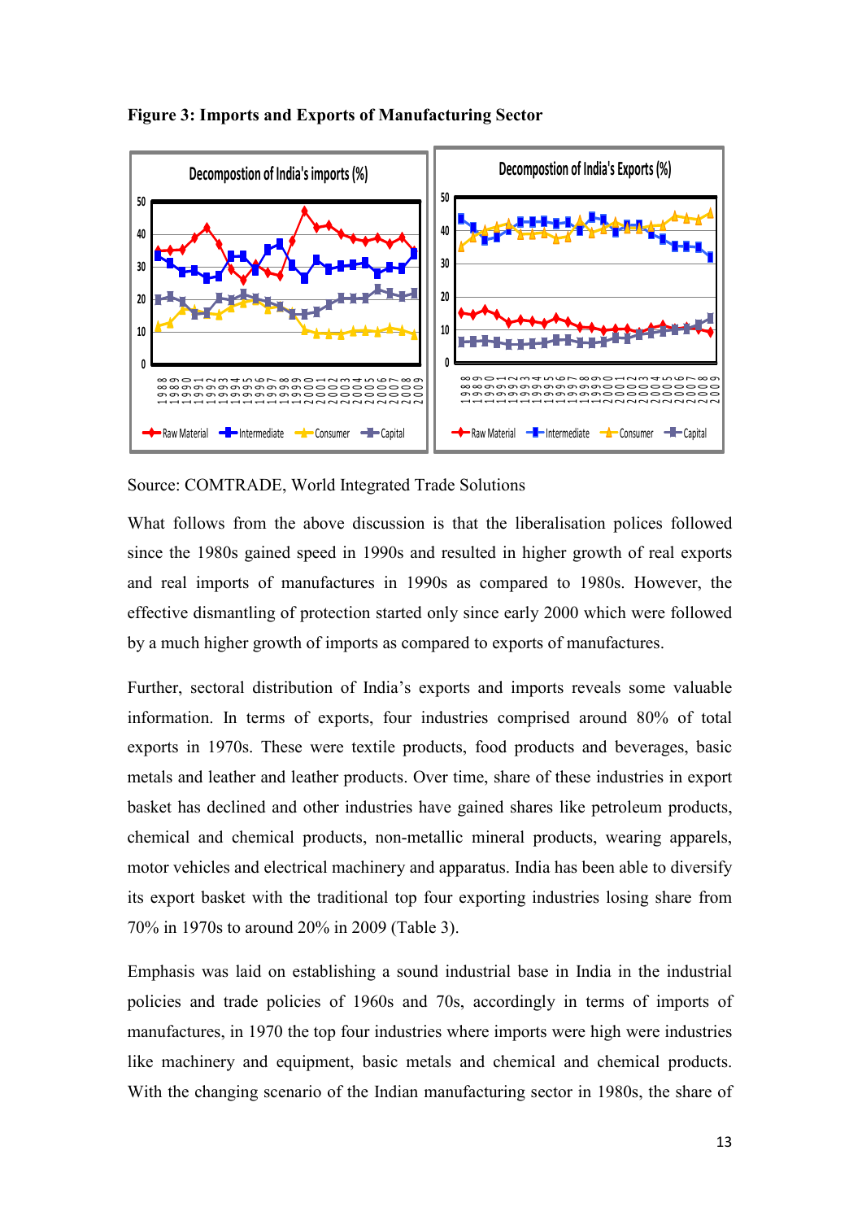**Figure 3: Imports and Exports of Manufacturing Sector**

Source: COMTRADE, World Integrated Trade Solutions

What follows from the above discussion is that the liberalisation polices followed since the 1980s gained speed in 1990s and resulted in higher growth of real exports and real imports of manufactures in 1990s as compared to 1980s. However, the effective dismantling of protection started only since early 2000 which were followed by a much higher growth of imports as compared to exports of manufactures.

Further, sectoral distribution of India's exports and imports reveals some valuable information. In terms of exports, four industries comprised around 80% of total exports in 1970s. These were textile products, food products and beverages, basic metals and leather and leather products. Over time, share of these industries in export basket has declined and other industries have gained shares like petroleum products, chemical and chemical products, non-metallic mineral products, wearing apparels, motor vehicles and electrical machinery and apparatus. India has been able to diversify its export basket with the traditional top four exporting industries losing share from 70% in 1970s to around 20% in 2009 (Table 3).

Emphasis was laid on establishing a sound industrial base in India in the industrial policies and trade policies of 1960s and 70s, accordingly in terms of imports of manufactures, in 1970 the top four industries where imports were high were industries like machinery and equipment, basic metals and chemical and chemical products. With the changing scenario of the Indian manufacturing sector in 1980s, the share of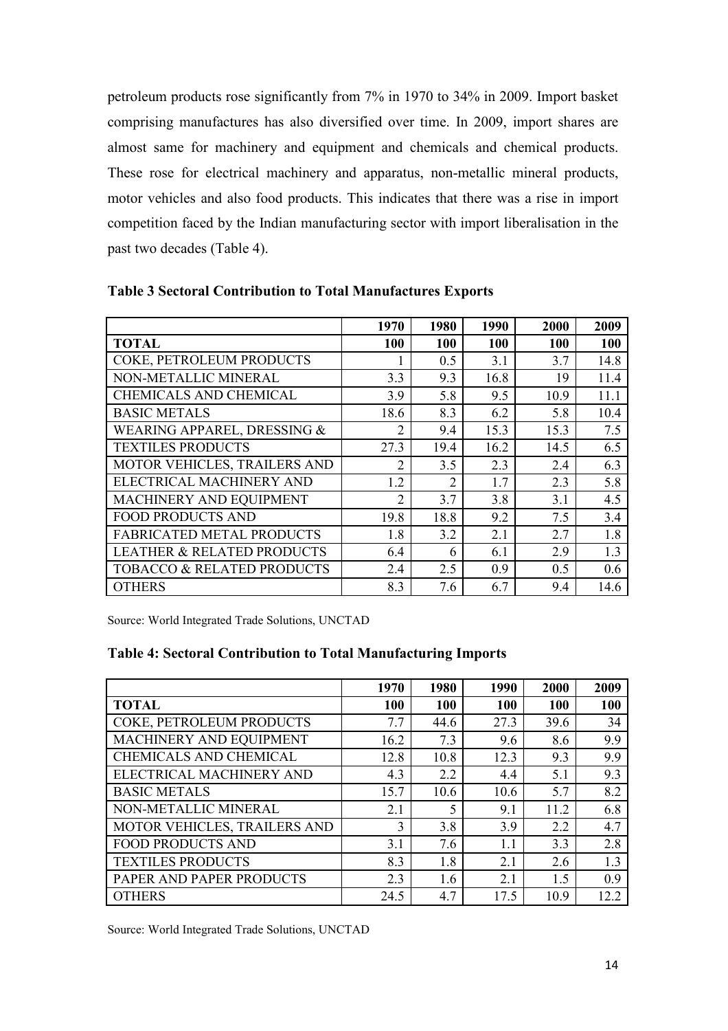petroleum products rose significantly from 7% in 1970 to 34% in 2009. Import basket comprising manufactures has also diversified over time. In 2009, import shares are almost same for machinery and equipment and chemicals and chemical products. These rose for electrical machinery and apparatus, non-metallic mineral products, motor vehicles and also food products. This indicates that there was a rise in import competition faced by the Indian manufacturing sector with import liberalisation in the past two decades (Table 4).

**Table 3 Sectoral Contribution to Total Manufactures Exports**

| | 1970 | 1980 | 1990 | 2000 | 2009 |
|---|---|---|---|---|---|
| **TOTAL** | **100** | **100** | **100** | **100** | **100** |
| COKE, PETROLEUM PRODUCTS | 1 | 0.5 | 3.1 | 3.7 | 14.8 |
| NON-METALLIC MINERAL | 3.3 | 9.3 | 16.8 | 19 | 11.4 |
| CHEMICALS AND CHEMICAL | 3.9 | 5.8 | 9.5 | 10.9 | 11.1 |
| BASIC METALS | 18.6 | 8.3 | 6.2 | 5.8 | 10.4 |
| WEARING APPAREL, DRESSING & | 2 | 9.4 | 15.3 | 15.3 | 7.5 |
| TEXTILES PRODUCTS | 27.3 | 19.4 | 16.2 | 14.5 | 6.5 |
| MOTOR VEHICLES, TRAILERS AND | 2 | 3.5 | 2.3 | 2.4 | 6.3 |
| ELECTRICAL MACHINERY AND | 1.2 | 2 | 1.7 | 2.3 | 5.8 |
| MACHINERY AND EQUIPMENT | 2 | 3.7 | 3.8 | 3.1 | 4.5 |
| FOOD PRODUCTS AND | 19.8 | 18.8 | 9.2 | 7.5 | 3.4 |
| FABRICATED METAL PRODUCTS | 1.8 | 3.2 | 2.1 | 2.7 | 1.8 |
| LEATHER & RELATED PRODUCTS | 6.4 | 6 | 6.1 | 2.9 | 1.3 |
| TOBACCO & RELATED PRODUCTS | 2.4 | 2.5 | 0.9 | 0.5 | 0.6 |
| OTHERS | 8.3 | 7.6 | 6.7 | 9.4 | 14.6 |

Source: World Integrated Trade Solutions, UNCTAD

**Table 4: Sectoral Contribution to Total Manufacturing Imports**

| | 1970 | 1980 | 1990 | 2000 | 2009 |
|---|---|---|---|---|---|
| **TOTAL** | **100** | **100** | **100** | **100** | **100** |
| COKE, PETROLEUM PRODUCTS | 7.7 | 44.6 | 27.3 | 39.6 | 34 |
| MACHINERY AND EQUIPMENT | 16.2 | 7.3 | 9.6 | 8.6 | 9.9 |
| CHEMICALS AND CHEMICAL | 12.8 | 10.8 | 12.3 | 9.3 | 9.9 |
| ELECTRICAL MACHINERY AND | 4.3 | 2.2 | 4.4 | 5.1 | 9.3 |
| BASIC METALS | 15.7 | 10.6 | 10.6 | 5.7 | 8.2 |
| NON-METALLIC MINERAL | 2.1 | 5 | 9.1 | 11.2 | 6.8 |
| MOTOR VEHICLES, TRAILERS AND | 3 | 3.8 | 3.9 | 2.2 | 4.7 |
| FOOD PRODUCTS AND | 3.1 | 7.6 | 1.1 | 3.3 | 2.8 |
| TEXTILES PRODUCTS | 8.3 | 1.8 | 2.1 | 2.6 | 1.3 |
| PAPER AND PAPER PRODUCTS | 2.3 | 1.6 | 2.1 | 1.5 | 0.9 |
| OTHERS | 24.5 | 4.7 | 17.5 | 10.9 | 12.2 |

Source: World Integrated Trade Solutions, UNCTAD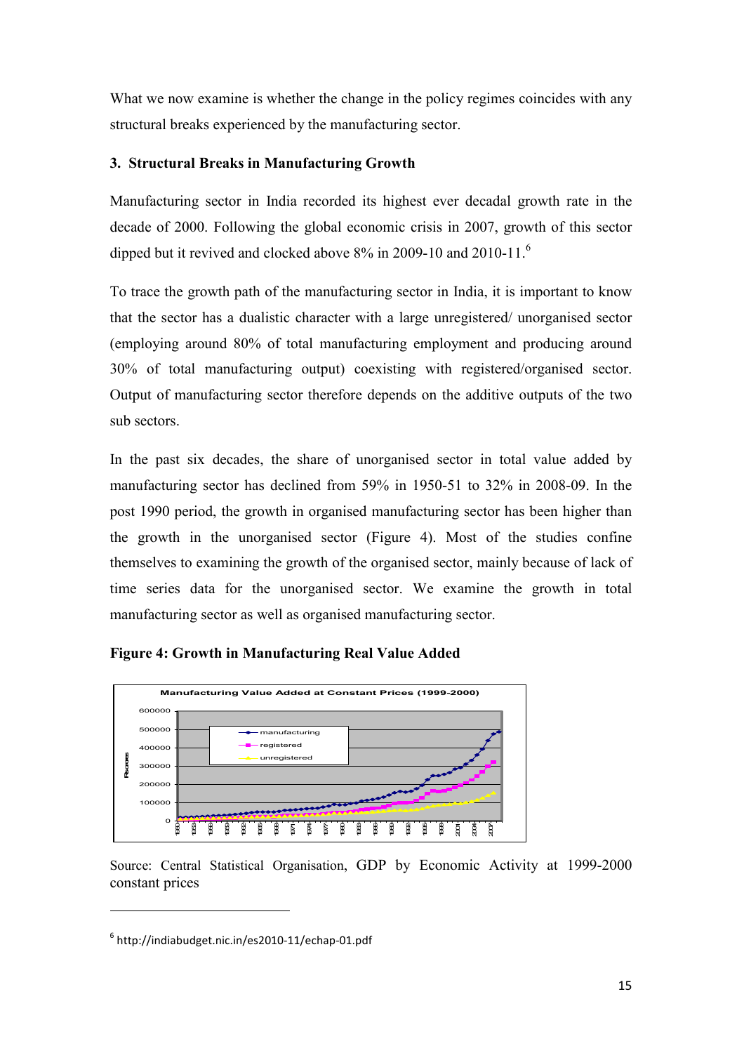What we now examine is whether the change in the policy regimes coincides with any structural breaks experienced by the manufacturing sector.

### 3. Structural Breaks in Manufacturing Growth

Manufacturing sector in India recorded its highest ever decadal growth rate in the decade of 2000. Following the global economic crisis in 2007, growth of this sector dipped but it revived and clocked above 8% in 2009-10 and 2010-11.[6]

To trace the growth path of the manufacturing sector in India, it is important to know that the sector has a dualistic character with a large unregistered/ unorganised sector (employing around 80% of total manufacturing employment and producing around 30% of total manufacturing output) coexisting with registered/organised sector. Output of manufacturing sector therefore depends on the additive outputs of the two sub sectors.

In the past six decades, the share of unorganised sector in total value added by manufacturing sector has declined from 59% in 1950-51 to 32% in 2008-09. In the post 1990 period, the growth in organised manufacturing sector has been higher than the growth in the unorganised sector (Figure 4). Most of the studies confine themselves to examining the growth of the organised sector, mainly because of lack of time series data for the unorganised sector. We examine the growth in total manufacturing sector as well as organised manufacturing sector.

**Figure 4: Growth in Manufacturing Real Value Added**

Manufacturing Value Added at Constant Prices (1999-2000)

Source: Central Statistical Organisation, GDP by Economic Activity at 1999-2000 constant prices

[6] http://indiabudget.nic.in/es2010-11/echap-01.pdf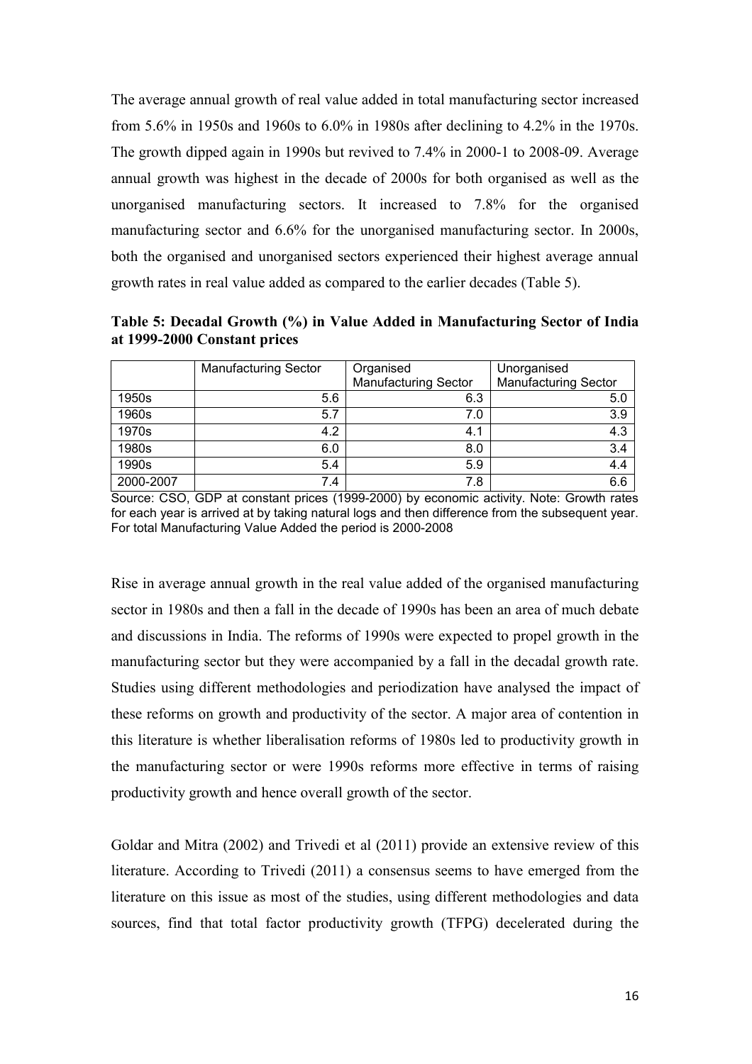The average annual growth of real value added in total manufacturing sector increased from 5.6% in 1950s and 1960s to 6.0% in 1980s after declining to 4.2% in the 1970s. The growth dipped again in 1990s but revived to 7.4% in 2000-1 to 2008-09. Average annual growth was highest in the decade of 2000s for both organised as well as the unorganised manufacturing sectors. It increased to 7.8% for the organised manufacturing sector and 6.6% for the unorganised manufacturing sector. In 2000s, both the organised and unorganised sectors experienced their highest average annual growth rates in real value added as compared to the earlier decades (Table 5).

**Table 5: Decadal Growth (%) in Value Added in Manufacturing Sector of India at 1999-2000 Constant prices**

| | Manufacturing Sector | Organised Manufacturing Sector | Unorganised Manufacturing Sector |
|---|---|---|---|
| 1950s | 5.6 | 6.3 | 5.0 |
| 1960s | 5.7 | 7.0 | 3.9 |
| 1970s | 4.2 | 4.1 | 4.3 |
| 1980s | 6.0 | 8.0 | 3.4 |
| 1990s | 5.4 | 5.9 | 4.4 |
| 2000-2007 | 7.4 | 7.8 | 6.6 |

Source: CSO, GDP at constant prices (1999-2000) by economic activity. Note: Growth rates for each year is arrived at by taking natural logs and then difference from the subsequent year. For total Manufacturing Value Added the period is 2000-2008

Rise in average annual growth in the real value added of the organised manufacturing sector in 1980s and then a fall in the decade of 1990s has been an area of much debate and discussions in India. The reforms of 1990s were expected to propel growth in the manufacturing sector but they were accompanied by a fall in the decadal growth rate. Studies using different methodologies and periodization have analysed the impact of these reforms on growth and productivity of the sector. A major area of contention in this literature is whether liberalisation reforms of 1980s led to productivity growth in the manufacturing sector or were 1990s reforms more effective in terms of raising productivity growth and hence overall growth of the sector.

Goldar and Mitra (2002) and Trivedi et al (2011) provide an extensive review of this literature. According to Trivedi (2011) a consensus seems to have emerged from the literature on this issue as most of the studies, using different methodologies and data sources, find that total factor productivity growth (TFPG) decelerated during the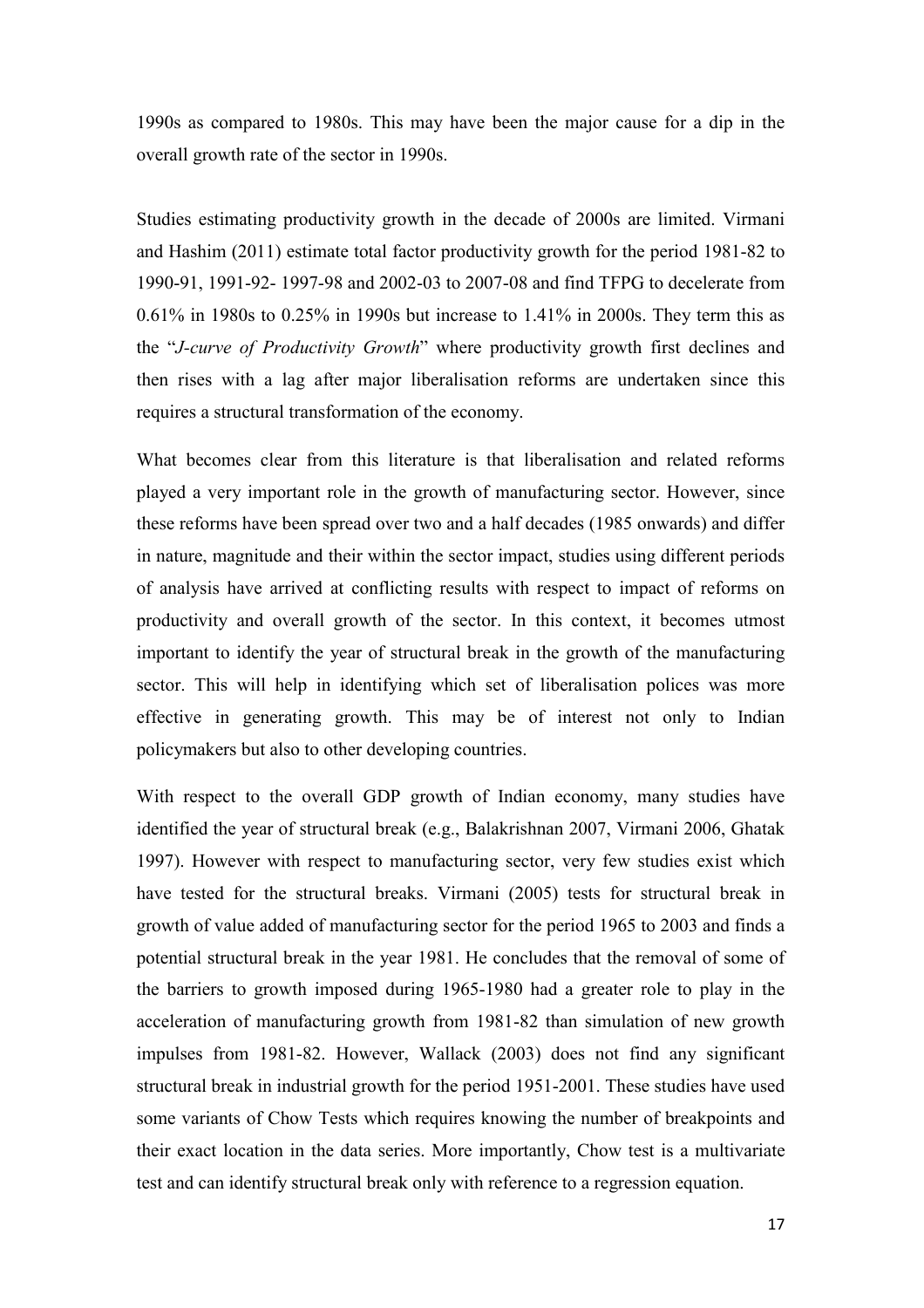1990s as compared to 1980s. This may have been the major cause for a dip in the overall growth rate of the sector in 1990s.

Studies estimating productivity growth in the decade of 2000s are limited. Virmani and Hashim (2011) estimate total factor productivity growth for the period 1981-82 to 1990-91, 1991-92- 1997-98 and 2002-03 to 2007-08 and find TFPG to decelerate from 0.61% in 1980s to 0.25% in 1990s but increase to 1.41% in 2000s. They term this as the "*J-curve of Productivity Growth*" where productivity growth first declines and then rises with a lag after major liberalisation reforms are undertaken since this requires a structural transformation of the economy.

What becomes clear from this literature is that liberalisation and related reforms played a very important role in the growth of manufacturing sector. However, since these reforms have been spread over two and a half decades (1985 onwards) and differ in nature, magnitude and their within the sector impact, studies using different periods of analysis have arrived at conflicting results with respect to impact of reforms on productivity and overall growth of the sector. In this context, it becomes utmost important to identify the year of structural break in the growth of the manufacturing sector. This will help in identifying which set of liberalisation polices was more effective in generating growth. This may be of interest not only to Indian policymakers but also to other developing countries.

With respect to the overall GDP growth of Indian economy, many studies have identified the year of structural break (e.g., Balakrishnan 2007, Virmani 2006, Ghatak 1997). However with respect to manufacturing sector, very few studies exist which have tested for the structural breaks. Virmani (2005) tests for structural break in growth of value added of manufacturing sector for the period 1965 to 2003 and finds a potential structural break in the year 1981. He concludes that the removal of some of the barriers to growth imposed during 1965-1980 had a greater role to play in the acceleration of manufacturing growth from 1981-82 than simulation of new growth impulses from 1981-82. However, Wallack (2003) does not find any significant structural break in industrial growth for the period 1951-2001. These studies have used some variants of Chow Tests which requires knowing the number of breakpoints and their exact location in the data series. More importantly, Chow test is a multivariate test and can identify structural break only with reference to a regression equation.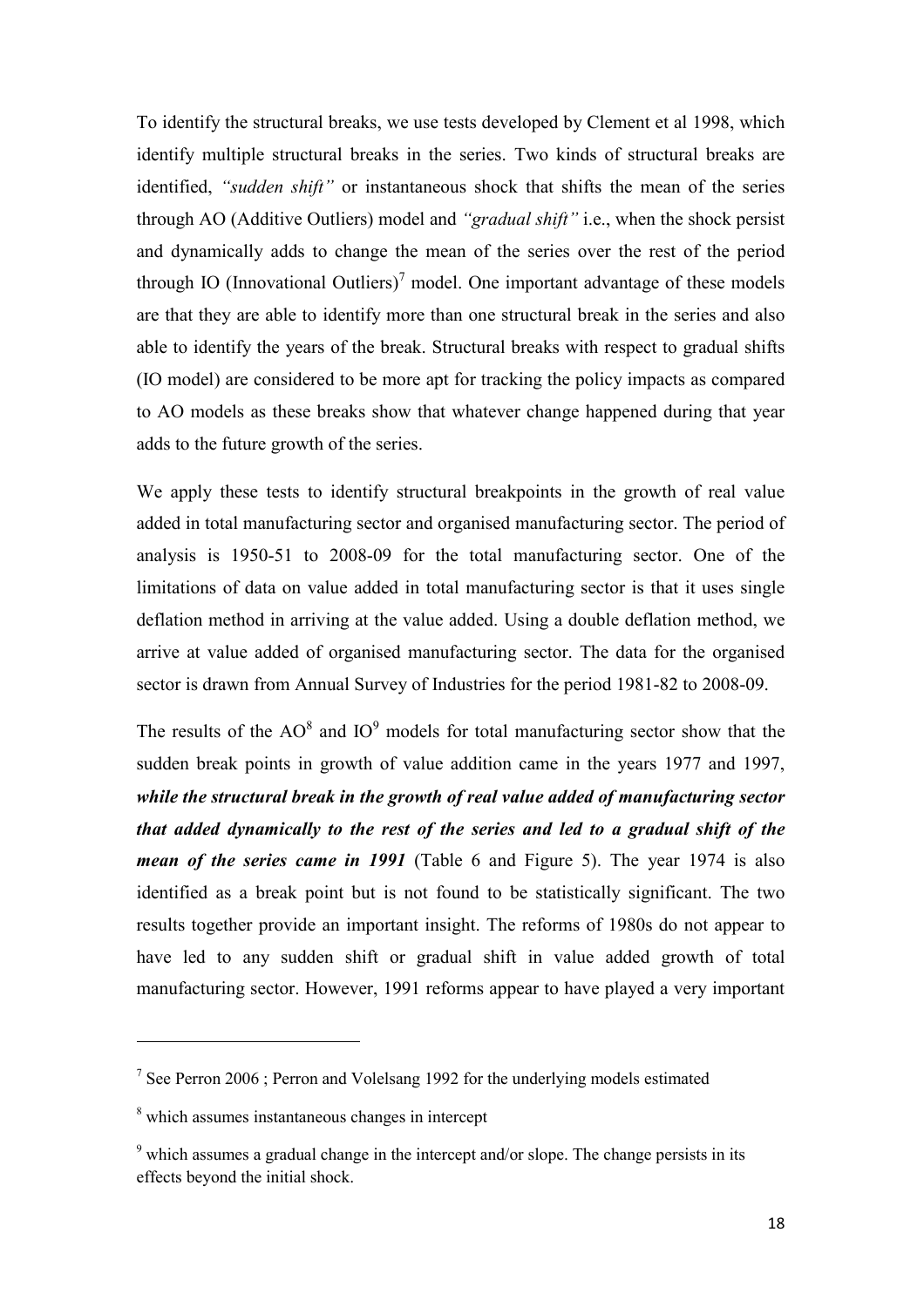To identify the structural breaks, we use tests developed by Clement et al 1998, which identify multiple structural breaks in the series. Two kinds of structural breaks are identified, *"sudden shift"* or instantaneous shock that shifts the mean of the series through AO (Additive Outliers) model and *"gradual shift"* i.e., when the shock persist and dynamically adds to change the mean of the series over the rest of the period through IO (Innovational Outliers)[7] model. One important advantage of these models are that they are able to identify more than one structural break in the series and also able to identify the years of the break. Structural breaks with respect to gradual shifts (IO model) are considered to be more apt for tracking the policy impacts as compared to AO models as these breaks show that whatever change happened during that year adds to the future growth of the series.

We apply these tests to identify structural breakpoints in the growth of real value added in total manufacturing sector and organised manufacturing sector. The period of analysis is 1950-51 to 2008-09 for the total manufacturing sector. One of the limitations of data on value added in total manufacturing sector is that it uses single deflation method in arriving at the value added. Using a double deflation method, we arrive at value added of organised manufacturing sector. The data for the organised sector is drawn from Annual Survey of Industries for the period 1981-82 to 2008-09.

The results of the AO[8] and IO[9] models for total manufacturing sector show that the sudden break points in growth of value addition came in the years 1977 and 1997, ***while the structural break in the growth of real value added of manufacturing sector that added dynamically to the rest of the series and led to a gradual shift of the mean of the series came in 1991*** (Table 6 and Figure 5). The year 1974 is also identified as a break point but is not found to be statistically significant. The two results together provide an important insight. The reforms of 1980s do not appear to have led to any sudden shift or gradual shift in value added growth of total manufacturing sector. However, 1991 reforms appear to have played a very important

---

[7] See Perron 2006 ; Perron and Volelsang 1992 for the underlying models estimated

[8] which assumes instantaneous changes in intercept

[9] which assumes a gradual change in the intercept and/or slope. The change persists in its effects beyond the initial shock.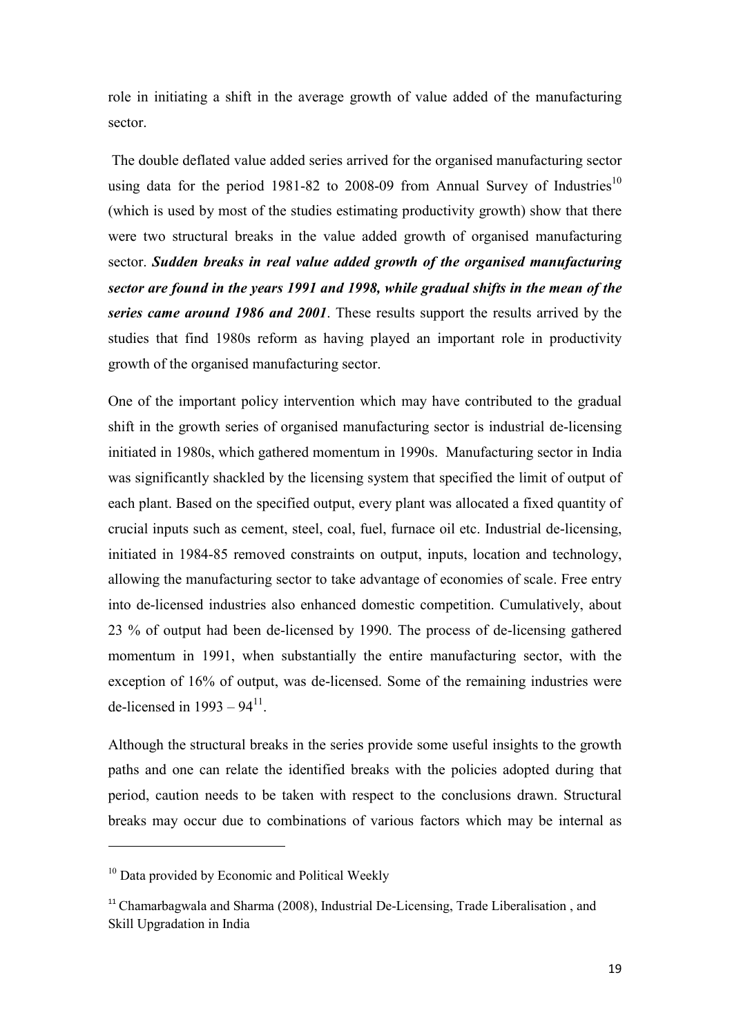role in initiating a shift in the average growth of value added of the manufacturing sector.

The double deflated value added series arrived for the organised manufacturing sector using data for the period 1981-82 to 2008-09 from Annual Survey of Industries[10] (which is used by most of the studies estimating productivity growth) show that there were two structural breaks in the value added growth of organised manufacturing sector. ***Sudden breaks in real value added growth of the organised manufacturing sector are found in the years 1991 and 1998, while gradual shifts in the mean of the series came around 1986 and 2001***. These results support the results arrived by the studies that find 1980s reform as having played an important role in productivity growth of the organised manufacturing sector.

One of the important policy intervention which may have contributed to the gradual shift in the growth series of organised manufacturing sector is industrial de-licensing initiated in 1980s, which gathered momentum in 1990s. Manufacturing sector in India was significantly shackled by the licensing system that specified the limit of output of each plant. Based on the specified output, every plant was allocated a fixed quantity of crucial inputs such as cement, steel, coal, fuel, furnace oil etc. Industrial de-licensing, initiated in 1984-85 removed constraints on output, inputs, location and technology, allowing the manufacturing sector to take advantage of economies of scale. Free entry into de-licensed industries also enhanced domestic competition. Cumulatively, about 23 % of output had been de-licensed by 1990. The process of de-licensing gathered momentum in 1991, when substantially the entire manufacturing sector, with the exception of 16% of output, was de-licensed. Some of the remaining industries were de-licensed in 1993 – 94[11].

Although the structural breaks in the series provide some useful insights to the growth paths and one can relate the identified breaks with the policies adopted during that period, caution needs to be taken with respect to the conclusions drawn. Structural breaks may occur due to combinations of various factors which may be internal as

---

[10] Data provided by Economic and Political Weekly

[11] Chamarbagwala and Sharma (2008), Industrial De-Licensing, Trade Liberalisation , and Skill Upgradation in India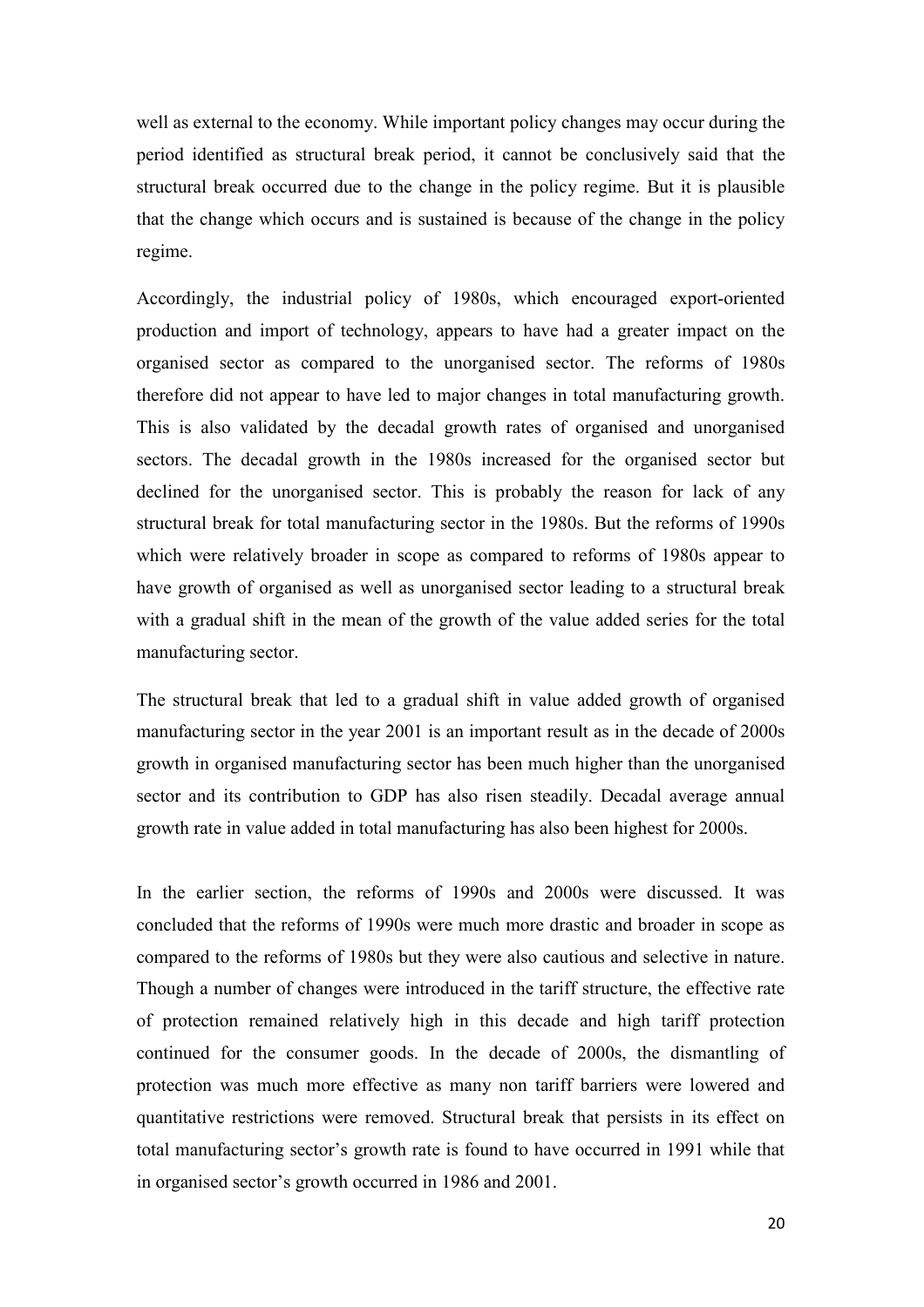well as external to the economy. While important policy changes may occur during the period identified as structural break period, it cannot be conclusively said that the structural break occurred due to the change in the policy regime. But it is plausible that the change which occurs and is sustained is because of the change in the policy regime.

Accordingly, the industrial policy of 1980s, which encouraged export-oriented production and import of technology, appears to have had a greater impact on the organised sector as compared to the unorganised sector. The reforms of 1980s therefore did not appear to have led to major changes in total manufacturing growth. This is also validated by the decadal growth rates of organised and unorganised sectors. The decadal growth in the 1980s increased for the organised sector but declined for the unorganised sector. This is probably the reason for lack of any structural break for total manufacturing sector in the 1980s. But the reforms of 1990s which were relatively broader in scope as compared to reforms of 1980s appear to have growth of organised as well as unorganised sector leading to a structural break with a gradual shift in the mean of the growth of the value added series for the total manufacturing sector.

The structural break that led to a gradual shift in value added growth of organised manufacturing sector in the year 2001 is an important result as in the decade of 2000s growth in organised manufacturing sector has been much higher than the unorganised sector and its contribution to GDP has also risen steadily. Decadal average annual growth rate in value added in total manufacturing has also been highest for 2000s.

In the earlier section, the reforms of 1990s and 2000s were discussed. It was concluded that the reforms of 1990s were much more drastic and broader in scope as compared to the reforms of 1980s but they were also cautious and selective in nature. Though a number of changes were introduced in the tariff structure, the effective rate of protection remained relatively high in this decade and high tariff protection continued for the consumer goods. In the decade of 2000s, the dismantling of protection was much more effective as many non tariff barriers were lowered and quantitative restrictions were removed. Structural break that persists in its effect on total manufacturing sector's growth rate is found to have occurred in 1991 while that in organised sector's growth occurred in 1986 and 2001.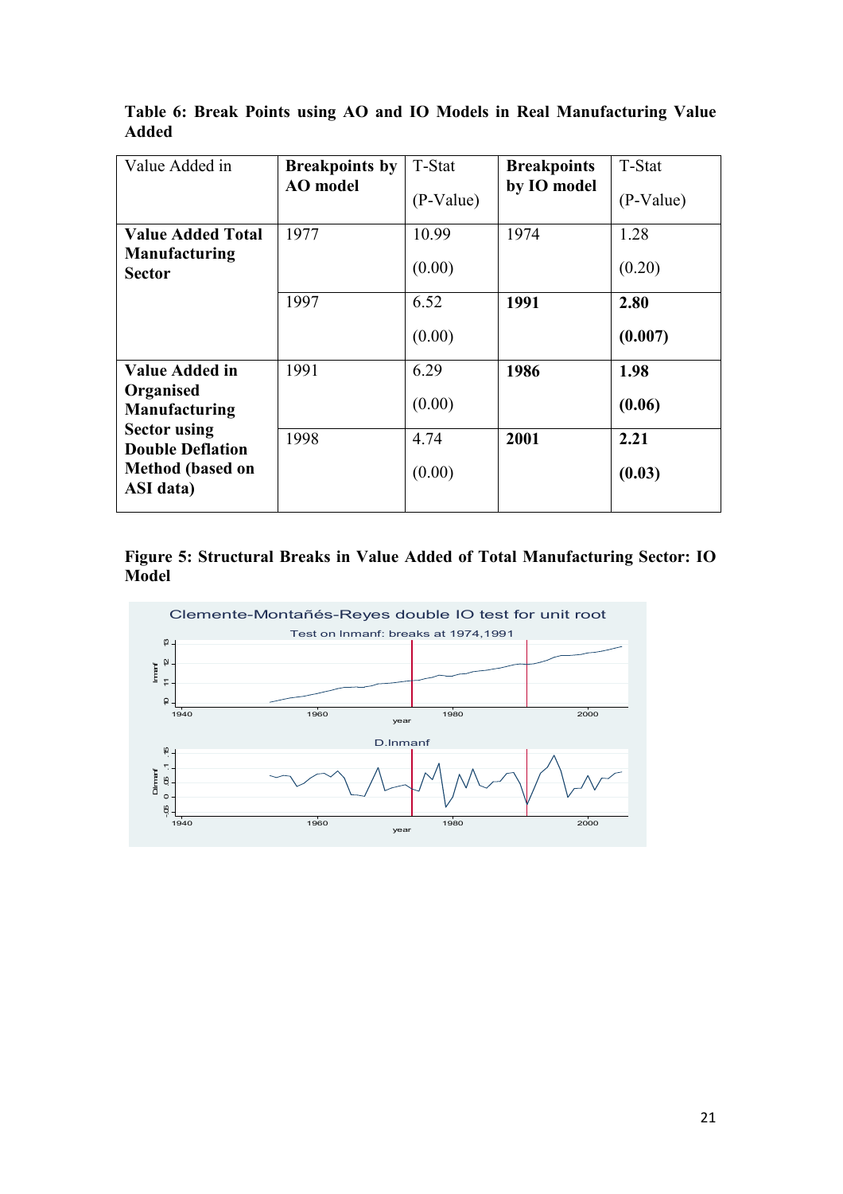**Table 6: Break Points using AO and IO Models in Real Manufacturing Value Added**

| Value Added in | **Breakpoints by AO model** | T-Stat (P-Value) | **Breakpoints by IO model** | T-Stat (P-Value) |
|---|---|---|---|---|
| **Value Added Total Manufacturing Sector** | 1977 | 10.99 (0.00) | 1974 | 1.28 (0.20) |
| | 1997 | 6.52 (0.00) | **1991** | **2.80 (0.007)** |
| **Value Added in Organised Manufacturing Sector using Double Deflation Method (based on ASI data)** | 1991 | 6.29 (0.00) | **1986** | **1.98 (0.06)** |
| | 1998 | 4.74 (0.00) | **2001** | **2.21 (0.03)** |

**Figure 5: Structural Breaks in Value Added of Total Manufacturing Sector: IO Model**

Clemente-Montañés-Reyes double IO test for unit root

Test on lnmanf: breaks at 1974,1991

D.lnmanf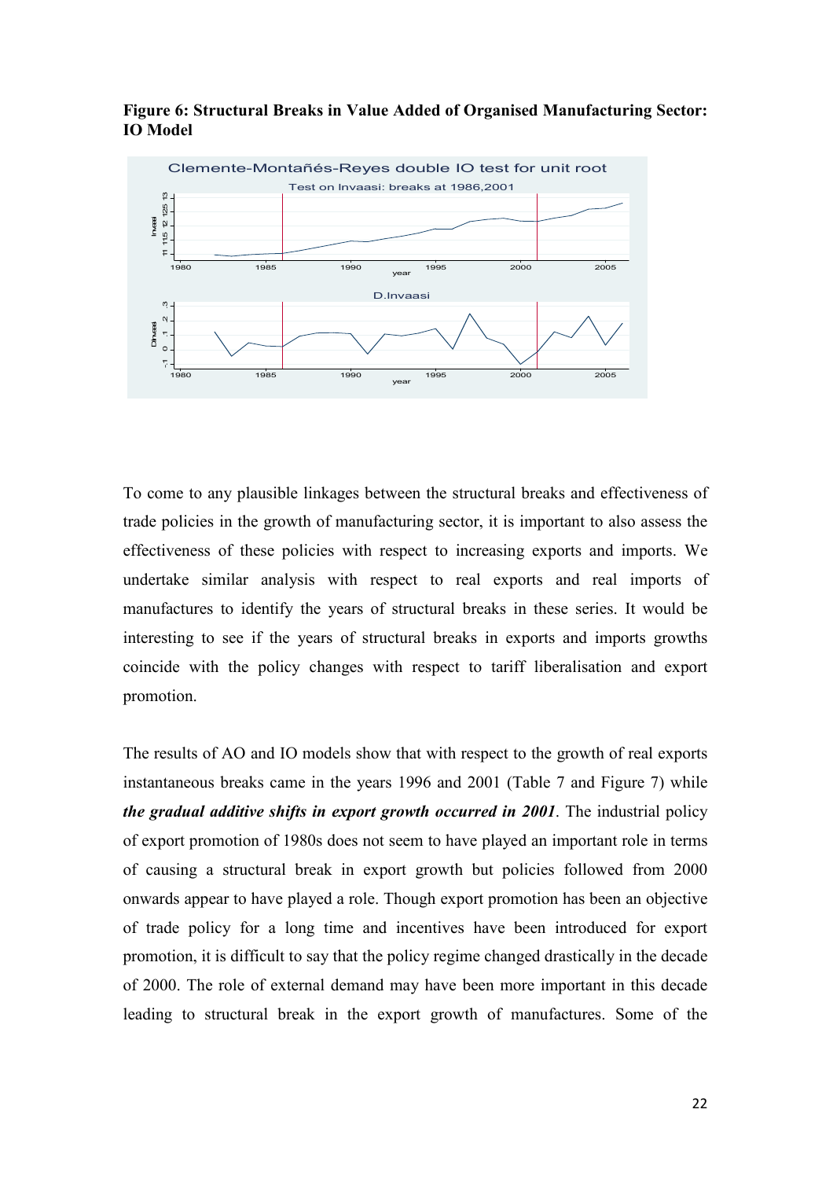**Figure 6: Structural Breaks in Value Added of Organised Manufacturing Sector: IO Model**

To come to any plausible linkages between the structural breaks and effectiveness of trade policies in the growth of manufacturing sector, it is important to also assess the effectiveness of these policies with respect to increasing exports and imports. We undertake similar analysis with respect to real exports and real imports of manufactures to identify the years of structural breaks in these series. It would be interesting to see if the years of structural breaks in exports and imports growths coincide with the policy changes with respect to tariff liberalisation and export promotion.

The results of AO and IO models show that with respect to the growth of real exports instantaneous breaks came in the years 1996 and 2001 (Table 7 and Figure 7) while ***the gradual additive shifts in export growth occurred in 2001***. The industrial policy of export promotion of 1980s does not seem to have played an important role in terms of causing a structural break in export growth but policies followed from 2000 onwards appear to have played a role. Though export promotion has been an objective of trade policy for a long time and incentives have been introduced for export promotion, it is difficult to say that the policy regime changed drastically in the decade of 2000. The role of external demand may have been more important in this decade leading to structural break in the export growth of manufactures. Some of the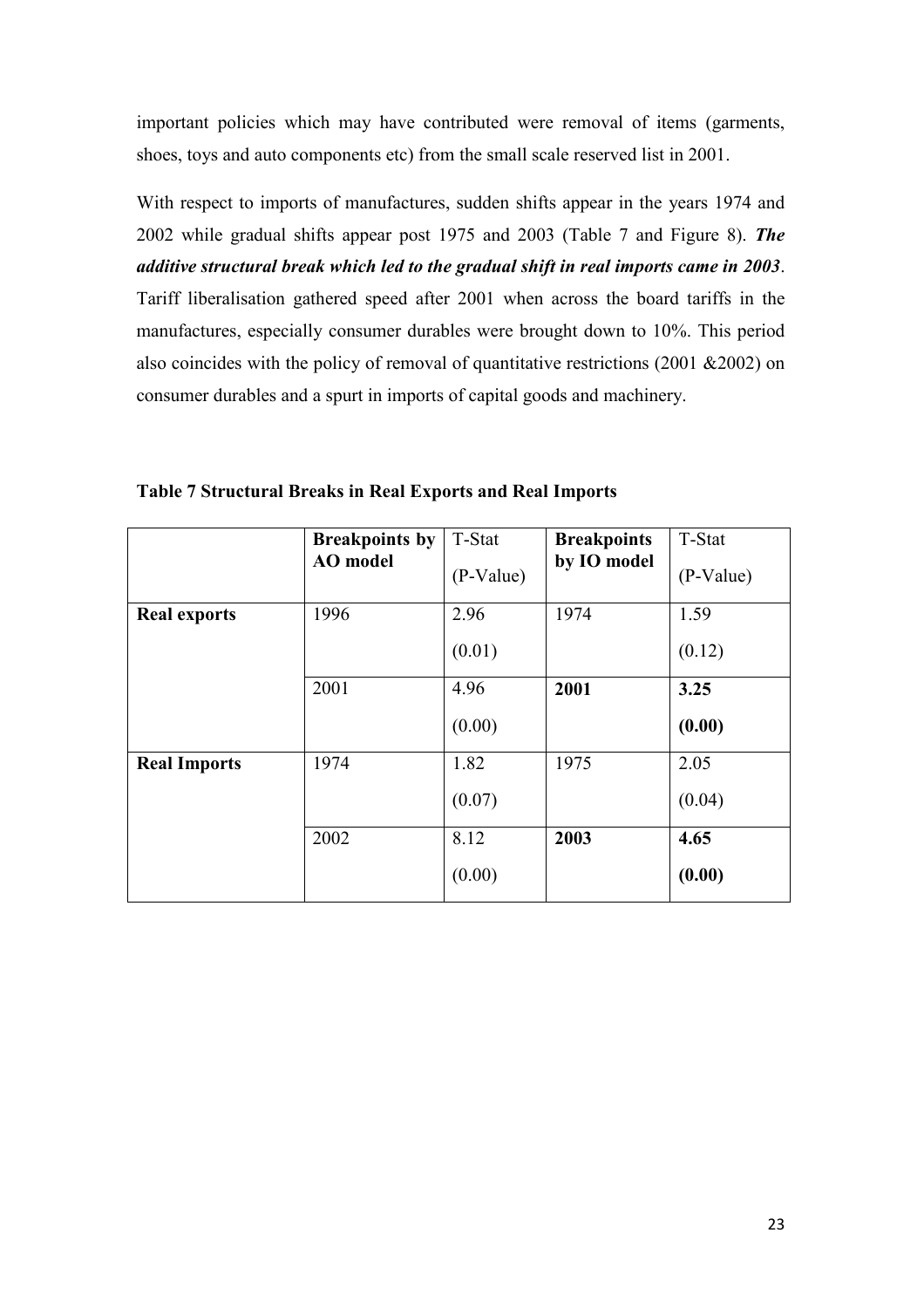important policies which may have contributed were removal of items (garments, shoes, toys and auto components etc) from the small scale reserved list in 2001.

With respect to imports of manufactures, sudden shifts appear in the years 1974 and 2002 while gradual shifts appear post 1975 and 2003 (Table 7 and Figure 8). ***The additive structural break which led to the gradual shift in real imports came in 2003***. Tariff liberalisation gathered speed after 2001 when across the board tariffs in the manufactures, especially consumer durables were brought down to 10%. This period also coincides with the policy of removal of quantitative restrictions (2001 &2002) on consumer durables and a spurt in imports of capital goods and machinery.

**Table 7 Structural Breaks in Real Exports and Real Imports**

| | **Breakpoints by AO model** | T-Stat (P-Value) | **Breakpoints by IO model** | T-Stat (P-Value) |
|---|---|---|---|---|
| **Real exports** | 1996 | 2.96 (0.01) | 1974 | 1.59 (0.12) |
| | 2001 | 4.96 (0.00) | **2001** | **3.25 (0.00)** |
| **Real Imports** | 1974 | 1.82 (0.07) | 1975 | 2.05 (0.04) |
| | 2002 | 8.12 (0.00) | **2003** | **4.65 (0.00)** |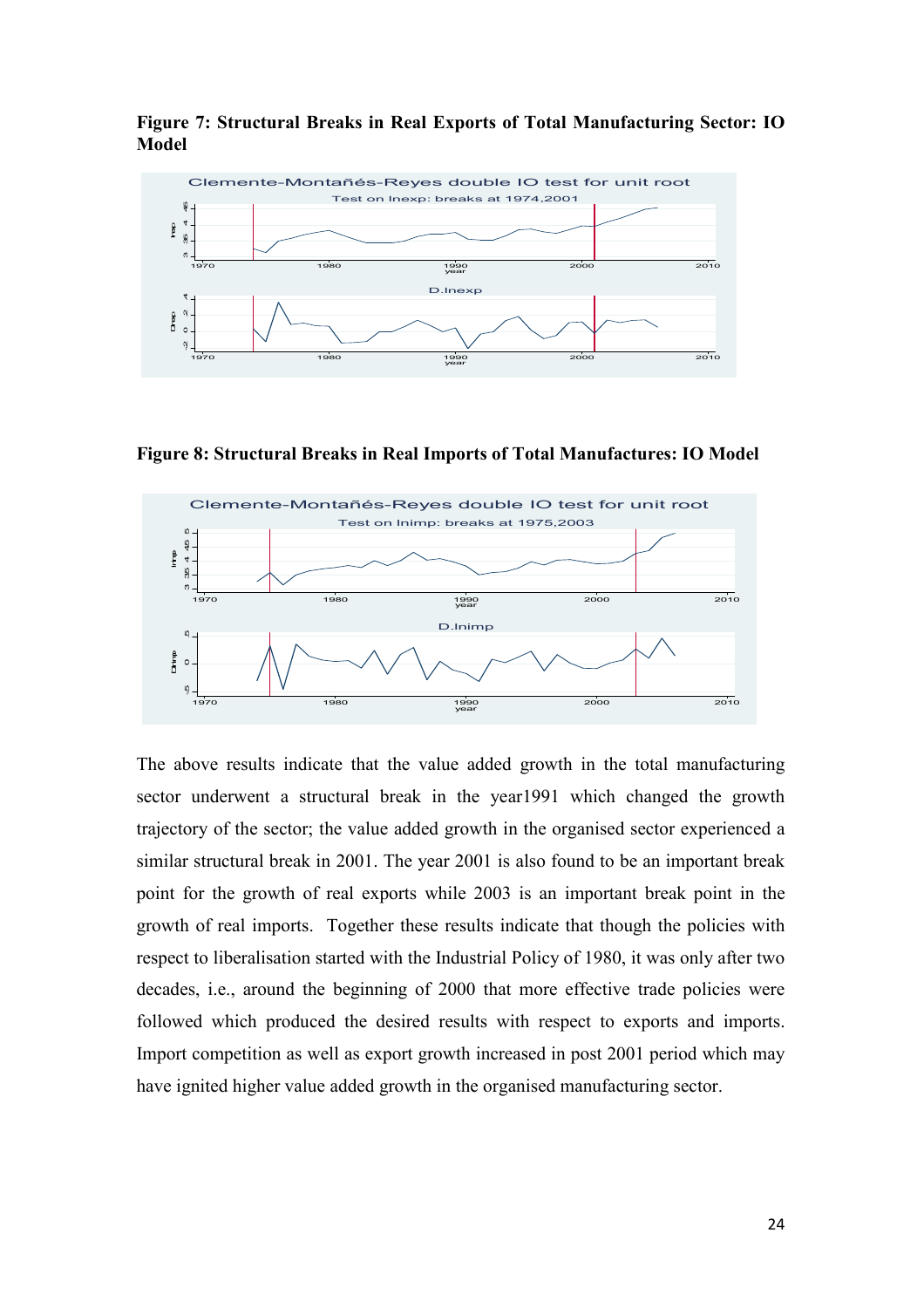**Figure 7: Structural Breaks in Real Exports of Total Manufacturing Sector: IO Model**

**Figure 8: Structural Breaks in Real Imports of Total Manufactures: IO Model**

The above results indicate that the value added growth in the total manufacturing sector underwent a structural break in the year1991 which changed the growth trajectory of the sector; the value added growth in the organised sector experienced a similar structural break in 2001. The year 2001 is also found to be an important break point for the growth of real exports while 2003 is an important break point in the growth of real imports. Together these results indicate that though the policies with respect to liberalisation started with the Industrial Policy of 1980, it was only after two decades, i.e., around the beginning of 2000 that more effective trade policies were followed which produced the desired results with respect to exports and imports. Import competition as well as export growth increased in post 2001 period which may have ignited higher value added growth in the organised manufacturing sector.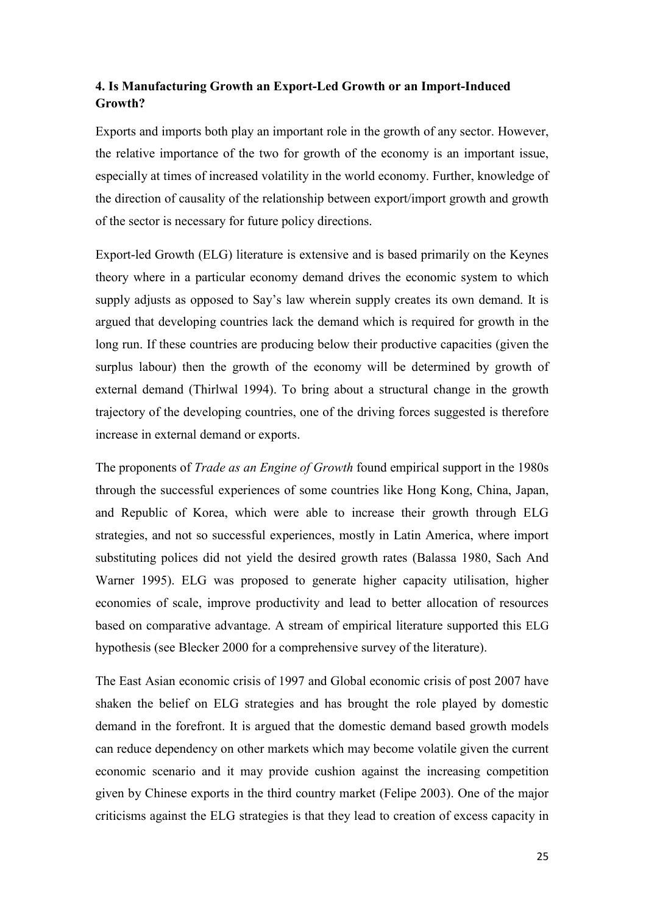### 4. Is Manufacturing Growth an Export-Led Growth or an Import-Induced Growth?

Exports and imports both play an important role in the growth of any sector. However, the relative importance of the two for growth of the economy is an important issue, especially at times of increased volatility in the world economy. Further, knowledge of the direction of causality of the relationship between export/import growth and growth of the sector is necessary for future policy directions.

Export-led Growth (ELG) literature is extensive and is based primarily on the Keynes theory where in a particular economy demand drives the economic system to which supply adjusts as opposed to Say's law wherein supply creates its own demand. It is argued that developing countries lack the demand which is required for growth in the long run. If these countries are producing below their productive capacities (given the surplus labour) then the growth of the economy will be determined by growth of external demand (Thirlwal 1994). To bring about a structural change in the growth trajectory of the developing countries, one of the driving forces suggested is therefore increase in external demand or exports.

The proponents of *Trade as an Engine of Growth* found empirical support in the 1980s through the successful experiences of some countries like Hong Kong, China, Japan, and Republic of Korea, which were able to increase their growth through ELG strategies, and not so successful experiences, mostly in Latin America, where import substituting polices did not yield the desired growth rates (Balassa 1980, Sach And Warner 1995). ELG was proposed to generate higher capacity utilisation, higher economies of scale, improve productivity and lead to better allocation of resources based on comparative advantage. A stream of empirical literature supported this ELG hypothesis (see Blecker 2000 for a comprehensive survey of the literature).

The East Asian economic crisis of 1997 and Global economic crisis of post 2007 have shaken the belief on ELG strategies and has brought the role played by domestic demand in the forefront. It is argued that the domestic demand based growth models can reduce dependency on other markets which may become volatile given the current economic scenario and it may provide cushion against the increasing competition given by Chinese exports in the third country market (Felipe 2003). One of the major criticisms against the ELG strategies is that they lead to creation of excess capacity in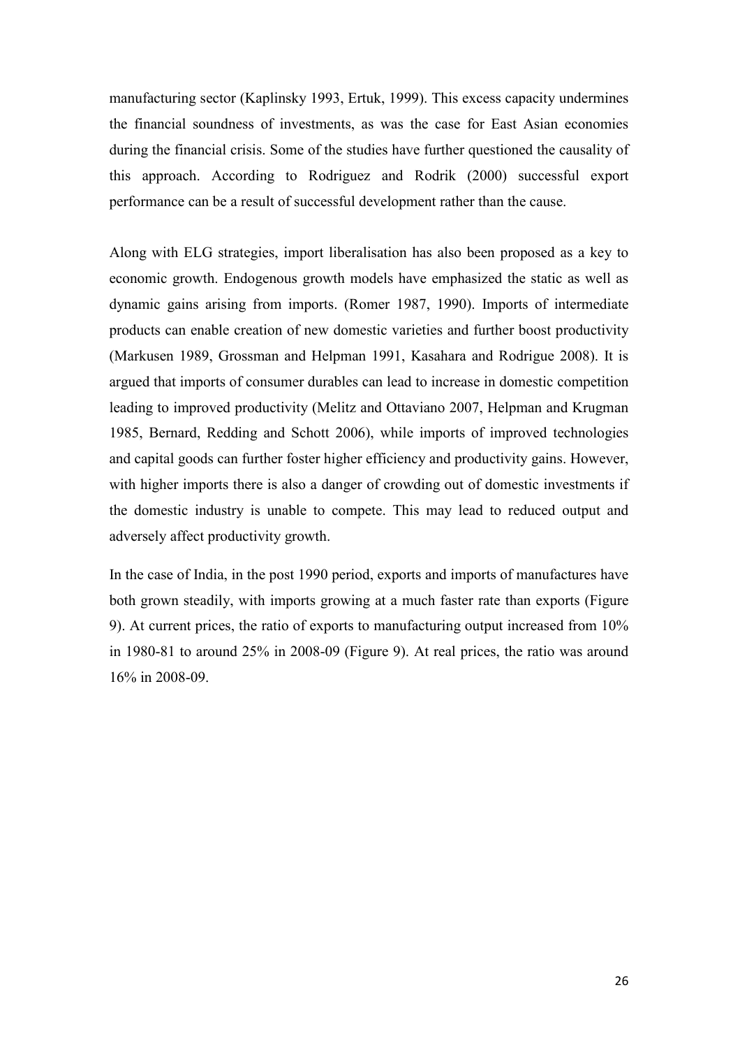manufacturing sector (Kaplinsky 1993, Ertuk, 1999). This excess capacity undermines the financial soundness of investments, as was the case for East Asian economies during the financial crisis. Some of the studies have further questioned the causality of this approach. According to Rodriguez and Rodrik (2000) successful export performance can be a result of successful development rather than the cause.

Along with ELG strategies, import liberalisation has also been proposed as a key to economic growth. Endogenous growth models have emphasized the static as well as dynamic gains arising from imports. (Romer 1987, 1990). Imports of intermediate products can enable creation of new domestic varieties and further boost productivity (Markusen 1989, Grossman and Helpman 1991, Kasahara and Rodrigue 2008). It is argued that imports of consumer durables can lead to increase in domestic competition leading to improved productivity (Melitz and Ottaviano 2007, Helpman and Krugman 1985, Bernard, Redding and Schott 2006), while imports of improved technologies and capital goods can further foster higher efficiency and productivity gains. However, with higher imports there is also a danger of crowding out of domestic investments if the domestic industry is unable to compete. This may lead to reduced output and adversely affect productivity growth.

In the case of India, in the post 1990 period, exports and imports of manufactures have both grown steadily, with imports growing at a much faster rate than exports (Figure 9). At current prices, the ratio of exports to manufacturing output increased from 10% in 1980-81 to around 25% in 2008-09 (Figure 9). At real prices, the ratio was around 16% in 2008-09.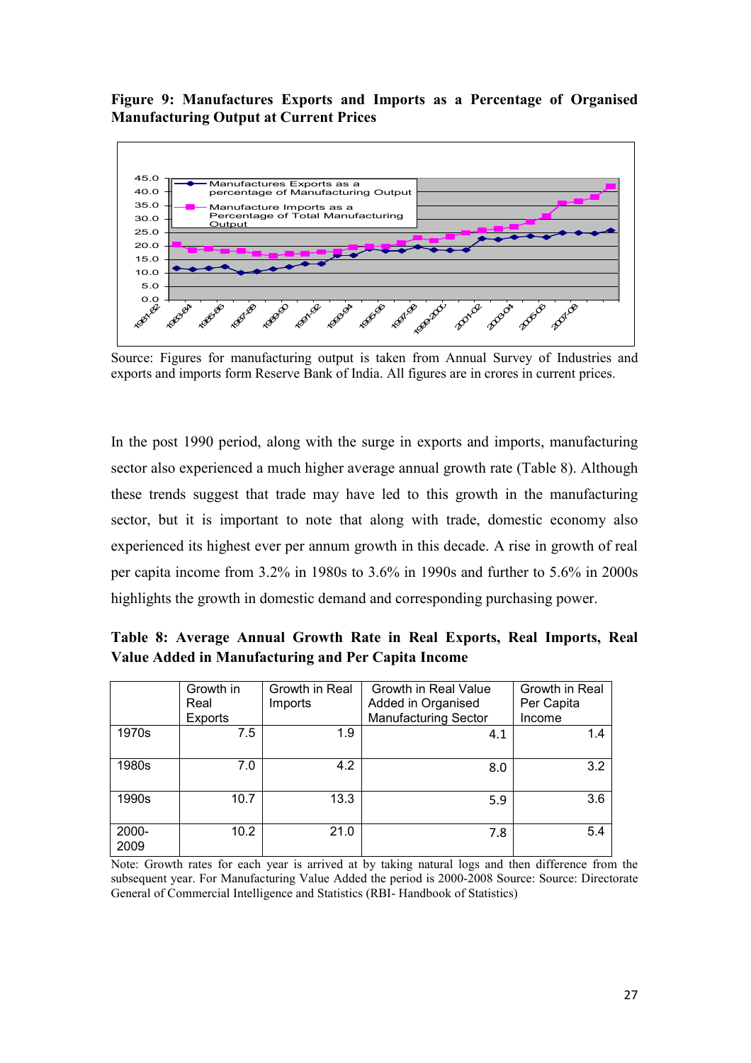**Figure 9: Manufactures Exports and Imports as a Percentage of Organised Manufacturing Output at Current Prices**

Source: Figures for manufacturing output is taken from Annual Survey of Industries and exports and imports form Reserve Bank of India. All figures are in crores in current prices.

In the post 1990 period, along with the surge in exports and imports, manufacturing sector also experienced a much higher average annual growth rate (Table 8). Although these trends suggest that trade may have led to this growth in the manufacturing sector, but it is important to note that along with trade, domestic economy also experienced its highest ever per annum growth in this decade. A rise in growth of real per capita income from 3.2% in 1980s to 3.6% in 1990s and further to 5.6% in 2000s highlights the growth in domestic demand and corresponding purchasing power.

**Table 8: Average Annual Growth Rate in Real Exports, Real Imports, Real Value Added in Manufacturing and Per Capita Income**

| | Growth in Real Exports | Growth in Real Imports | Growth in Real Value Added in Organised Manufacturing Sector | Growth in Real Per Capita Income |
|---|---|---|---|---|
| 1970s | 7.5 | 1.9 | 4.1 | 1.4 |
| 1980s | 7.0 | 4.2 | 8.0 | 3.2 |
| 1990s | 10.7 | 13.3 | 5.9 | 3.6 |
| 2000-2009 | 10.2 | 21.0 | 7.8 | 5.4 |

Note: Growth rates for each year is arrived at by taking natural logs and then difference from the subsequent year. For Manufacturing Value Added the period is 2000-2008 Source: Source: Directorate General of Commercial Intelligence and Statistics (RBI- Handbook of Statistics)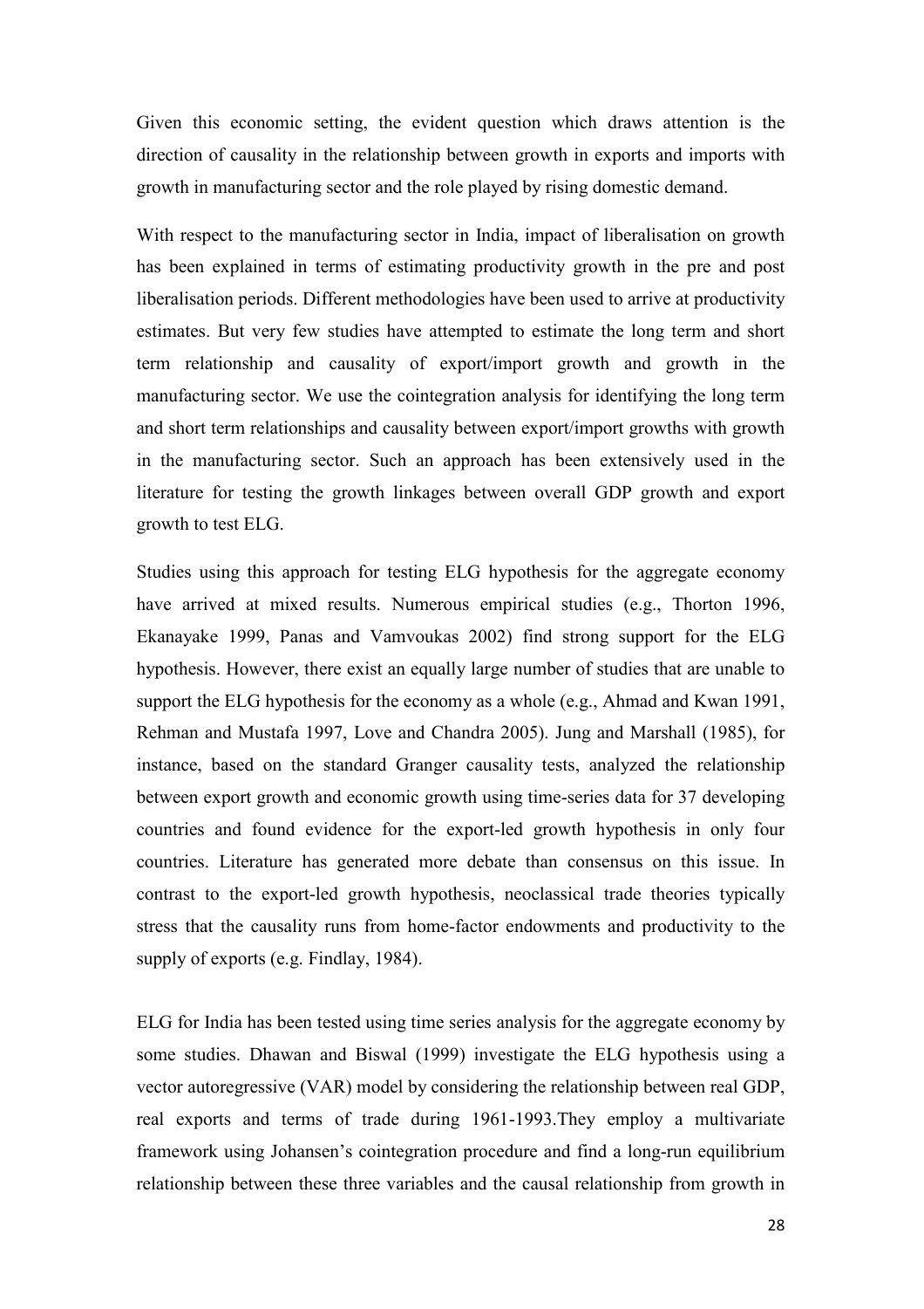Given this economic setting, the evident question which draws attention is the direction of causality in the relationship between growth in exports and imports with growth in manufacturing sector and the role played by rising domestic demand.

With respect to the manufacturing sector in India, impact of liberalisation on growth has been explained in terms of estimating productivity growth in the pre and post liberalisation periods. Different methodologies have been used to arrive at productivity estimates. But very few studies have attempted to estimate the long term and short term relationship and causality of export/import growth and growth in the manufacturing sector. We use the cointegration analysis for identifying the long term and short term relationships and causality between export/import growths with growth in the manufacturing sector. Such an approach has been extensively used in the literature for testing the growth linkages between overall GDP growth and export growth to test ELG.

Studies using this approach for testing ELG hypothesis for the aggregate economy have arrived at mixed results. Numerous empirical studies (e.g., Thorton 1996, Ekanayake 1999, Panas and Vamvoukas 2002) find strong support for the ELG hypothesis. However, there exist an equally large number of studies that are unable to support the ELG hypothesis for the economy as a whole (e.g., Ahmad and Kwan 1991, Rehman and Mustafa 1997, Love and Chandra 2005). Jung and Marshall (1985), for instance, based on the standard Granger causality tests, analyzed the relationship between export growth and economic growth using time-series data for 37 developing countries and found evidence for the export-led growth hypothesis in only four countries. Literature has generated more debate than consensus on this issue. In contrast to the export-led growth hypothesis, neoclassical trade theories typically stress that the causality runs from home-factor endowments and productivity to the supply of exports (e.g. Findlay, 1984).

ELG for India has been tested using time series analysis for the aggregate economy by some studies. Dhawan and Biswal (1999) investigate the ELG hypothesis using a vector autoregressive (VAR) model by considering the relationship between real GDP, real exports and terms of trade during 1961-1993.They employ a multivariate framework using Johansen's cointegration procedure and find a long-run equilibrium relationship between these three variables and the causal relationship from growth in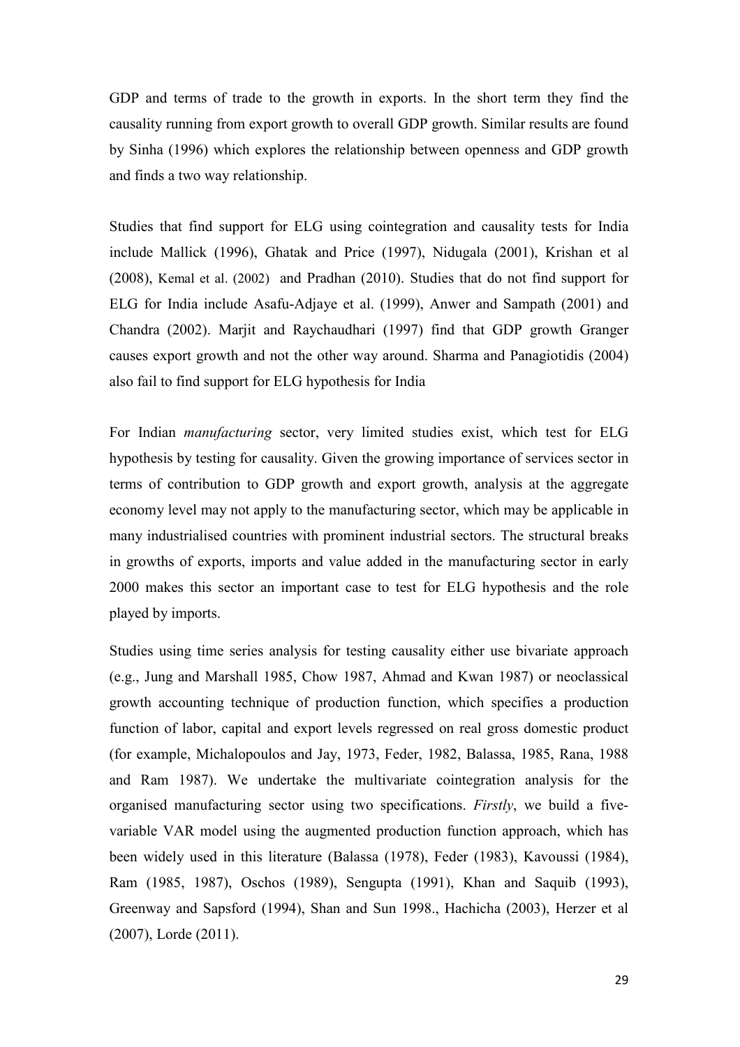GDP and terms of trade to the growth in exports. In the short term they find the causality running from export growth to overall GDP growth. Similar results are found by Sinha (1996) which explores the relationship between openness and GDP growth and finds a two way relationship.

Studies that find support for ELG using cointegration and causality tests for India include Mallick (1996), Ghatak and Price (1997), Nidugala (2001), Krishan et al (2008), Kemal et al. (2002) and Pradhan (2010). Studies that do not find support for ELG for India include Asafu-Adjaye et al. (1999), Anwer and Sampath (2001) and Chandra (2002). Marjit and Raychaudhari (1997) find that GDP growth Granger causes export growth and not the other way around. Sharma and Panagiotidis (2004) also fail to find support for ELG hypothesis for India

For Indian *manufacturing* sector, very limited studies exist, which test for ELG hypothesis by testing for causality. Given the growing importance of services sector in terms of contribution to GDP growth and export growth, analysis at the aggregate economy level may not apply to the manufacturing sector, which may be applicable in many industrialised countries with prominent industrial sectors. The structural breaks in growths of exports, imports and value added in the manufacturing sector in early 2000 makes this sector an important case to test for ELG hypothesis and the role played by imports.

Studies using time series analysis for testing causality either use bivariate approach (e.g., Jung and Marshall 1985, Chow 1987, Ahmad and Kwan 1987) or neoclassical growth accounting technique of production function, which specifies a production function of labor, capital and export levels regressed on real gross domestic product (for example, Michalopoulos and Jay, 1973, Feder, 1982, Balassa, 1985, Rana, 1988 and Ram 1987). We undertake the multivariate cointegration analysis for the organised manufacturing sector using two specifications. *Firstly*, we build a five-variable VAR model using the augmented production function approach, which has been widely used in this literature (Balassa (1978), Feder (1983), Kavoussi (1984), Ram (1985, 1987), Oschos (1989), Sengupta (1991), Khan and Saquib (1993), Greenway and Sapsford (1994), Shan and Sun 1998., Hachicha (2003), Herzer et al (2007), Lorde (2011).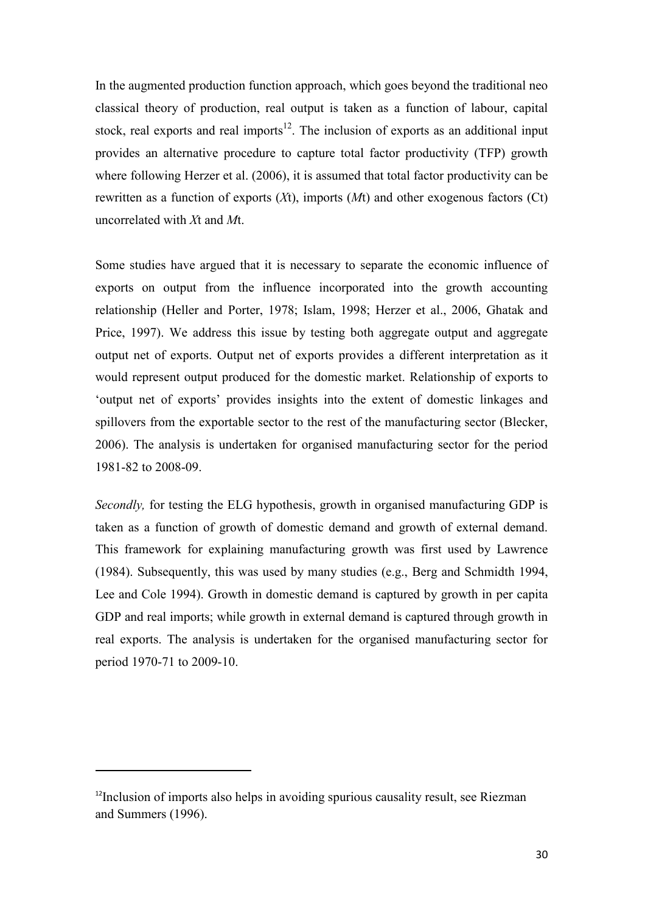In the augmented production function approach, which goes beyond the traditional neo classical theory of production, real output is taken as a function of labour, capital stock, real exports and real imports[12]. The inclusion of exports as an additional input provides an alternative procedure to capture total factor productivity (TFP) growth where following Herzer et al. (2006), it is assumed that total factor productivity can be rewritten as a function of exports ($X$t), imports ($M$t) and other exogenous factors (Ct) uncorrelated with $X$t and $M$t.

Some studies have argued that it is necessary to separate the economic influence of exports on output from the influence incorporated into the growth accounting relationship (Heller and Porter, 1978; Islam, 1998; Herzer et al., 2006, Ghatak and Price, 1997). We address this issue by testing both aggregate output and aggregate output net of exports. Output net of exports provides a different interpretation as it would represent output produced for the domestic market. Relationship of exports to 'output net of exports' provides insights into the extent of domestic linkages and spillovers from the exportable sector to the rest of the manufacturing sector (Blecker, 2006). The analysis is undertaken for organised manufacturing sector for the period 1981-82 to 2008-09.

*Secondly,* for testing the ELG hypothesis, growth in organised manufacturing GDP is taken as a function of growth of domestic demand and growth of external demand. This framework for explaining manufacturing growth was first used by Lawrence (1984). Subsequently, this was used by many studies (e.g., Berg and Schmidth 1994, Lee and Cole 1994). Growth in domestic demand is captured by growth in per capita GDP and real imports; while growth in external demand is captured through growth in real exports. The analysis is undertaken for the organised manufacturing sector for period 1970-71 to 2009-10.

---

[12] Inclusion of imports also helps in avoiding spurious causality result, see Riezman and Summers (1996).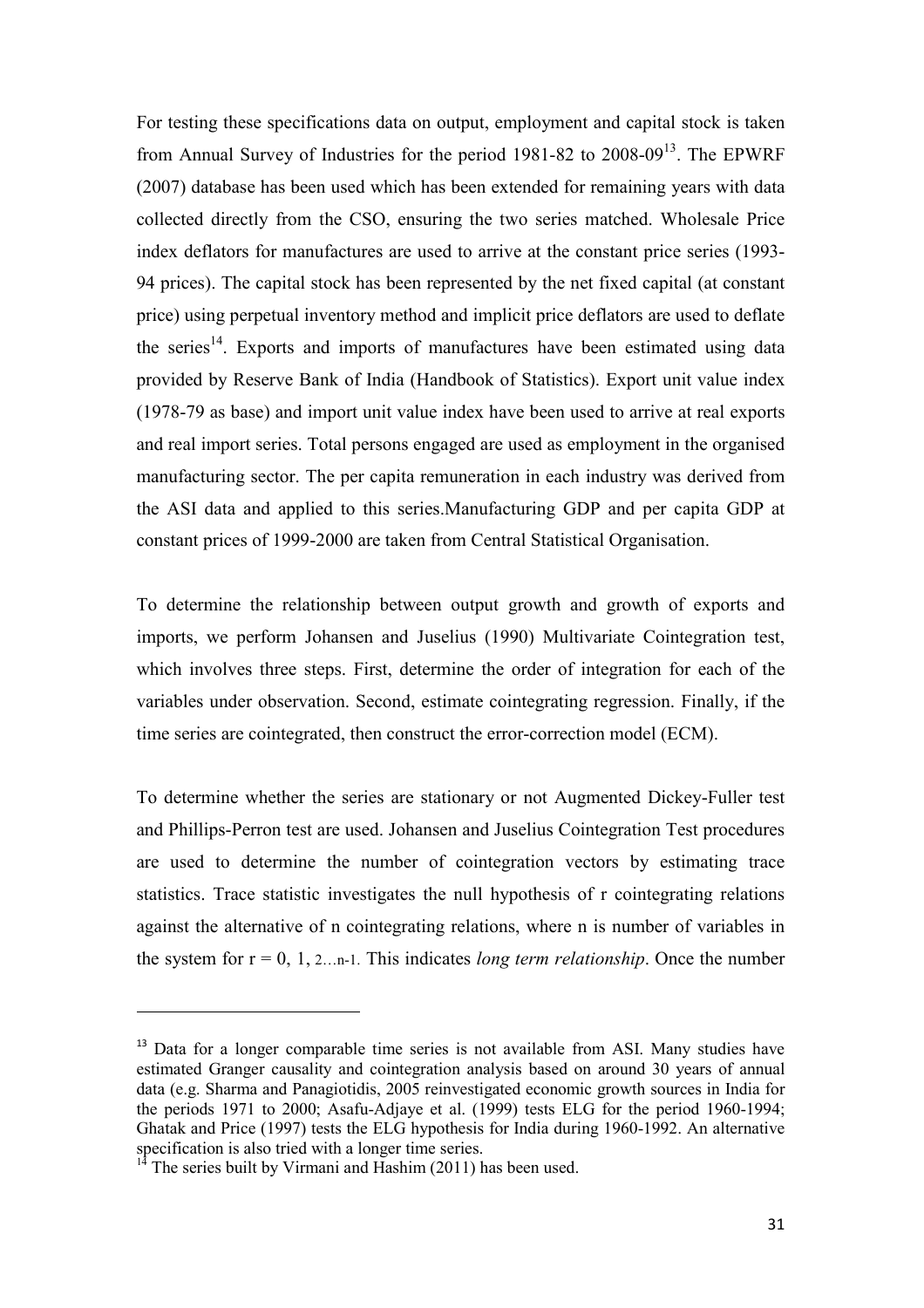For testing these specifications data on output, employment and capital stock is taken from Annual Survey of Industries for the period 1981-82 to 2008-09[13]. The EPWRF (2007) database has been used which has been extended for remaining years with data collected directly from the CSO, ensuring the two series matched. Wholesale Price index deflators for manufactures are used to arrive at the constant price series (1993-94 prices). The capital stock has been represented by the net fixed capital (at constant price) using perpetual inventory method and implicit price deflators are used to deflate the series[14]. Exports and imports of manufactures have been estimated using data provided by Reserve Bank of India (Handbook of Statistics). Export unit value index (1978-79 as base) and import unit value index have been used to arrive at real exports and real import series. Total persons engaged are used as employment in the organised manufacturing sector. The per capita remuneration in each industry was derived from the ASI data and applied to this series.Manufacturing GDP and per capita GDP at constant prices of 1999-2000 are taken from Central Statistical Organisation.

To determine the relationship between output growth and growth of exports and imports, we perform Johansen and Juselius (1990) Multivariate Cointegration test, which involves three steps. First, determine the order of integration for each of the variables under observation. Second, estimate cointegrating regression. Finally, if the time series are cointegrated, then construct the error-correction model (ECM).

To determine whether the series are stationary or not Augmented Dickey-Fuller test and Phillips-Perron test are used. Johansen and Juselius Cointegration Test procedures are used to determine the number of cointegration vectors by estimating trace statistics. Trace statistic investigates the null hypothesis of r cointegrating relations against the alternative of n cointegrating relations, where n is number of variables in the system for $r = 0, 1, 2 \ldots n-1$. This indicates *long term relationship*. Once the number

---

[13] Data for a longer comparable time series is not available from ASI. Many studies have estimated Granger causality and cointegration analysis based on around 30 years of annual data (e.g. Sharma and Panagiotidis, 2005 reinvestigated economic growth sources in India for the periods 1971 to 2000; Asafu-Adjaye et al. (1999) tests ELG for the period 1960-1994; Ghatak and Price (1997) tests the ELG hypothesis for India during 1960-1992. An alternative specification is also tried with a longer time series.

[14] The series built by Virmani and Hashim (2011) has been used.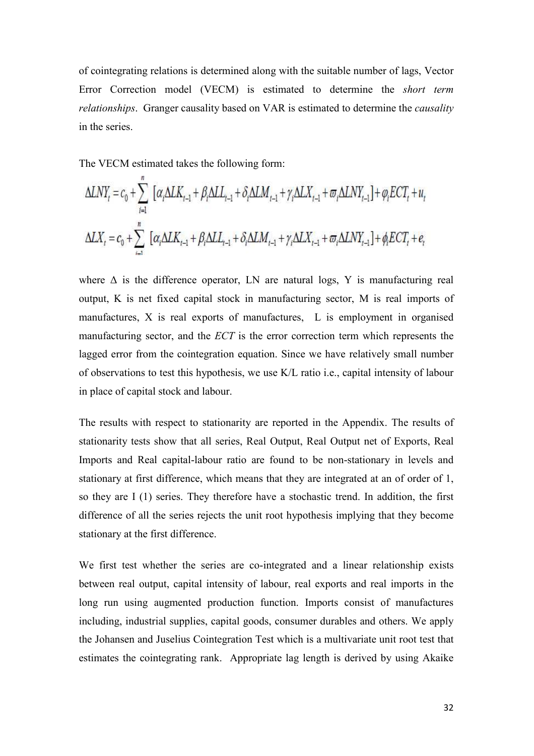of cointegrating relations is determined along with the suitable number of lags, Vector Error Correction model (VECM) is estimated to determine the *short term relationships*. Granger causality based on VAR is estimated to determine the *causality* in the series.

The VECM estimated takes the following form:

$$\Delta LNY_t = c_0 + \sum_{i=1}^{n} [\alpha_i \Delta LK_{t-1} + \beta_i \Delta LL_{t-1} + \delta_i \Delta LM_{t-1} + \gamma_i \Delta LX_{t-1} + \varpi_i \Delta LNY_{t-1}] + \varphi_i ECT_t + u_t$$

$$\Delta LX_t = c_0 + \sum_{i=1}^{n} [\alpha_i \Delta LK_{t-1} + \beta_i \Delta LL_{t-1} + \delta_i \Delta LM_{t-1} + \gamma_i \Delta LX_{t-1} + \varpi_i \Delta LNY_{t-1}] + \phi_i ECT_t + e_t$$

where $\Delta$ is the difference operator, LN are natural logs, Y is manufacturing real output, K is net fixed capital stock in manufacturing sector, M is real imports of manufactures, X is real exports of manufactures, L is employment in organised manufacturing sector, and the *ECT* is the error correction term which represents the lagged error from the cointegration equation. Since we have relatively small number of observations to test this hypothesis, we use K/L ratio i.e., capital intensity of labour in place of capital stock and labour.

The results with respect to stationarity are reported in the Appendix. The results of stationarity tests show that all series, Real Output, Real Output net of Exports, Real Imports and Real capital-labour ratio are found to be non-stationary in levels and stationary at first difference, which means that they are integrated at an of order of 1, so they are I (1) series. They therefore have a stochastic trend. In addition, the first difference of all the series rejects the unit root hypothesis implying that they become stationary at the first difference.

We first test whether the series are co-integrated and a linear relationship exists between real output, capital intensity of labour, real exports and real imports in the long run using augmented production function. Imports consist of manufactures including, industrial supplies, capital goods, consumer durables and others. We apply the Johansen and Juselius Cointegration Test which is a multivariate unit root test that estimates the cointegrating rank. Appropriate lag length is derived by using Akaike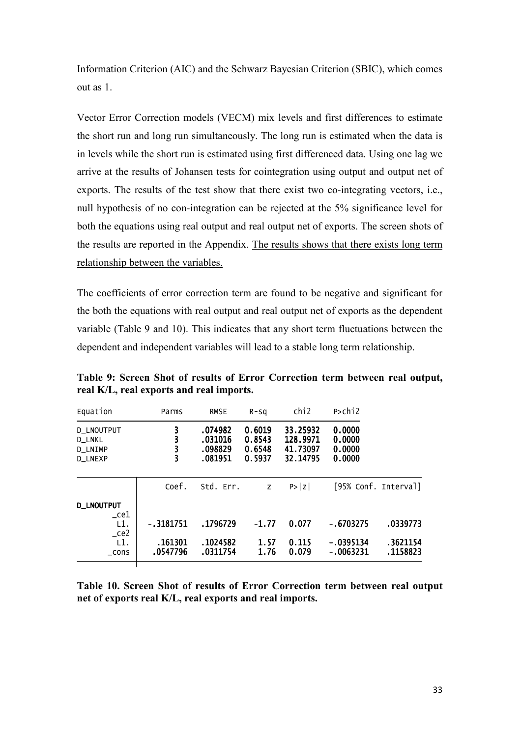Information Criterion (AIC) and the Schwarz Bayesian Criterion (SBIC), which comes out as 1.

Vector Error Correction models (VECM) mix levels and first differences to estimate the short run and long run simultaneously. The long run is estimated when the data is in levels while the short run is estimated using first differenced data. Using one lag we arrive at the results of Johansen tests for cointegration using output and output net of exports. The results of the test show that there exist two co-integrating vectors, i.e., null hypothesis of no con-integration can be rejected at the 5% significance level for both the equations using real output and real output net of exports. The screen shots of the results are reported in the Appendix. The results shows that there exists long term relationship between the variables.

The coefficients of error correction term are found to be negative and significant for the both the equations with real output and real output net of exports as the dependent variable (Table 9 and 10). This indicates that any short term fluctuations between the dependent and independent variables will lead to a stable long term relationship.

**Table 9: Screen Shot of results of Error Correction term between real output, real K/L, real exports and real imports.**

| Equation | Parms | RMSE | R-sq | chi2 | P>chi2 |
|---|---|---|---|---|---|
| D_LNOUTPUT | 3 | .074982 | 0.6019 | 33.25932 | 0.0000 |
| D_LNKL | 3 | .031016 | 0.8543 | 128.9971 | 0.0000 |
| D_LNIMP | 3 | .098829 | 0.6548 | 41.73097 | 0.0000 |
| D_LNEXP | 3 | .081951 | 0.5937 | 32.14795 | 0.0000 |

| | Coef. | Std. Err. | z | P>\|z\| | [95% Conf. | Interval] |
|---|---|---|---|---|---|---|
| **D_LNOUTPUT** | | | | | | |
| _ce1 | | | | | | |
| L1. | -.3181751 | .1796729 | -1.77 | 0.077 | -.6703275 | .0339773 |
| _ce2 | | | | | | |
| L1. | .161301 | .1024582 | 1.57 | 0.115 | -.0395134 | .3621154 |
| _cons | .0547796 | .0311754 | 1.76 | 0.079 | -.0063231 | .1158823 |

**Table 10. Screen Shot of results of Error Correction term between real output net of exports real K/L, real exports and real imports.**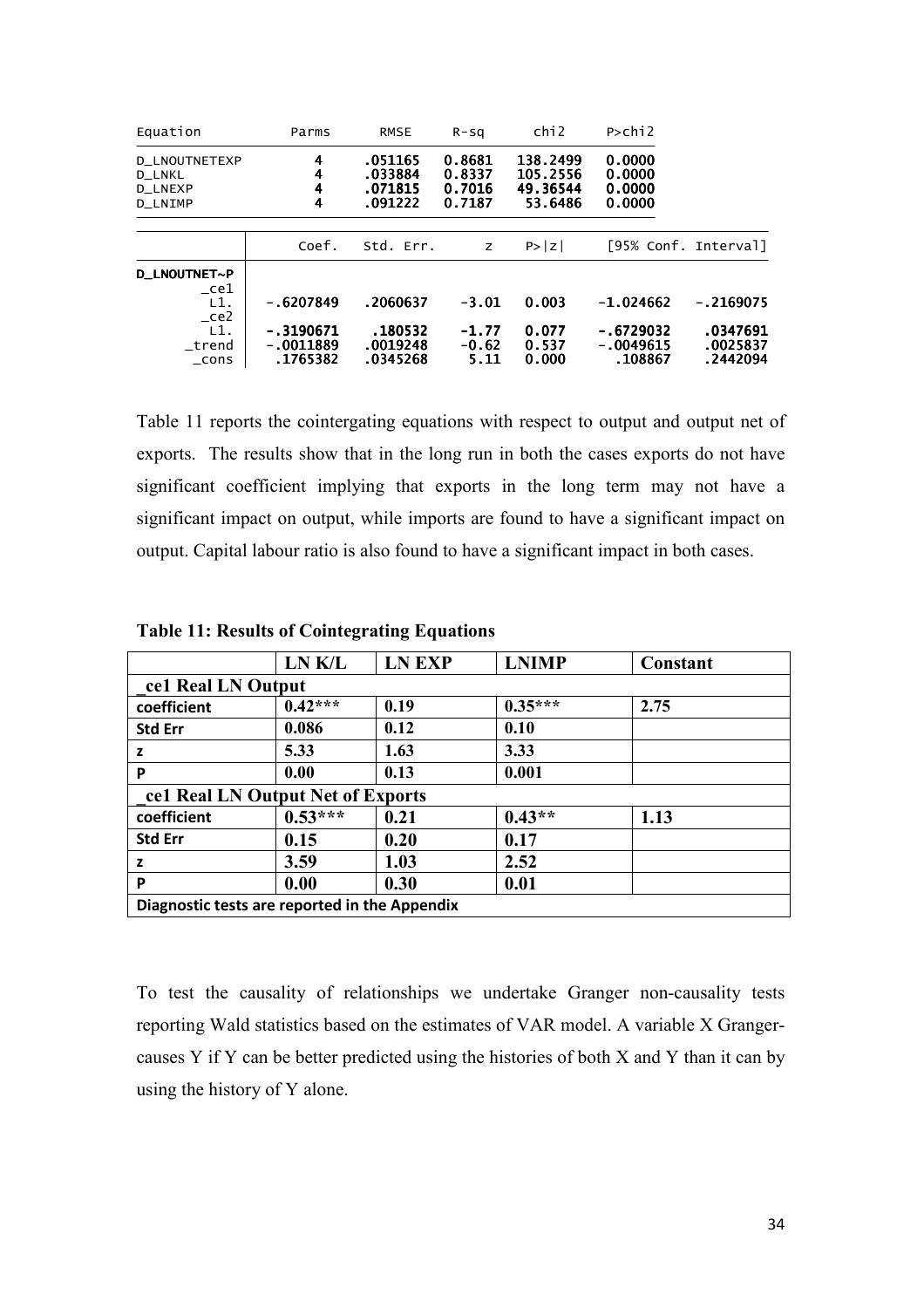| Equation | Parms | RMSE | R-sq | chi2 | P>chi2 |
|---|---|---|---|---|---|
| D_LNOUTNETEXP | 4 | .051165 | 0.8681 | 138.2499 | 0.0000 |
| D_LNKL | 4 | .033884 | 0.8337 | 105.2556 | 0.0000 |
| D_LNEXP | 4 | .071815 | 0.7016 | 49.36544 | 0.0000 |
| D_LNIMP | 4 | .091222 | 0.7187 | 53.6486 | 0.0000 |

| | Coef. | Std. Err. | z | P>\|z\| | [95% Conf. Interval] | |
|---|---|---|---|---|---|---|
| **D_LNOUTNET~P** | | | | | | |
| _ce1 | | | | | | |
| L1. | -.6207849 | .2060637 | -3.01 | 0.003 | -1.024662 | -.2169075 |
| _ce2 | | | | | | |
| L1. | -.3190671 | .180532 | -1.77 | 0.077 | -.6729032 | .0347691 |
| _trend | -.0011889 | .0019248 | -0.62 | 0.537 | -.0049615 | .0025837 |
| _cons | .1765382 | .0345268 | 5.11 | 0.000 | .108867 | .2442094 |

Table 11 reports the cointergating equations with respect to output and output net of exports. The results show that in the long run in both the cases exports do not have significant coefficient implying that exports in the long term may not have a significant impact on output, while imports are found to have a significant impact on output. Capital labour ratio is also found to have a significant impact in both cases.

**Table 11: Results of Cointegrating Equations**

| | LN K/L | LN EXP | LNIMP | Constant |
|---|---|---|---|---|
| **_ce1 Real LN Output** | | | | |
| **coefficient** | 0.42*** | 0.19 | 0.35*** | 2.75 |
| **Std Err** | 0.086 | 0.12 | 0.10 | |
| **z** | 5.33 | 1.63 | 3.33 | |
| **P** | 0.00 | 0.13 | 0.001 | |
| **_ce1 Real LN Output Net of Exports** | | | | |
| **coefficient** | 0.53*** | 0.21 | 0.43** | 1.13 |
| **Std Err** | 0.15 | 0.20 | 0.17 | |
| **z** | 3.59 | 1.03 | 2.52 | |
| **P** | 0.00 | 0.30 | 0.01 | |
| **Diagnostic tests are reported in the Appendix** | | | | |

To test the causality of relationships we undertake Granger non-causality tests reporting Wald statistics based on the estimates of VAR model. A variable X Granger-causes Y if Y can be better predicted using the histories of both X and Y than it can by using the history of Y alone.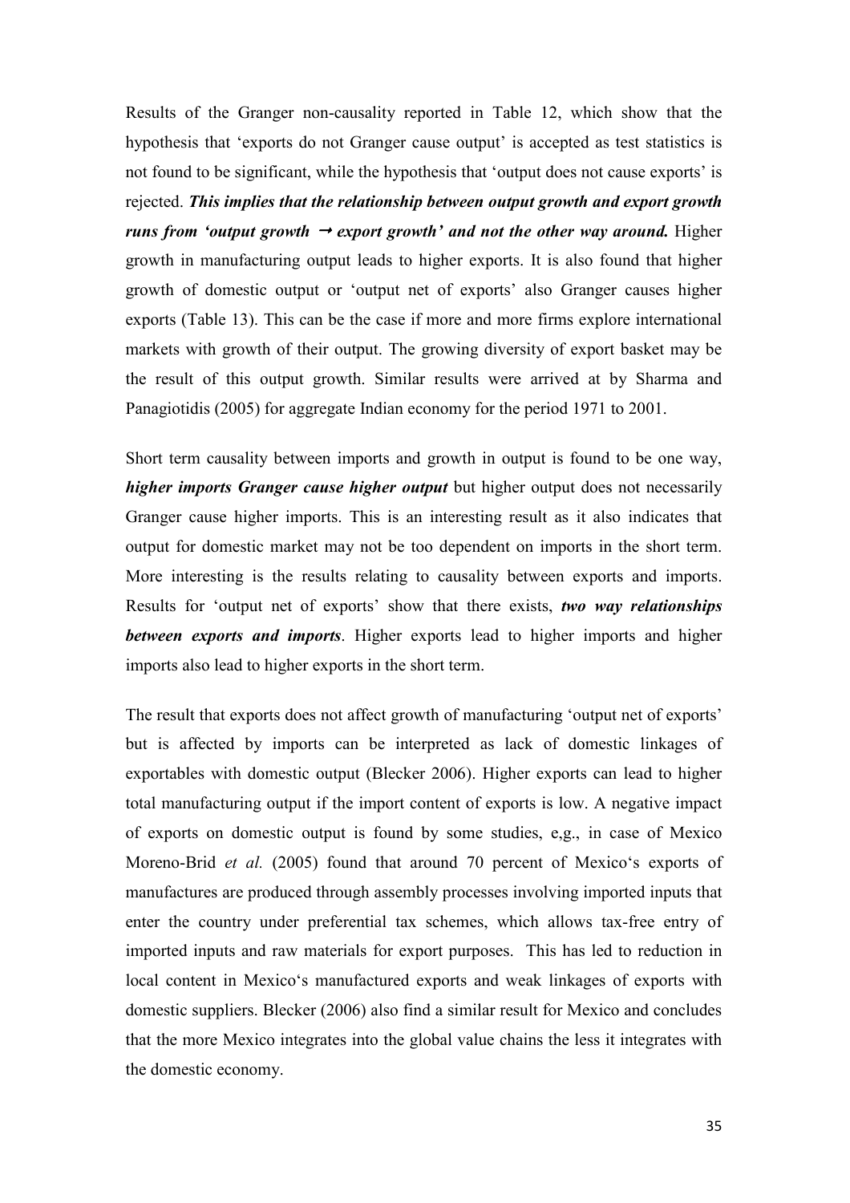Results of the Granger non-causality reported in Table 12, which show that the hypothesis that 'exports do not Granger cause output' is accepted as test statistics is not found to be significant, while the hypothesis that 'output does not cause exports' is rejected. ***This implies that the relationship between output growth and export growth runs from 'output growth $\rightarrow$ export growth' and not the other way around.*** Higher growth in manufacturing output leads to higher exports. It is also found that higher growth of domestic output or 'output net of exports' also Granger causes higher exports (Table 13). This can be the case if more and more firms explore international markets with growth of their output. The growing diversity of export basket may be the result of this output growth. Similar results were arrived at by Sharma and Panagiotidis (2005) for aggregate Indian economy for the period 1971 to 2001.

Short term causality between imports and growth in output is found to be one way, ***higher imports Granger cause higher output*** but higher output does not necessarily Granger cause higher imports. This is an interesting result as it also indicates that output for domestic market may not be too dependent on imports in the short term. More interesting is the results relating to causality between exports and imports. Results for 'output net of exports' show that there exists, ***two way relationships between exports and imports***. Higher exports lead to higher imports and higher imports also lead to higher exports in the short term.

The result that exports does not affect growth of manufacturing 'output net of exports' but is affected by imports can be interpreted as lack of domestic linkages of exportables with domestic output (Blecker 2006). Higher exports can lead to higher total manufacturing output if the import content of exports is low. A negative impact of exports on domestic output is found by some studies, e,g., in case of Mexico Moreno-Brid *et al.* (2005) found that around 70 percent of Mexico's exports of manufactures are produced through assembly processes involving imported inputs that enter the country under preferential tax schemes, which allows tax-free entry of imported inputs and raw materials for export purposes. This has led to reduction in local content in Mexico's manufactured exports and weak linkages of exports with domestic suppliers. Blecker (2006) also find a similar result for Mexico and concludes that the more Mexico integrates into the global value chains the less it integrates with the domestic economy.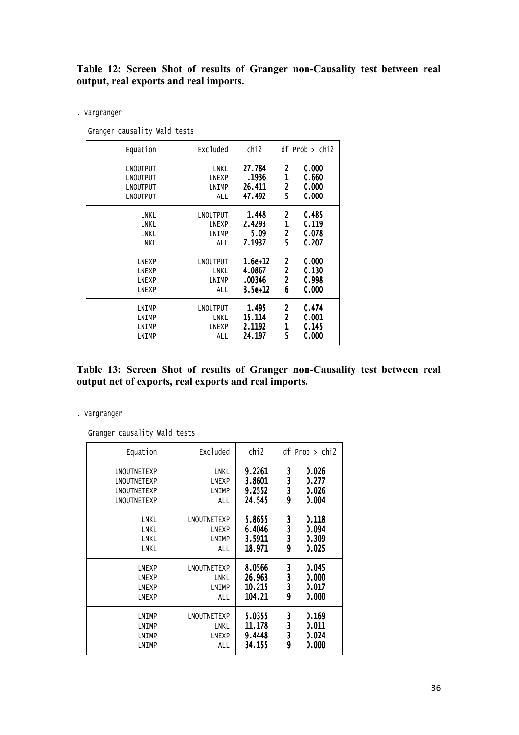**Table 12: Screen Shot of results of Granger non-Causality test between real output, real exports and real imports.**

```
. vargranger
```

Granger causality Wald tests

| Equation | Excluded | chi2 | df | Prob > chi2 |
|---|---|---|---|---|
| LNOUTPUT | LNKL | 27.784 | 2 | 0.000 |
| LNOUTPUT | LNEXP | .1936 | 1 | 0.660 |
| LNOUTPUT | LNIMP | 26.411 | 2 | 0.000 |
| LNOUTPUT | ALL | 47.492 | 5 | 0.000 |
| LNKL | LNOUTPUT | 1.448 | 2 | 0.485 |
| LNKL | LNEXP | 2.4293 | 1 | 0.119 |
| LNKL | LNIMP | 5.09 | 2 | 0.078 |
| LNKL | ALL | 7.1937 | 5 | 0.207 |
| LNEXP | LNOUTPUT | 1.6e+12 | 2 | 0.000 |
| LNEXP | LNKL | 4.0867 | 2 | 0.130 |
| LNEXP | LNIMP | .00346 | 2 | 0.998 |
| LNEXP | ALL | 3.5e+12 | 6 | 0.000 |
| LNIMP | LNOUTPUT | 1.495 | 2 | 0.474 |
| LNIMP | LNKL | 15.114 | 2 | 0.001 |
| LNIMP | LNEXP | 2.1192 | 1 | 0.145 |
| LNIMP | ALL | 24.197 | 5 | 0.000 |

**Table 13: Screen Shot of results of Granger non-Causality test between real output net of exports, real exports and real imports.**

```
. vargranger
```

Granger causality Wald tests

| Equation | Excluded | chi2 | df | Prob > chi2 |
|---|---|---|---|---|
| LNOUTNETEXP | LNKL | 9.2261 | 3 | 0.026 |
| LNOUTNETEXP | LNEXP | 3.8601 | 3 | 0.277 |
| LNOUTNETEXP | LNIMP | 9.2552 | 3 | 0.026 |
| LNOUTNETEXP | ALL | 24.545 | 9 | 0.004 |
| LNKL | LNOUTNETEXP | 5.8655 | 3 | 0.118 |
| LNKL | LNEXP | 6.4046 | 3 | 0.094 |
| LNKL | LNIMP | 3.5911 | 3 | 0.309 |
| LNKL | ALL | 18.971 | 9 | 0.025 |
| LNEXP | LNOUTNETEXP | 8.0566 | 3 | 0.045 |
| LNEXP | LNKL | 26.963 | 3 | 0.000 |
| LNEXP | LNIMP | 10.215 | 3 | 0.017 |
| LNEXP | ALL | 104.21 | 9 | 0.000 |
| LNIMP | LNOUTNETEXP | 5.0355 | 3 | 0.169 |
| LNIMP | LNKL | 11.178 | 3 | 0.011 |
| LNIMP | LNEXP | 9.4448 | 3 | 0.024 |
| LNIMP | ALL | 34.155 | 9 | 0.000 |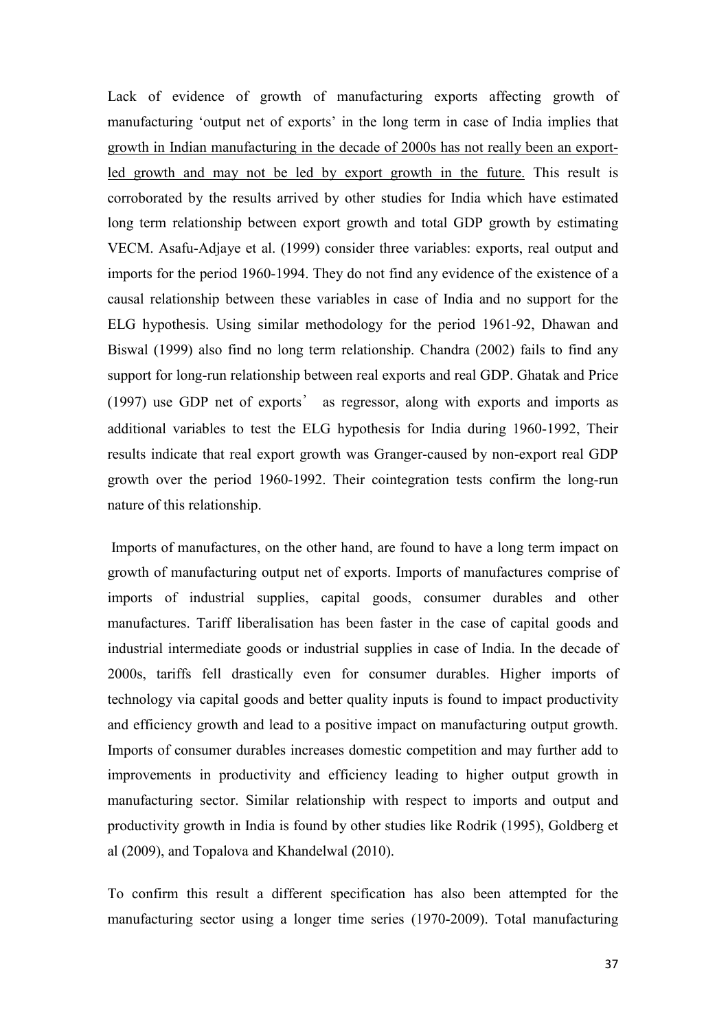Lack of evidence of growth of manufacturing exports affecting growth of manufacturing 'output net of exports' in the long term in case of India implies that <u>growth in Indian manufacturing in the decade of 2000s has not really been an export-led growth and may not be led by export growth in the future.</u> This result is corroborated by the results arrived by other studies for India which have estimated long term relationship between export growth and total GDP growth by estimating VECM. Asafu-Adjaye et al. (1999) consider three variables: exports, real output and imports for the period 1960-1994. They do not find any evidence of the existence of a causal relationship between these variables in case of India and no support for the ELG hypothesis. Using similar methodology for the period 1961-92, Dhawan and Biswal (1999) also find no long term relationship. Chandra (2002) fails to find any support for long-run relationship between real exports and real GDP. Ghatak and Price (1997) use GDP net of exports' as regressor, along with exports and imports as additional variables to test the ELG hypothesis for India during 1960-1992, Their results indicate that real export growth was Granger-caused by non-export real GDP growth over the period 1960-1992. Their cointegration tests confirm the long-run nature of this relationship.

Imports of manufactures, on the other hand, are found to have a long term impact on growth of manufacturing output net of exports. Imports of manufactures comprise of imports of industrial supplies, capital goods, consumer durables and other manufactures. Tariff liberalisation has been faster in the case of capital goods and industrial intermediate goods or industrial supplies in case of India. In the decade of 2000s, tariffs fell drastically even for consumer durables. Higher imports of technology via capital goods and better quality inputs is found to impact productivity and efficiency growth and lead to a positive impact on manufacturing output growth. Imports of consumer durables increases domestic competition and may further add to improvements in productivity and efficiency leading to higher output growth in manufacturing sector. Similar relationship with respect to imports and output and productivity growth in India is found by other studies like Rodrik (1995), Goldberg et al (2009), and Topalova and Khandelwal (2010).

To confirm this result a different specification has also been attempted for the manufacturing sector using a longer time series (1970-2009). Total manufacturing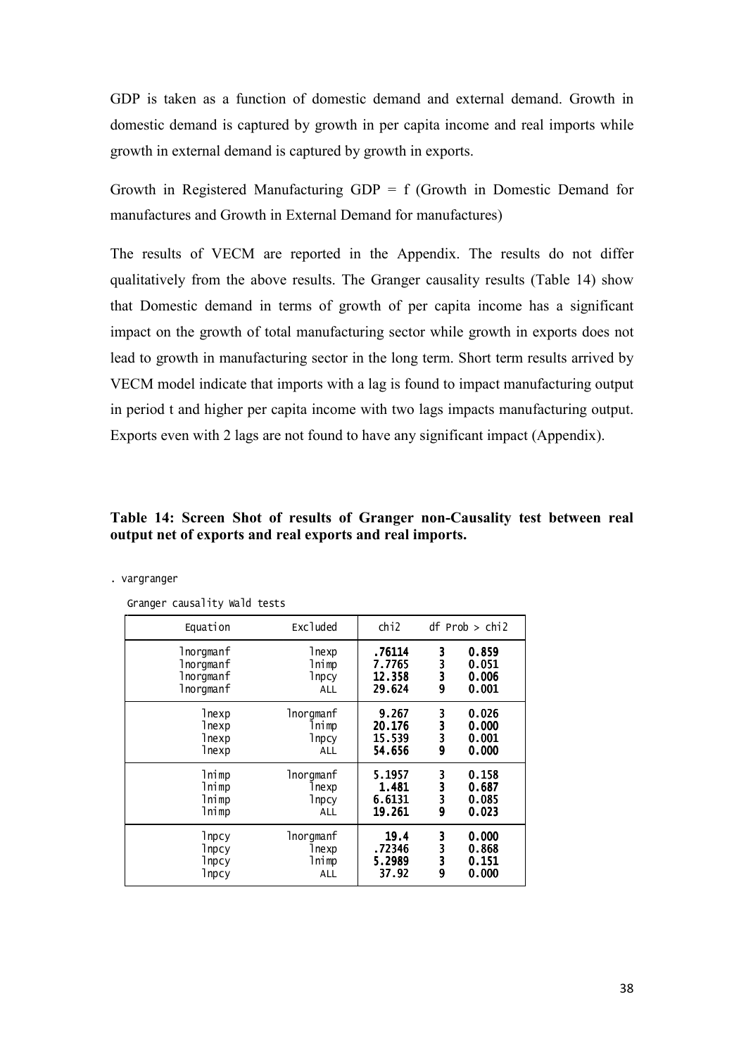GDP is taken as a function of domestic demand and external demand. Growth in domestic demand is captured by growth in per capita income and real imports while growth in external demand is captured by growth in exports.

Growth in Registered Manufacturing GDP = f (Growth in Domestic Demand for manufactures and Growth in External Demand for manufactures)

The results of VECM are reported in the Appendix. The results do not differ qualitatively from the above results. The Granger causality results (Table 14) show that Domestic demand in terms of growth of per capita income has a significant impact on the growth of total manufacturing sector while growth in exports does not lead to growth in manufacturing sector in the long term. Short term results arrived by VECM model indicate that imports with a lag is found to impact manufacturing output in period t and higher per capita income with two lags impacts manufacturing output. Exports even with 2 lags are not found to have any significant impact (Appendix).

**Table 14: Screen Shot of results of Granger non-Causality test between real output net of exports and real exports and real imports.**

```
. vargranger

  Granger causality Wald tests
```

| Equation | Excluded | chi2 | df | Prob > chi2 |
|---|---|---|---|---|
| lnorgmanf | lnexp | .76114 | 3 | 0.859 |
| lnorgmanf | lnimp | 7.7765 | 3 | 0.051 |
| lnorgmanf | lnpcy | 12.358 | 3 | 0.006 |
| lnorgmanf | ALL | 29.624 | 9 | 0.001 |
| lnexp | lnorgmanf | 9.267 | 3 | 0.026 |
| lnexp | lnimp | 20.176 | 3 | 0.000 |
| lnexp | lnpcy | 15.539 | 3 | 0.001 |
| lnexp | ALL | 54.656 | 9 | 0.000 |
| lnimp | lnorgmanf | 5.1957 | 3 | 0.158 |
| lnimp | lnexp | 1.481 | 3 | 0.687 |
| lnimp | lnpcy | 6.6131 | 3 | 0.085 |
| lnimp | ALL | 19.261 | 9 | 0.023 |
| lnpcy | lnorgmanf | 19.4 | 3 | 0.000 |
| lnpcy | lnexp | .72346 | 3 | 0.868 |
| lnpcy | lnimp | 5.2989 | 3 | 0.151 |
| lnpcy | ALL | 37.92 | 9 | 0.000 |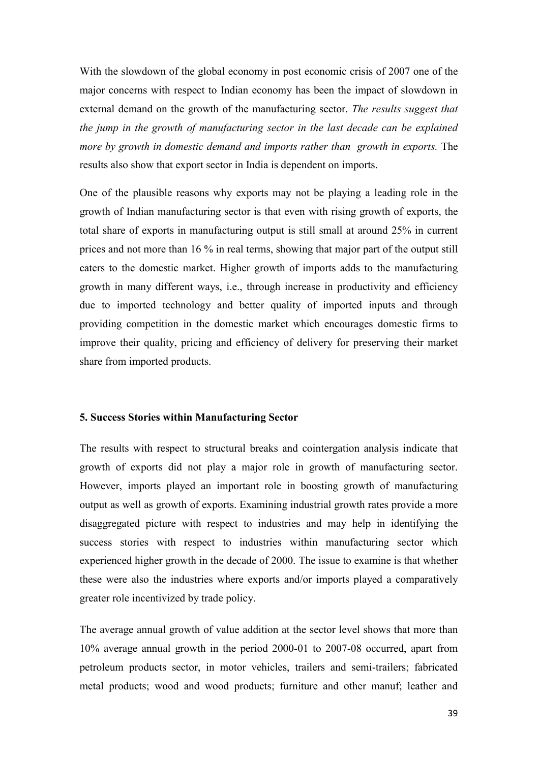With the slowdown of the global economy in post economic crisis of 2007 one of the major concerns with respect to Indian economy has been the impact of slowdown in external demand on the growth of the manufacturing sector. *The results suggest that the jump in the growth of manufacturing sector in the last decade can be explained more by growth in domestic demand and imports rather than growth in exports.* The results also show that export sector in India is dependent on imports.

One of the plausible reasons why exports may not be playing a leading role in the growth of Indian manufacturing sector is that even with rising growth of exports, the total share of exports in manufacturing output is still small at around 25% in current prices and not more than 16 % in real terms, showing that major part of the output still caters to the domestic market. Higher growth of imports adds to the manufacturing growth in many different ways, i.e., through increase in productivity and efficiency due to imported technology and better quality of imported inputs and through providing competition in the domestic market which encourages domestic firms to improve their quality, pricing and efficiency of delivery for preserving their market share from imported products.

## 5. Success Stories within Manufacturing Sector

The results with respect to structural breaks and cointergation analysis indicate that growth of exports did not play a major role in growth of manufacturing sector. However, imports played an important role in boosting growth of manufacturing output as well as growth of exports. Examining industrial growth rates provide a more disaggregated picture with respect to industries and may help in identifying the success stories with respect to industries within manufacturing sector which experienced higher growth in the decade of 2000. The issue to examine is that whether these were also the industries where exports and/or imports played a comparatively greater role incentivized by trade policy.

The average annual growth of value addition at the sector level shows that more than 10% average annual growth in the period 2000-01 to 2007-08 occurred, apart from petroleum products sector, in motor vehicles, trailers and semi-trailers; fabricated metal products; wood and wood products; furniture and other manuf; leather and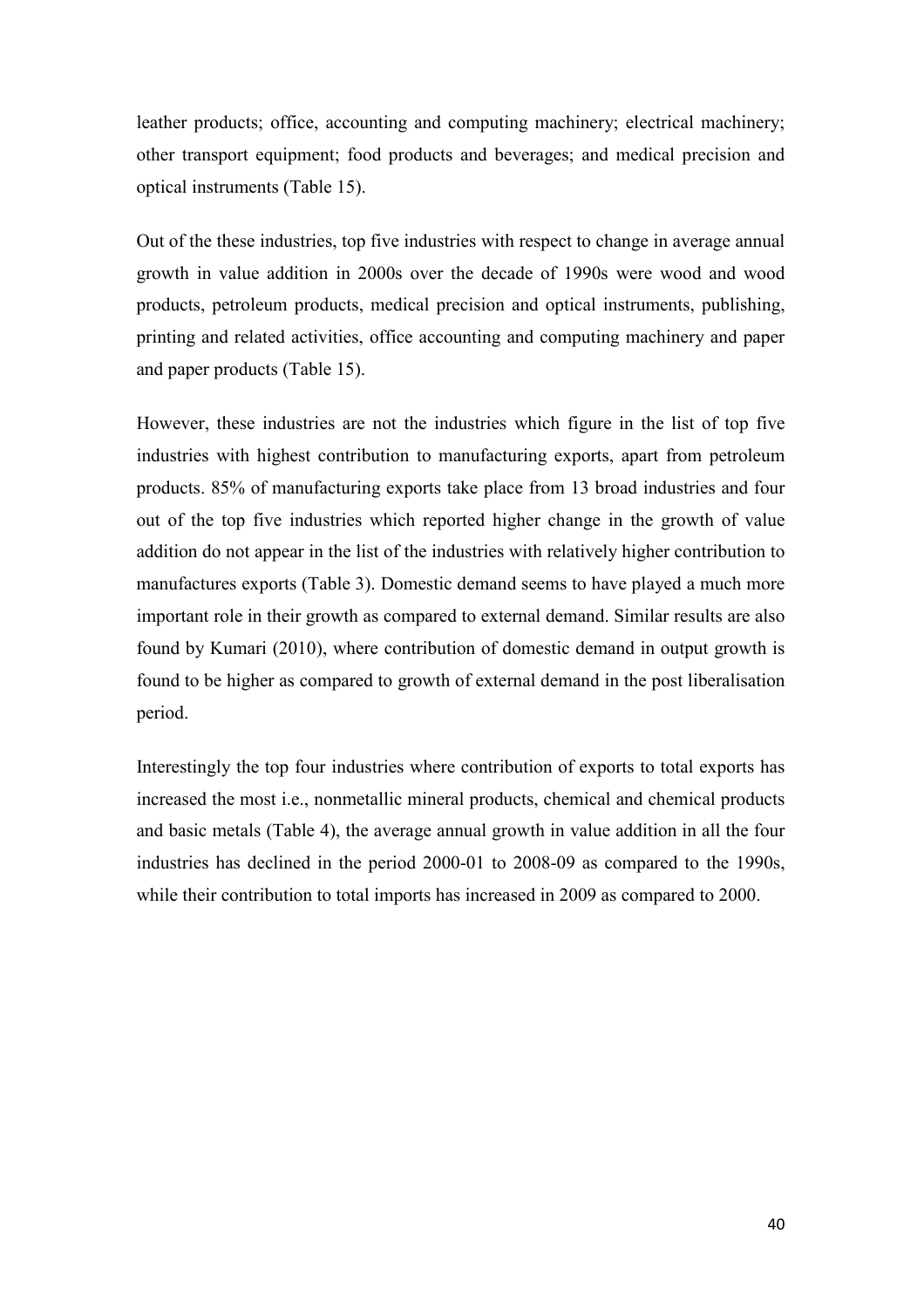leather products; office, accounting and computing machinery; electrical machinery; other transport equipment; food products and beverages; and medical precision and optical instruments (Table 15).

Out of the these industries, top five industries with respect to change in average annual growth in value addition in 2000s over the decade of 1990s were wood and wood products, petroleum products, medical precision and optical instruments, publishing, printing and related activities, office accounting and computing machinery and paper and paper products (Table 15).

However, these industries are not the industries which figure in the list of top five industries with highest contribution to manufacturing exports, apart from petroleum products. 85% of manufacturing exports take place from 13 broad industries and four out of the top five industries which reported higher change in the growth of value addition do not appear in the list of the industries with relatively higher contribution to manufactures exports (Table 3). Domestic demand seems to have played a much more important role in their growth as compared to external demand. Similar results are also found by Kumari (2010), where contribution of domestic demand in output growth is found to be higher as compared to growth of external demand in the post liberalisation period.

Interestingly the top four industries where contribution of exports to total exports has increased the most i.e., nonmetallic mineral products, chemical and chemical products and basic metals (Table 4), the average annual growth in value addition in all the four industries has declined in the period 2000-01 to 2008-09 as compared to the 1990s, while their contribution to total imports has increased in 2009 as compared to 2000.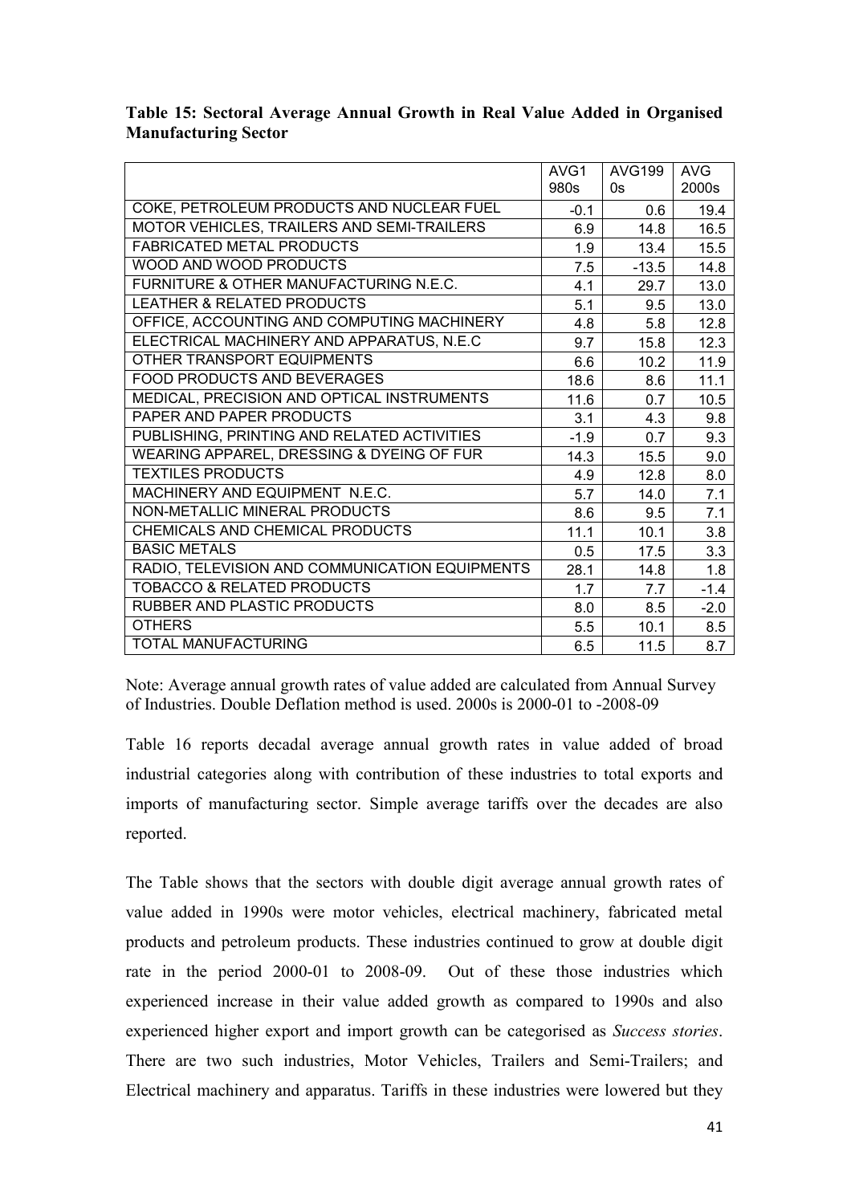**Table 15: Sectoral Average Annual Growth in Real Value Added in Organised Manufacturing Sector**

| | AVG1980s | AVG1990s | AVG 2000s |
|---|---|---|---|
| COKE, PETROLEUM PRODUCTS AND NUCLEAR FUEL | -0.1 | 0.6 | 19.4 |
| MOTOR VEHICLES, TRAILERS AND SEMI-TRAILERS | 6.9 | 14.8 | 16.5 |
| FABRICATED METAL PRODUCTS | 1.9 | 13.4 | 15.5 |
| WOOD AND WOOD PRODUCTS | 7.5 | -13.5 | 14.8 |
| FURNITURE & OTHER MANUFACTURING N.E.C. | 4.1 | 29.7 | 13.0 |
| LEATHER & RELATED PRODUCTS | 5.1 | 9.5 | 13.0 |
| OFFICE, ACCOUNTING AND COMPUTING MACHINERY | 4.8 | 5.8 | 12.8 |
| ELECTRICAL MACHINERY AND APPARATUS, N.E.C | 9.7 | 15.8 | 12.3 |
| OTHER TRANSPORT EQUIPMENTS | 6.6 | 10.2 | 11.9 |
| FOOD PRODUCTS AND BEVERAGES | 18.6 | 8.6 | 11.1 |
| MEDICAL, PRECISION AND OPTICAL INSTRUMENTS | 11.6 | 0.7 | 10.5 |
| PAPER AND PAPER PRODUCTS | 3.1 | 4.3 | 9.8 |
| PUBLISHING, PRINTING AND RELATED ACTIVITIES | -1.9 | 0.7 | 9.3 |
| WEARING APPAREL, DRESSING & DYEING OF FUR | 14.3 | 15.5 | 9.0 |
| TEXTILES PRODUCTS | 4.9 | 12.8 | 8.0 |
| MACHINERY AND EQUIPMENT N.E.C. | 5.7 | 14.0 | 7.1 |
| NON-METALLIC MINERAL PRODUCTS | 8.6 | 9.5 | 7.1 |
| CHEMICALS AND CHEMICAL PRODUCTS | 11.1 | 10.1 | 3.8 |
| BASIC METALS | 0.5 | 17.5 | 3.3 |
| RADIO, TELEVISION AND COMMUNICATION EQUIPMENTS | 28.1 | 14.8 | 1.8 |
| TOBACCO & RELATED PRODUCTS | 1.7 | 7.7 | -1.4 |
| RUBBER AND PLASTIC PRODUCTS | 8.0 | 8.5 | -2.0 |
| OTHERS | 5.5 | 10.1 | 8.5 |
| TOTAL MANUFACTURING | 6.5 | 11.5 | 8.7 |

Note: Average annual growth rates of value added are calculated from Annual Survey of Industries. Double Deflation method is used. 2000s is 2000-01 to -2008-09

Table 16 reports decadal average annual growth rates in value added of broad industrial categories along with contribution of these industries to total exports and imports of manufacturing sector. Simple average tariffs over the decades are also reported.

The Table shows that the sectors with double digit average annual growth rates of value added in 1990s were motor vehicles, electrical machinery, fabricated metal products and petroleum products. These industries continued to grow at double digit rate in the period 2000-01 to 2008-09. Out of these those industries which experienced increase in their value added growth as compared to 1990s and also experienced higher export and import growth can be categorised as *Success stories*. There are two such industries, Motor Vehicles, Trailers and Semi-Trailers; and Electrical machinery and apparatus. Tariffs in these industries were lowered but they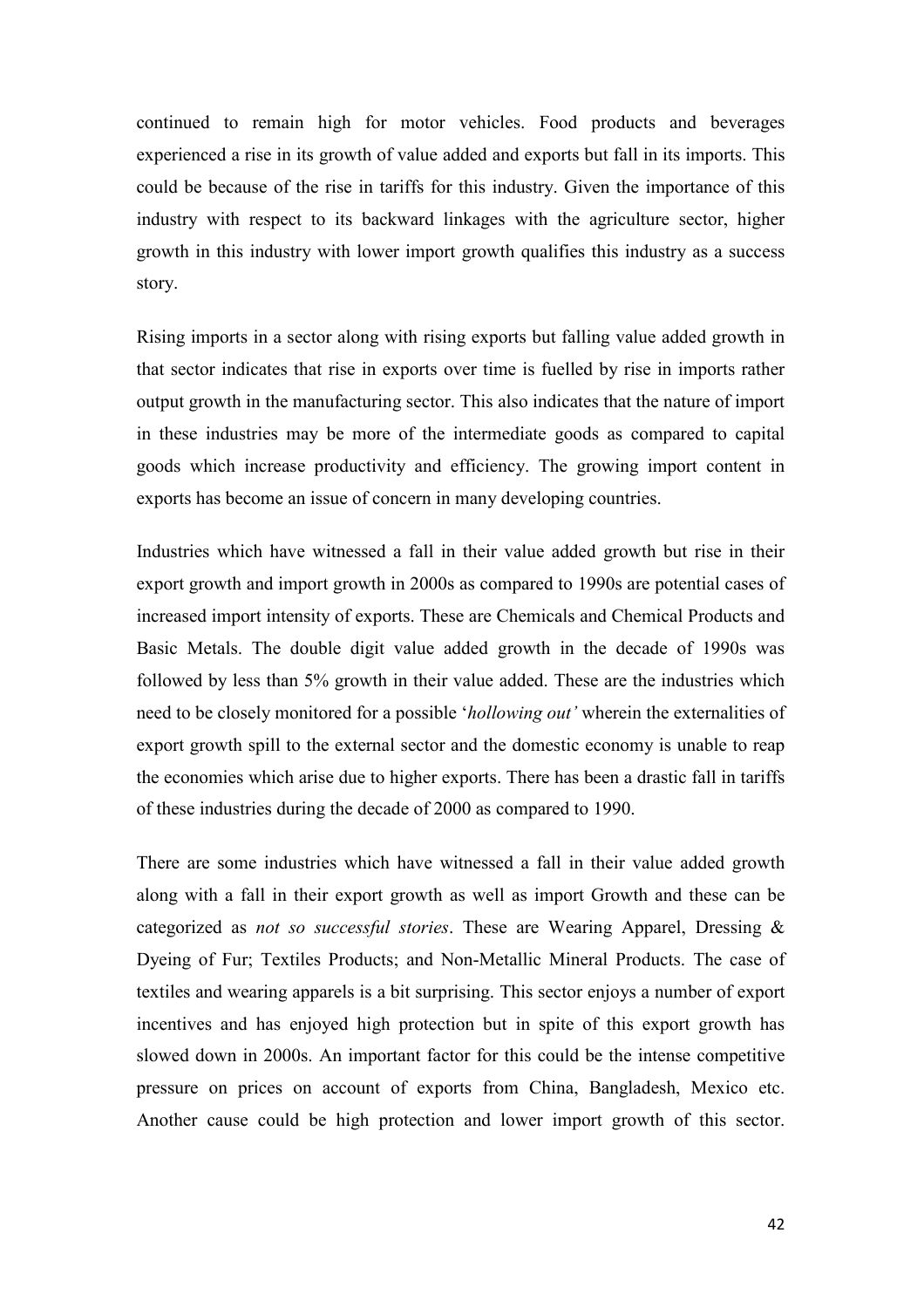continued to remain high for motor vehicles. Food products and beverages experienced a rise in its growth of value added and exports but fall in its imports. This could be because of the rise in tariffs for this industry. Given the importance of this industry with respect to its backward linkages with the agriculture sector, higher growth in this industry with lower import growth qualifies this industry as a success story.

Rising imports in a sector along with rising exports but falling value added growth in that sector indicates that rise in exports over time is fuelled by rise in imports rather output growth in the manufacturing sector. This also indicates that the nature of import in these industries may be more of the intermediate goods as compared to capital goods which increase productivity and efficiency. The growing import content in exports has become an issue of concern in many developing countries.

Industries which have witnessed a fall in their value added growth but rise in their export growth and import growth in 2000s as compared to 1990s are potential cases of increased import intensity of exports. These are Chemicals and Chemical Products and Basic Metals. The double digit value added growth in the decade of 1990s was followed by less than 5% growth in their value added. These are the industries which need to be closely monitored for a possible '*hollowing out'* wherein the externalities of export growth spill to the external sector and the domestic economy is unable to reap the economies which arise due to higher exports. There has been a drastic fall in tariffs of these industries during the decade of 2000 as compared to 1990.

There are some industries which have witnessed a fall in their value added growth along with a fall in their export growth as well as import Growth and these can be categorized as *not so successful stories*. These are Wearing Apparel, Dressing & Dyeing of Fur; Textiles Products; and Non-Metallic Mineral Products. The case of textiles and wearing apparels is a bit surprising. This sector enjoys a number of export incentives and has enjoyed high protection but in spite of this export growth has slowed down in 2000s. An important factor for this could be the intense competitive pressure on prices on account of exports from China, Bangladesh, Mexico etc. Another cause could be high protection and lower import growth of this sector.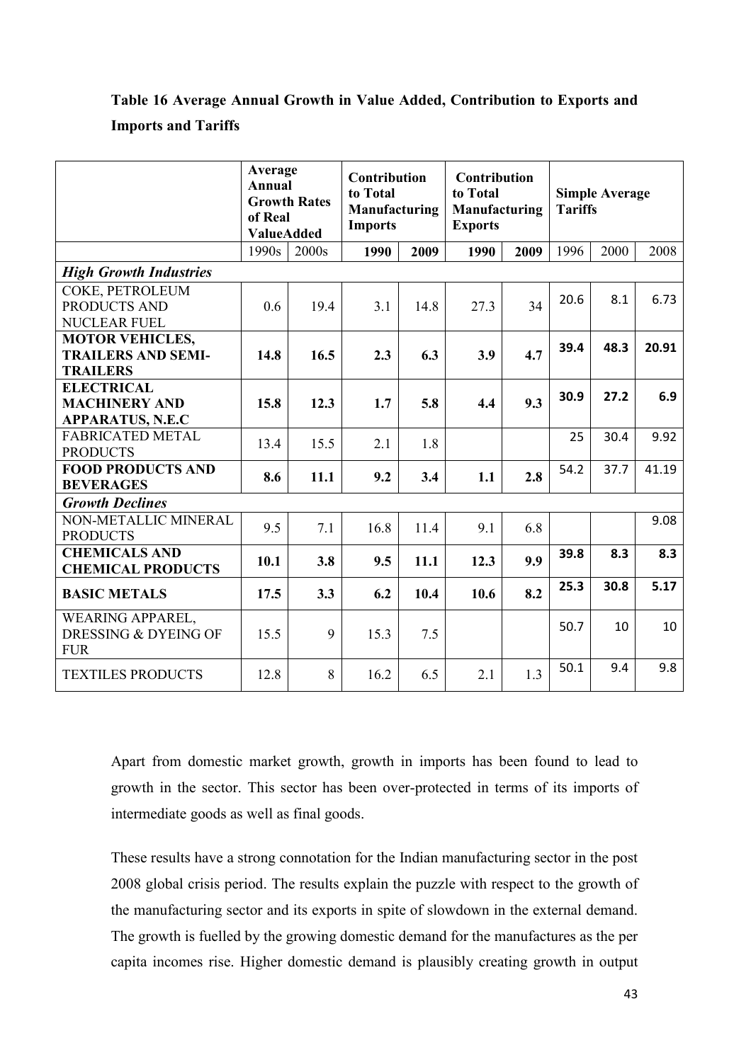**Table 16 Average Annual Growth in Value Added, Contribution to Exports and Imports and Tariffs**

| | Average Annual Growth Rates of Real ValueAdded | | Contribution to Total Manufacturing Imports | | Contribution to Total Manufacturing Exports | | Simple Average Tariffs | | |
|---|---|---|---|---|---|---|---|---|---|
| | 1990s | 2000s | **1990** | **2009** | **1990** | **2009** | 1996 | 2000 | 2008 |
| ***High Growth Industries*** | | | | | | | | | |
| COKE, PETROLEUM PRODUCTS AND NUCLEAR FUEL | 0.6 | 19.4 | 3.1 | 14.8 | 27.3 | 34 | 20.6 | 8.1 | 6.73 |
| **MOTOR VEHICLES, TRAILERS AND SEMI-TRAILERS** | **14.8** | **16.5** | **2.3** | **6.3** | **3.9** | **4.7** | **39.4** | **48.3** | **20.91** |
| **ELECTRICAL MACHINERY AND APPARATUS, N.E.C** | **15.8** | **12.3** | **1.7** | **5.8** | **4.4** | **9.3** | **30.9** | **27.2** | **6.9** |
| FABRICATED METAL PRODUCTS | 13.4 | 15.5 | 2.1 | 1.8 | | | 25 | 30.4 | 9.92 |
| **FOOD PRODUCTS AND BEVERAGES** | **8.6** | **11.1** | **9.2** | **3.4** | **1.1** | **2.8** | 54.2 | 37.7 | 41.19 |
| ***Growth Declines*** | | | | | | | | | |
| NON-METALLIC MINERAL PRODUCTS | 9.5 | 7.1 | 16.8 | 11.4 | 9.1 | 6.8 | | | 9.08 |
| **CHEMICALS AND CHEMICAL PRODUCTS** | **10.1** | **3.8** | **9.5** | **11.1** | **12.3** | **9.9** | **39.8** | **8.3** | **8.3** |
| **BASIC METALS** | **17.5** | **3.3** | **6.2** | **10.4** | **10.6** | **8.2** | **25.3** | **30.8** | **5.17** |
| WEARING APPAREL, DRESSING & DYEING OF FUR | 15.5 | 9 | 15.3 | 7.5 | | | 50.7 | 10 | 10 |
| TEXTILES PRODUCTS | 12.8 | 8 | 16.2 | 6.5 | 2.1 | 1.3 | 50.1 | 9.4 | 9.8 |

Apart from domestic market growth, growth in imports has been found to lead to growth in the sector. This sector has been over-protected in terms of its imports of intermediate goods as well as final goods.

These results have a strong connotation for the Indian manufacturing sector in the post 2008 global crisis period. The results explain the puzzle with respect to the growth of the manufacturing sector and its exports in spite of slowdown in the external demand. The growth is fuelled by the growing domestic demand for the manufactures as the per capita incomes rise. Higher domestic demand is plausibly creating growth in output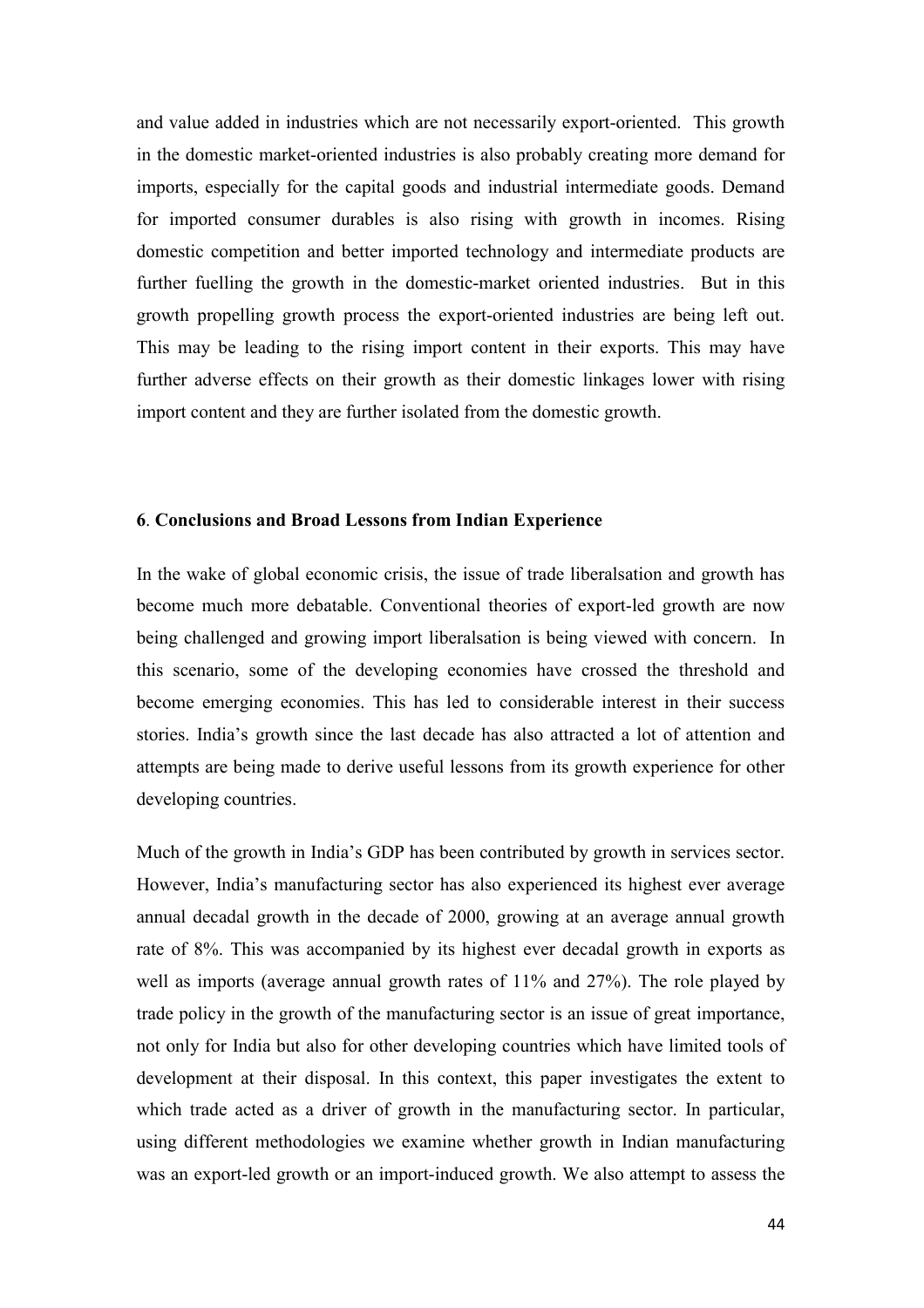and value added in industries which are not necessarily export-oriented. This growth in the domestic market-oriented industries is also probably creating more demand for imports, especially for the capital goods and industrial intermediate goods. Demand for imported consumer durables is also rising with growth in incomes. Rising domestic competition and better imported technology and intermediate products are further fuelling the growth in the domestic-market oriented industries. But in this growth propelling growth process the export-oriented industries are being left out. This may be leading to the rising import content in their exports. This may have further adverse effects on their growth as their domestic linkages lower with rising import content and they are further isolated from the domestic growth.

## 6. Conclusions and Broad Lessons from Indian Experience

In the wake of global economic crisis, the issue of trade liberalsation and growth has become much more debatable. Conventional theories of export-led growth are now being challenged and growing import liberalsation is being viewed with concern. In this scenario, some of the developing economies have crossed the threshold and become emerging economies. This has led to considerable interest in their success stories. India's growth since the last decade has also attracted a lot of attention and attempts are being made to derive useful lessons from its growth experience for other developing countries.

Much of the growth in India's GDP has been contributed by growth in services sector. However, India's manufacturing sector has also experienced its highest ever average annual decadal growth in the decade of 2000, growing at an average annual growth rate of 8%. This was accompanied by its highest ever decadal growth in exports as well as imports (average annual growth rates of 11% and 27%). The role played by trade policy in the growth of the manufacturing sector is an issue of great importance, not only for India but also for other developing countries which have limited tools of development at their disposal. In this context, this paper investigates the extent to which trade acted as a driver of growth in the manufacturing sector. In particular, using different methodologies we examine whether growth in Indian manufacturing was an export-led growth or an import-induced growth. We also attempt to assess the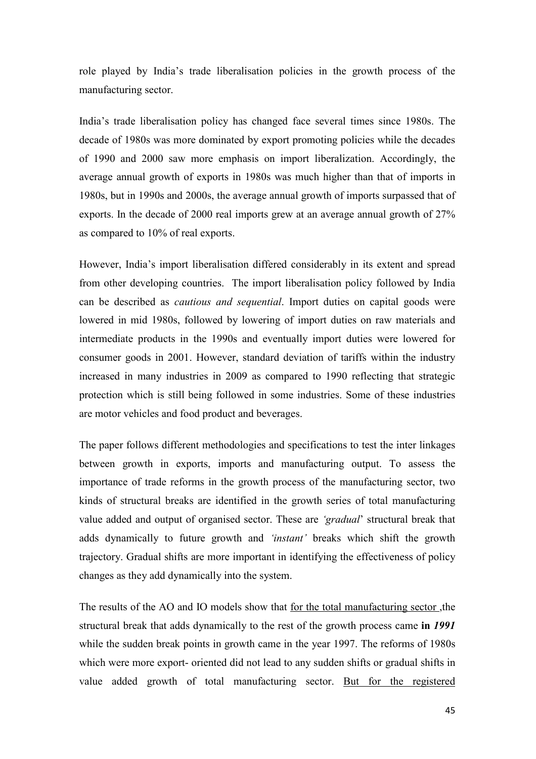role played by India's trade liberalisation policies in the growth process of the manufacturing sector.

India's trade liberalisation policy has changed face several times since 1980s. The decade of 1980s was more dominated by export promoting policies while the decades of 1990 and 2000 saw more emphasis on import liberalization. Accordingly, the average annual growth of exports in 1980s was much higher than that of imports in 1980s, but in 1990s and 2000s, the average annual growth of imports surpassed that of exports. In the decade of 2000 real imports grew at an average annual growth of 27% as compared to 10% of real exports.

However, India's import liberalisation differed considerably in its extent and spread from other developing countries. The import liberalisation policy followed by India can be described as *cautious and sequential*. Import duties on capital goods were lowered in mid 1980s, followed by lowering of import duties on raw materials and intermediate products in the 1990s and eventually import duties were lowered for consumer goods in 2001. However, standard deviation of tariffs within the industry increased in many industries in 2009 as compared to 1990 reflecting that strategic protection which is still being followed in some industries. Some of these industries are motor vehicles and food product and beverages.

The paper follows different methodologies and specifications to test the inter linkages between growth in exports, imports and manufacturing output. To assess the importance of trade reforms in the growth process of the manufacturing sector, two kinds of structural breaks are identified in the growth series of total manufacturing value added and output of organised sector. These are *'gradual'* structural break that adds dynamically to future growth and *'instant'* breaks which shift the growth trajectory. Gradual shifts are more important in identifying the effectiveness of policy changes as they add dynamically into the system.

The results of the AO and IO models show that <u>for the total manufacturing sector</u> ,the structural break that adds dynamically to the rest of the growth process came **in *1991*** while the sudden break points in growth came in the year 1997. The reforms of 1980s which were more export- oriented did not lead to any sudden shifts or gradual shifts in value added growth of total manufacturing sector. <u>But for the registered</u>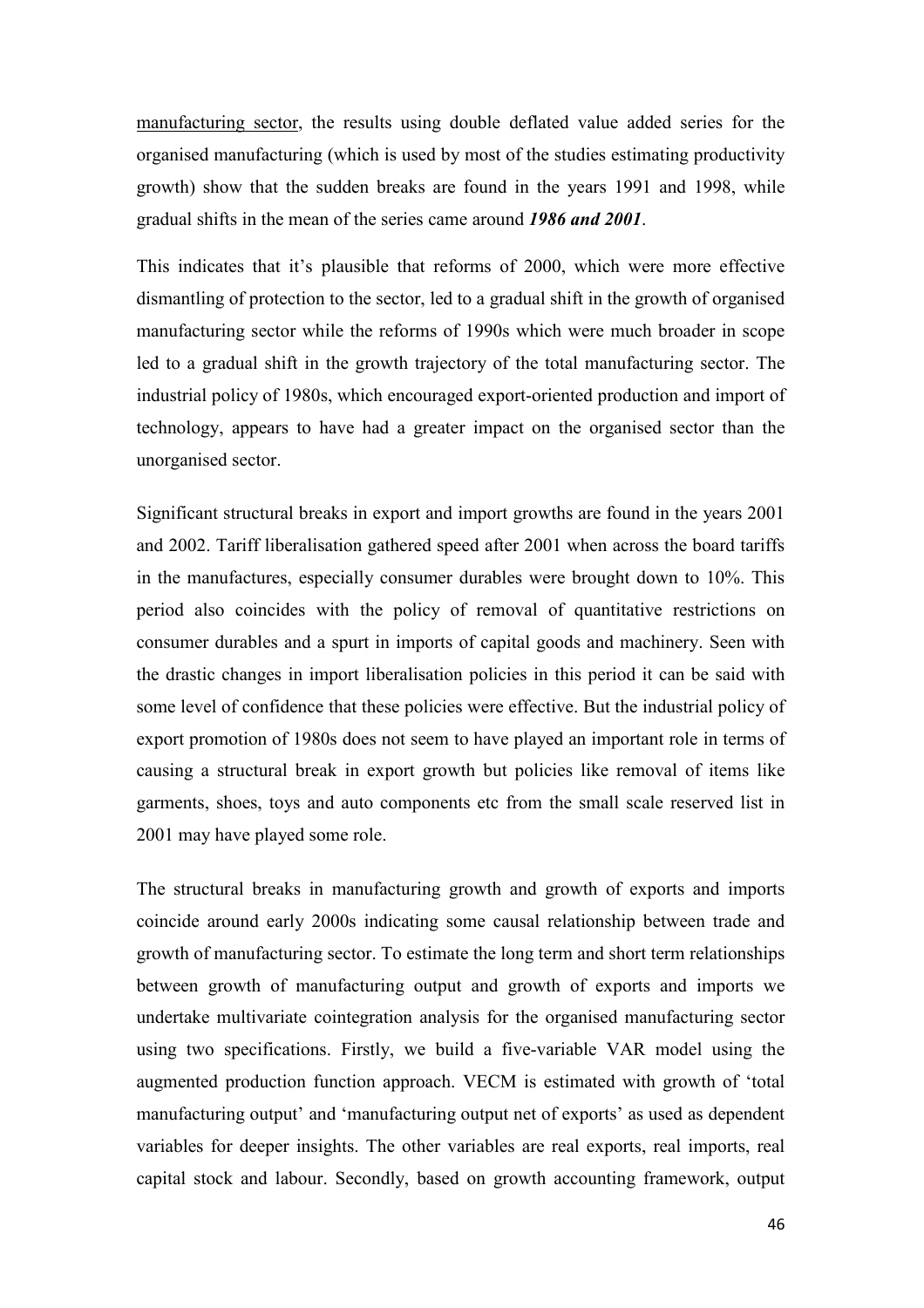manufacturing sector, the results using double deflated value added series for the organised manufacturing (which is used by most of the studies estimating productivity growth) show that the sudden breaks are found in the years 1991 and 1998, while gradual shifts in the mean of the series came around ***1986 and 2001***.

This indicates that it's plausible that reforms of 2000, which were more effective dismantling of protection to the sector, led to a gradual shift in the growth of organised manufacturing sector while the reforms of 1990s which were much broader in scope led to a gradual shift in the growth trajectory of the total manufacturing sector. The industrial policy of 1980s, which encouraged export-oriented production and import of technology, appears to have had a greater impact on the organised sector than the unorganised sector.

Significant structural breaks in export and import growths are found in the years 2001 and 2002. Tariff liberalisation gathered speed after 2001 when across the board tariffs in the manufactures, especially consumer durables were brought down to 10%. This period also coincides with the policy of removal of quantitative restrictions on consumer durables and a spurt in imports of capital goods and machinery. Seen with the drastic changes in import liberalisation policies in this period it can be said with some level of confidence that these policies were effective. But the industrial policy of export promotion of 1980s does not seem to have played an important role in terms of causing a structural break in export growth but policies like removal of items like garments, shoes, toys and auto components etc from the small scale reserved list in 2001 may have played some role.

The structural breaks in manufacturing growth and growth of exports and imports coincide around early 2000s indicating some causal relationship between trade and growth of manufacturing sector. To estimate the long term and short term relationships between growth of manufacturing output and growth of exports and imports we undertake multivariate cointegration analysis for the organised manufacturing sector using two specifications. Firstly, we build a five-variable VAR model using the augmented production function approach. VECM is estimated with growth of 'total manufacturing output' and 'manufacturing output net of exports' as used as dependent variables for deeper insights. The other variables are real exports, real imports, real capital stock and labour. Secondly, based on growth accounting framework, output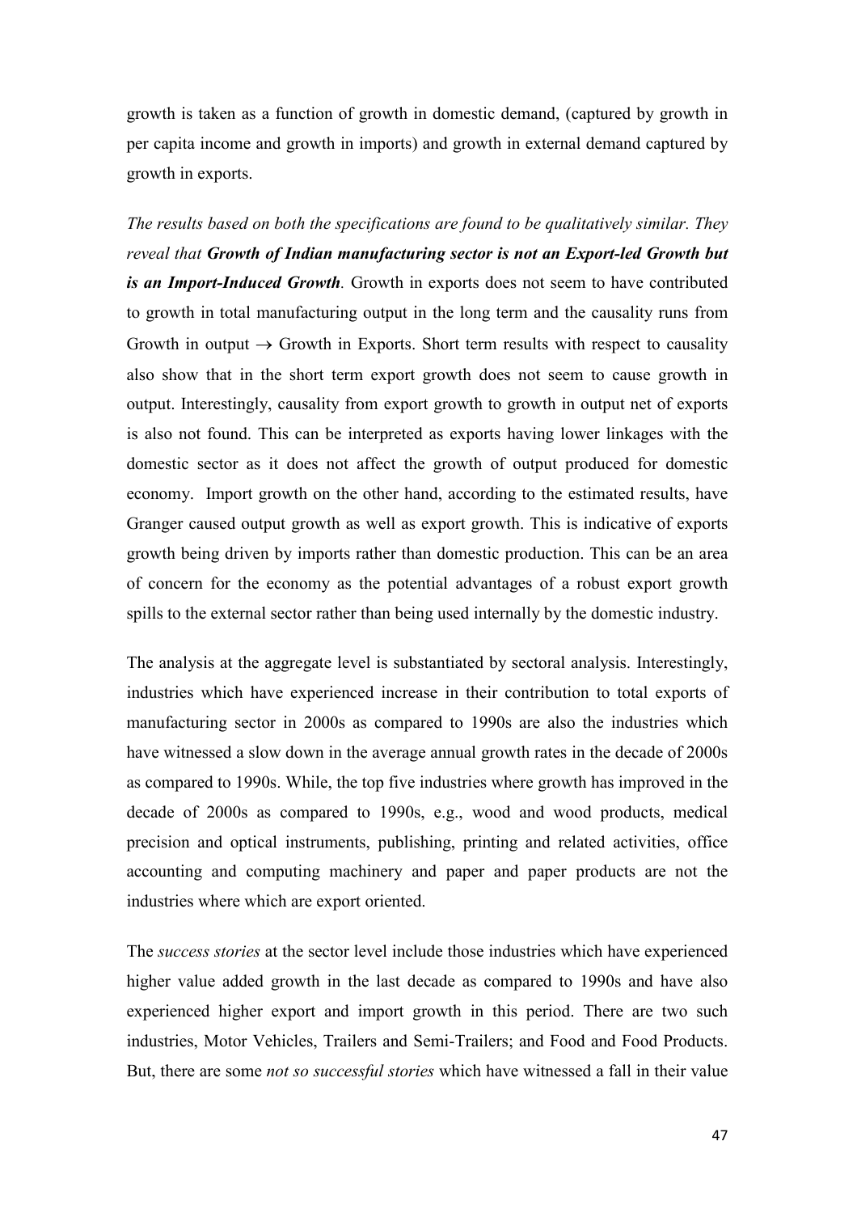growth is taken as a function of growth in domestic demand, (captured by growth in per capita income and growth in imports) and growth in external demand captured by growth in exports.

*The results based on both the specifications are found to be qualitatively similar. They reveal that **Growth of Indian manufacturing sector is not an Export-led Growth but is an Import-Induced Growth**.* Growth in exports does not seem to have contributed to growth in total manufacturing output in the long term and the causality runs from Growth in output → Growth in Exports. Short term results with respect to causality also show that in the short term export growth does not seem to cause growth in output. Interestingly, causality from export growth to growth in output net of exports is also not found. This can be interpreted as exports having lower linkages with the domestic sector as it does not affect the growth of output produced for domestic economy. Import growth on the other hand, according to the estimated results, have Granger caused output growth as well as export growth. This is indicative of exports growth being driven by imports rather than domestic production. This can be an area of concern for the economy as the potential advantages of a robust export growth spills to the external sector rather than being used internally by the domestic industry.

The analysis at the aggregate level is substantiated by sectoral analysis. Interestingly, industries which have experienced increase in their contribution to total exports of manufacturing sector in 2000s as compared to 1990s are also the industries which have witnessed a slow down in the average annual growth rates in the decade of 2000s as compared to 1990s. While, the top five industries where growth has improved in the decade of 2000s as compared to 1990s, e.g., wood and wood products, medical precision and optical instruments, publishing, printing and related activities, office accounting and computing machinery and paper and paper products are not the industries where which are export oriented.

The *success stories* at the sector level include those industries which have experienced higher value added growth in the last decade as compared to 1990s and have also experienced higher export and import growth in this period. There are two such industries, Motor Vehicles, Trailers and Semi-Trailers; and Food and Food Products. But, there are some *not so successful stories* which have witnessed a fall in their value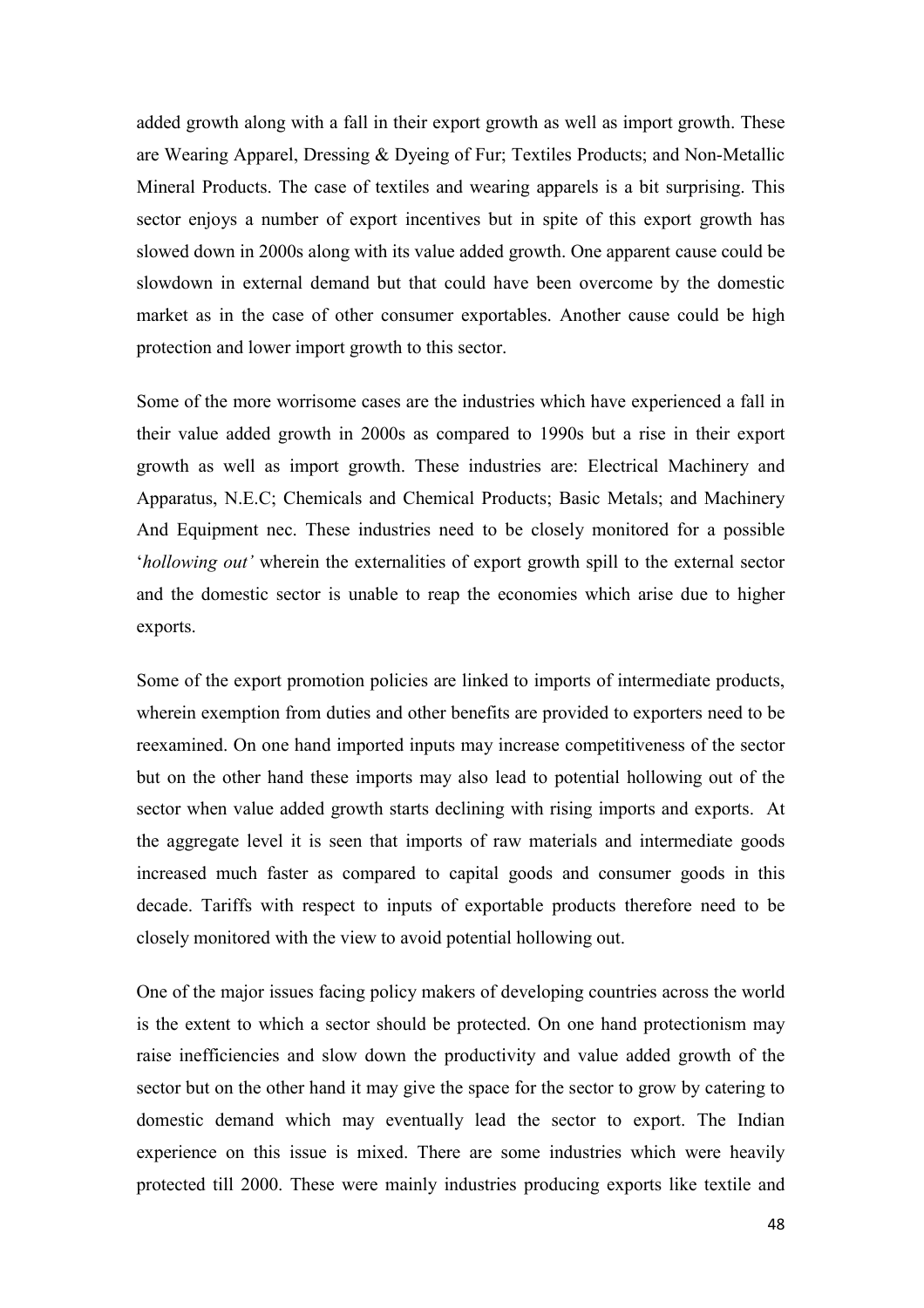added growth along with a fall in their export growth as well as import growth. These are Wearing Apparel, Dressing & Dyeing of Fur; Textiles Products; and Non-Metallic Mineral Products. The case of textiles and wearing apparels is a bit surprising. This sector enjoys a number of export incentives but in spite of this export growth has slowed down in 2000s along with its value added growth. One apparent cause could be slowdown in external demand but that could have been overcome by the domestic market as in the case of other consumer exportables. Another cause could be high protection and lower import growth to this sector.

Some of the more worrisome cases are the industries which have experienced a fall in their value added growth in 2000s as compared to 1990s but a rise in their export growth as well as import growth. These industries are: Electrical Machinery and Apparatus, N.E.C; Chemicals and Chemical Products; Basic Metals; and Machinery And Equipment nec. These industries need to be closely monitored for a possible '*hollowing out'* wherein the externalities of export growth spill to the external sector and the domestic sector is unable to reap the economies which arise due to higher exports.

Some of the export promotion policies are linked to imports of intermediate products, wherein exemption from duties and other benefits are provided to exporters need to be reexamined. On one hand imported inputs may increase competitiveness of the sector but on the other hand these imports may also lead to potential hollowing out of the sector when value added growth starts declining with rising imports and exports. At the aggregate level it is seen that imports of raw materials and intermediate goods increased much faster as compared to capital goods and consumer goods in this decade. Tariffs with respect to inputs of exportable products therefore need to be closely monitored with the view to avoid potential hollowing out.

One of the major issues facing policy makers of developing countries across the world is the extent to which a sector should be protected. On one hand protectionism may raise inefficiencies and slow down the productivity and value added growth of the sector but on the other hand it may give the space for the sector to grow by catering to domestic demand which may eventually lead the sector to export. The Indian experience on this issue is mixed. There are some industries which were heavily protected till 2000. These were mainly industries producing exports like textile and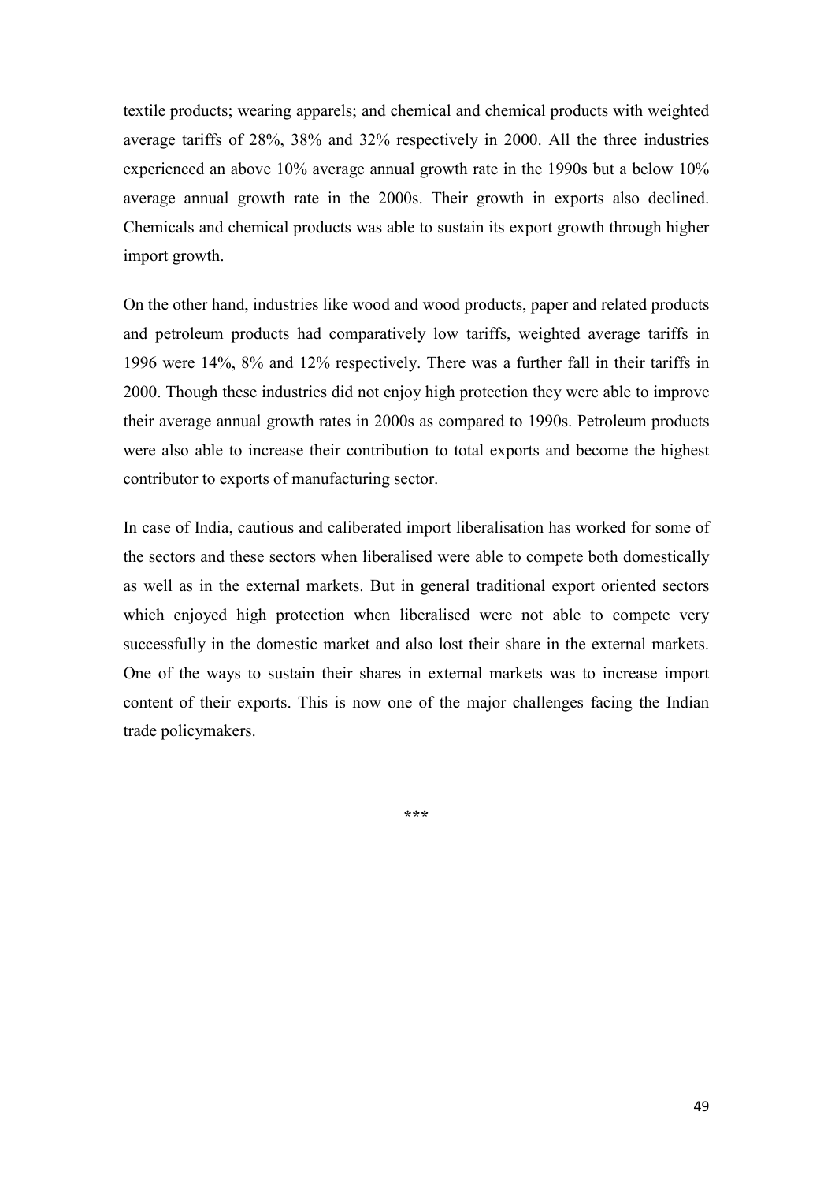textile products; wearing apparels; and chemical and chemical products with weighted average tariffs of 28%, 38% and 32% respectively in 2000. All the three industries experienced an above 10% average annual growth rate in the 1990s but a below 10% average annual growth rate in the 2000s. Their growth in exports also declined. Chemicals and chemical products was able to sustain its export growth through higher import growth.

On the other hand, industries like wood and wood products, paper and related products and petroleum products had comparatively low tariffs, weighted average tariffs in 1996 were 14%, 8% and 12% respectively. There was a further fall in their tariffs in 2000. Though these industries did not enjoy high protection they were able to improve their average annual growth rates in 2000s as compared to 1990s. Petroleum products were also able to increase their contribution to total exports and become the highest contributor to exports of manufacturing sector.

In case of India, cautious and caliberated import liberalisation has worked for some of the sectors and these sectors when liberalised were able to compete both domestically as well as in the external markets. But in general traditional export oriented sectors which enjoyed high protection when liberalised were not able to compete very successfully in the domestic market and also lost their share in the external markets. One of the ways to sustain their shares in external markets was to increase import content of their exports. This is now one of the major challenges facing the Indian trade policymakers.

***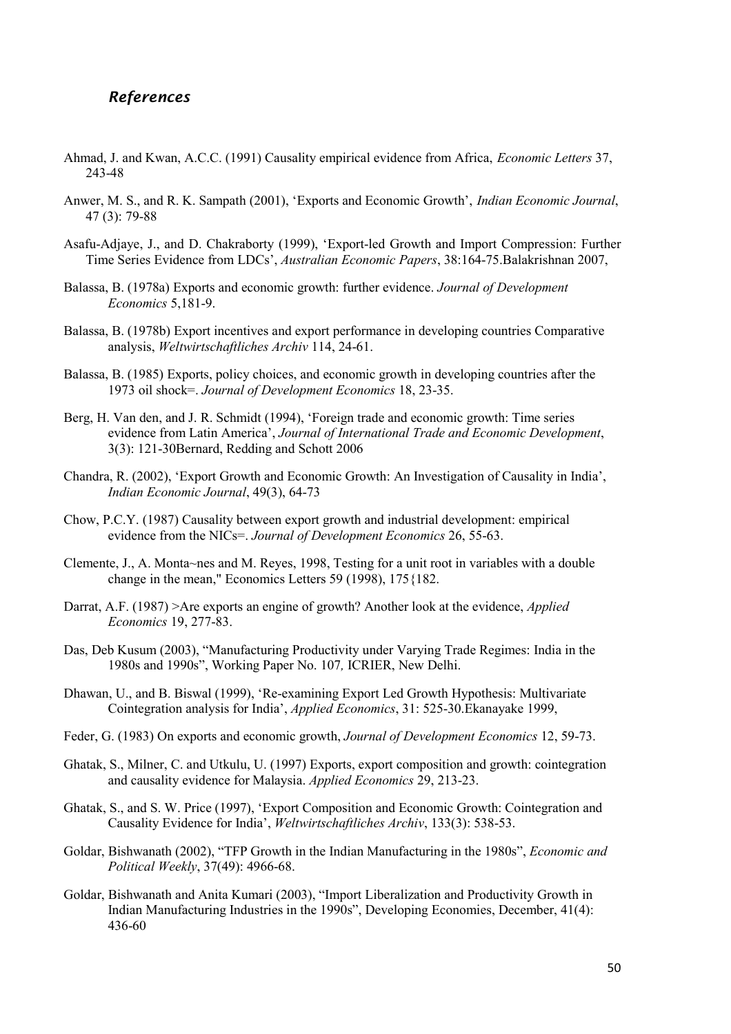### *References*

Ahmad, J. and Kwan, A.C.C. (1991) Causality empirical evidence from Africa, *Economic Letters* 37, 243-48

Anwer, M. S., and R. K. Sampath (2001), 'Exports and Economic Growth', *Indian Economic Journal*, 47 (3): 79-88

Asafu-Adjaye, J., and D. Chakraborty (1999), 'Export-led Growth and Import Compression: Further Time Series Evidence from LDCs', *Australian Economic Papers*, 38:164-75.Balakrishnan 2007,

Balassa, B. (1978a) Exports and economic growth: further evidence. *Journal of Development Economics* 5,181-9.

Balassa, B. (1978b) Export incentives and export performance in developing countries Comparative analysis, *Weltwirtschaftliches Archiv* 114, 24-61.

Balassa, B. (1985) Exports, policy choices, and economic growth in developing countries after the 1973 oil shock=. *Journal of Development Economics* 18, 23-35.

Berg, H. Van den, and J. R. Schmidt (1994), 'Foreign trade and economic growth: Time series evidence from Latin America', *Journal of International Trade and Economic Development*, 3(3): 121-30Bernard, Redding and Schott 2006

Chandra, R. (2002), 'Export Growth and Economic Growth: An Investigation of Causality in India', *Indian Economic Journal*, 49(3), 64-73

Chow, P.C.Y. (1987) Causality between export growth and industrial development: empirical evidence from the NICs=. *Journal of Development Economics* 26, 55-63.

Clemente, J., A. Monta~nes and M. Reyes, 1998, Testing for a unit root in variables with a double change in the mean," Economics Letters 59 (1998), 175{182.

Darrat, A.F. (1987) >Are exports an engine of growth? Another look at the evidence, *Applied Economics* 19, 277-83.

Das, Deb Kusum (2003), "Manufacturing Productivity under Varying Trade Regimes: India in the 1980s and 1990s", Working Paper No. 107*,* ICRIER, New Delhi.

Dhawan, U., and B. Biswal (1999), 'Re-examining Export Led Growth Hypothesis: Multivariate Cointegration analysis for India', *Applied Economics*, 31: 525-30.Ekanayake 1999,

Feder, G. (1983) On exports and economic growth, *Journal of Development Economics* 12, 59-73.

Ghatak, S., Milner, C. and Utkulu, U. (1997) Exports, export composition and growth: cointegration and causality evidence for Malaysia. *Applied Economics* 29, 213-23.

Ghatak, S., and S. W. Price (1997), 'Export Composition and Economic Growth: Cointegration and Causality Evidence for India', *Weltwirtschaftliches Archiv*, 133(3): 538-53.

Goldar, Bishwanath (2002), "TFP Growth in the Indian Manufacturing in the 1980s", *Economic and Political Weekly*, 37(49): 4966-68.

Goldar, Bishwanath and Anita Kumari (2003), "Import Liberalization and Productivity Growth in Indian Manufacturing Industries in the 1990s", Developing Economies, December, 41(4): 436-60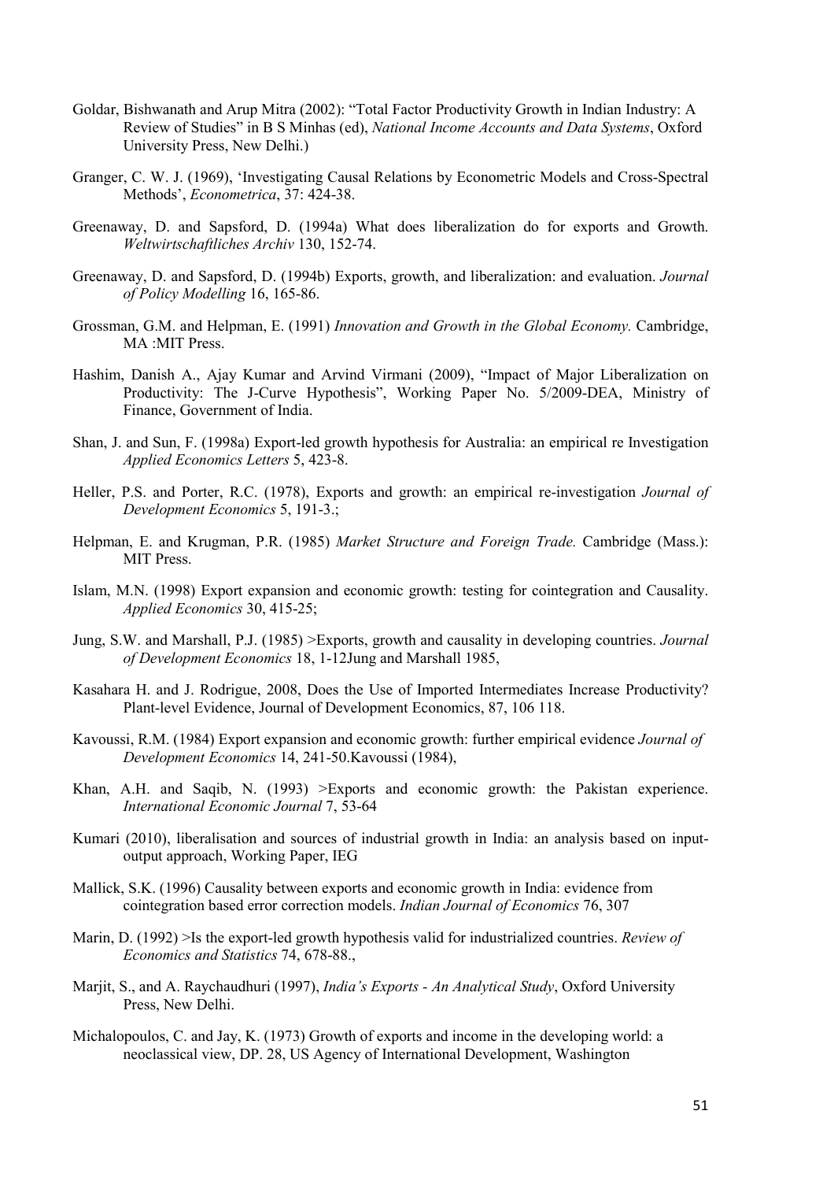Goldar, Bishwanath and Arup Mitra (2002): "Total Factor Productivity Growth in Indian Industry: A Review of Studies" in B S Minhas (ed), *National Income Accounts and Data Systems*, Oxford University Press, New Delhi.)

Granger, C. W. J. (1969), 'Investigating Causal Relations by Econometric Models and Cross-Spectral Methods', *Econometrica*, 37: 424-38.

Greenaway, D. and Sapsford, D. (1994a) What does liberalization do for exports and Growth. *Weltwirtschaftliches Archiv* 130, 152-74.

Greenaway, D. and Sapsford, D. (1994b) Exports, growth, and liberalization: and evaluation. *Journal of Policy Modelling* 16, 165-86.

Grossman, G.M. and Helpman, E. (1991) *Innovation and Growth in the Global Economy.* Cambridge, MA :MIT Press.

Hashim, Danish A., Ajay Kumar and Arvind Virmani (2009), "Impact of Major Liberalization on Productivity: The J-Curve Hypothesis", Working Paper No. 5/2009-DEA, Ministry of Finance, Government of India.

Shan, J. and Sun, F. (1998a) Export-led growth hypothesis for Australia: an empirical re Investigation *Applied Economics Letters* 5, 423-8.

Heller, P.S. and Porter, R.C. (1978), Exports and growth: an empirical re-investigation *Journal of Development Economics* 5, 191-3.;

Helpman, E. and Krugman, P.R. (1985) *Market Structure and Foreign Trade.* Cambridge (Mass.): MIT Press.

Islam, M.N. (1998) Export expansion and economic growth: testing for cointegration and Causality. *Applied Economics* 30, 415-25;

Jung, S.W. and Marshall, P.J. (1985) >Exports, growth and causality in developing countries. *Journal of Development Economics* 18, 1-12Jung and Marshall 1985,

Kasahara H. and J. Rodrigue, 2008, Does the Use of Imported Intermediates Increase Productivity? Plant-level Evidence, Journal of Development Economics, 87, 106 118.

Kavoussi, R.M. (1984) Export expansion and economic growth: further empirical evidence *Journal of Development Economics* 14, 241-50.Kavoussi (1984),

Khan, A.H. and Saqib, N. (1993) >Exports and economic growth: the Pakistan experience. *International Economic Journal* 7, 53-64

Kumari (2010), liberalisation and sources of industrial growth in India: an analysis based on input-output approach, Working Paper, IEG

Mallick, S.K. (1996) Causality between exports and economic growth in India: evidence from cointegration based error correction models. *Indian Journal of Economics* 76, 307

Marin, D. (1992) >Is the export-led growth hypothesis valid for industrialized countries. *Review of Economics and Statistics* 74, 678-88.,

Marjit, S., and A. Raychaudhuri (1997), *India's Exports - An Analytical Study*, Oxford University Press, New Delhi.

Michalopoulos, C. and Jay, K. (1973) Growth of exports and income in the developing world: a neoclassical view, DP. 28, US Agency of International Development, Washington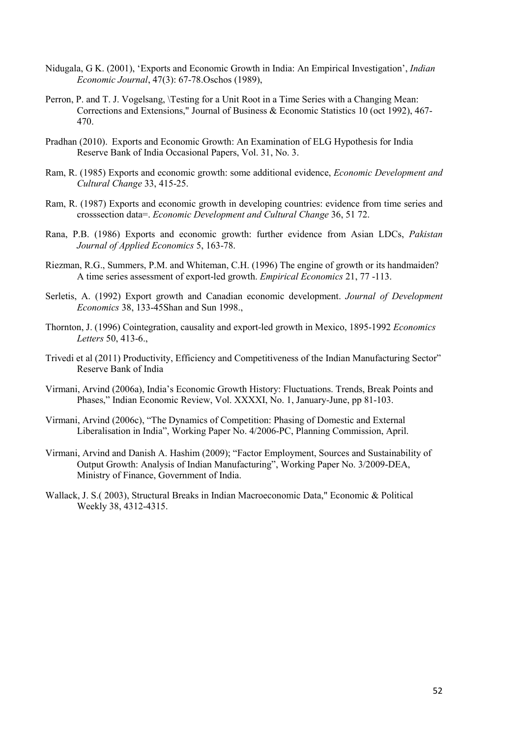Nidugala, G K. (2001), 'Exports and Economic Growth in India: An Empirical Investigation', *Indian Economic Journal*, 47(3): 67-78.Oschos (1989),

Perron, P. and T. J. Vogelsang, \Testing for a Unit Root in a Time Series with a Changing Mean: Corrections and Extensions," Journal of Business & Economic Statistics 10 (oct 1992), 467-470.

Pradhan (2010). Exports and Economic Growth: An Examination of ELG Hypothesis for India Reserve Bank of India Occasional Papers, Vol. 31, No. 3.

Ram, R. (1985) Exports and economic growth: some additional evidence, *Economic Development and Cultural Change* 33, 415-25.

Ram, R. (1987) Exports and economic growth in developing countries: evidence from time series and crosssection data=. *Economic Development and Cultural Change* 36, 51 72.

Rana, P.B. (1986) Exports and economic growth: further evidence from Asian LDCs, *Pakistan Journal of Applied Economics* 5, 163-78.

Riezman, R.G., Summers, P.M. and Whiteman, C.H. (1996) The engine of growth or its handmaiden? A time series assessment of export-led growth. *Empirical Economics* 21, 77 -113.

Serletis, A. (1992) Export growth and Canadian economic development. *Journal of Development Economics* 38, 133-45Shan and Sun 1998.,

Thornton, J. (1996) Cointegration, causality and export-led growth in Mexico, 1895-1992 *Economics Letters* 50, 413-6.,

Trivedi et al (2011) Productivity, Efficiency and Competitiveness of the Indian Manufacturing Sector" Reserve Bank of India

Virmani, Arvind (2006a), India's Economic Growth History: Fluctuations. Trends, Break Points and Phases," Indian Economic Review, Vol. XXXXI, No. 1, January-June, pp 81-103.

Virmani, Arvind (2006c), "The Dynamics of Competition: Phasing of Domestic and External Liberalisation in India", Working Paper No. 4/2006-PC, Planning Commission, April.

Virmani, Arvind and Danish A. Hashim (2009); "Factor Employment, Sources and Sustainability of Output Growth: Analysis of Indian Manufacturing", Working Paper No. 3/2009-DEA, Ministry of Finance, Government of India.

Wallack, J. S.( 2003), Structural Breaks in Indian Macroeconomic Data," Economic & Political Weekly 38, 4312-4315.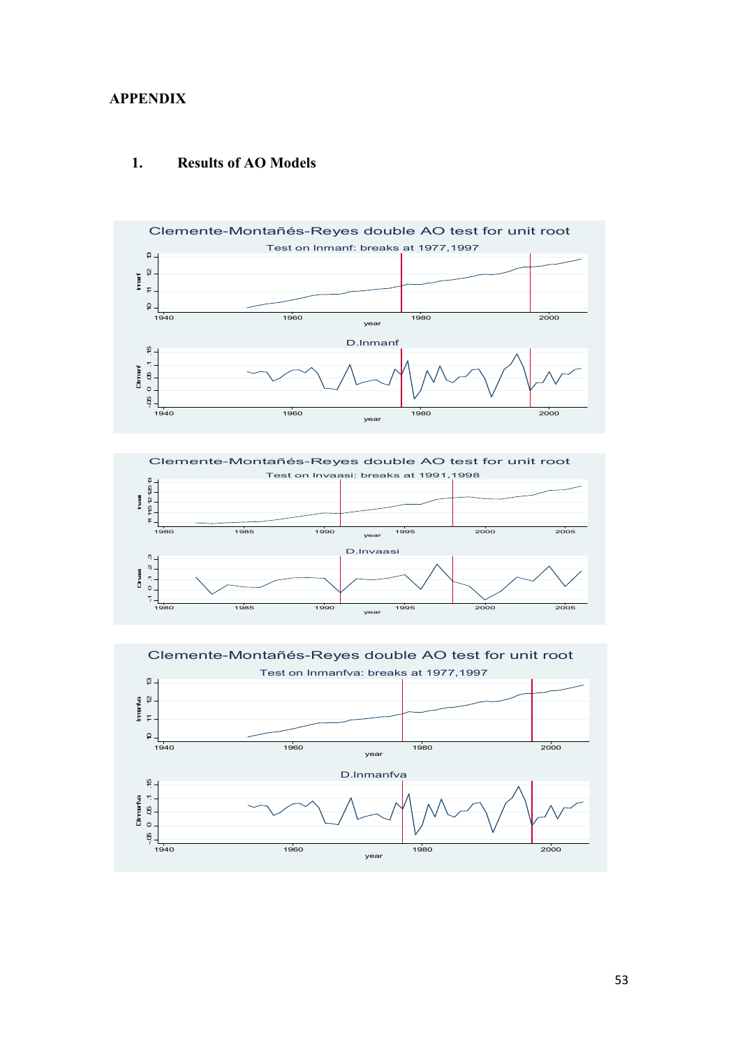**APPENDIX**

## 1. Results of AO Models

Clemente-Montañés-Reyes double AO test for unit root

Test on lnmanf: breaks at 1977,1997

D.lnmanf

Clemente-Montañés-Reyes double AO test for unit root

Test on lnvaasi: breaks at 1991,1998

D.lnvaasi

Clemente-Montañés-Reyes double AO test for unit root

Test on lnmanfva: breaks at 1977,1997

D.lnmanfva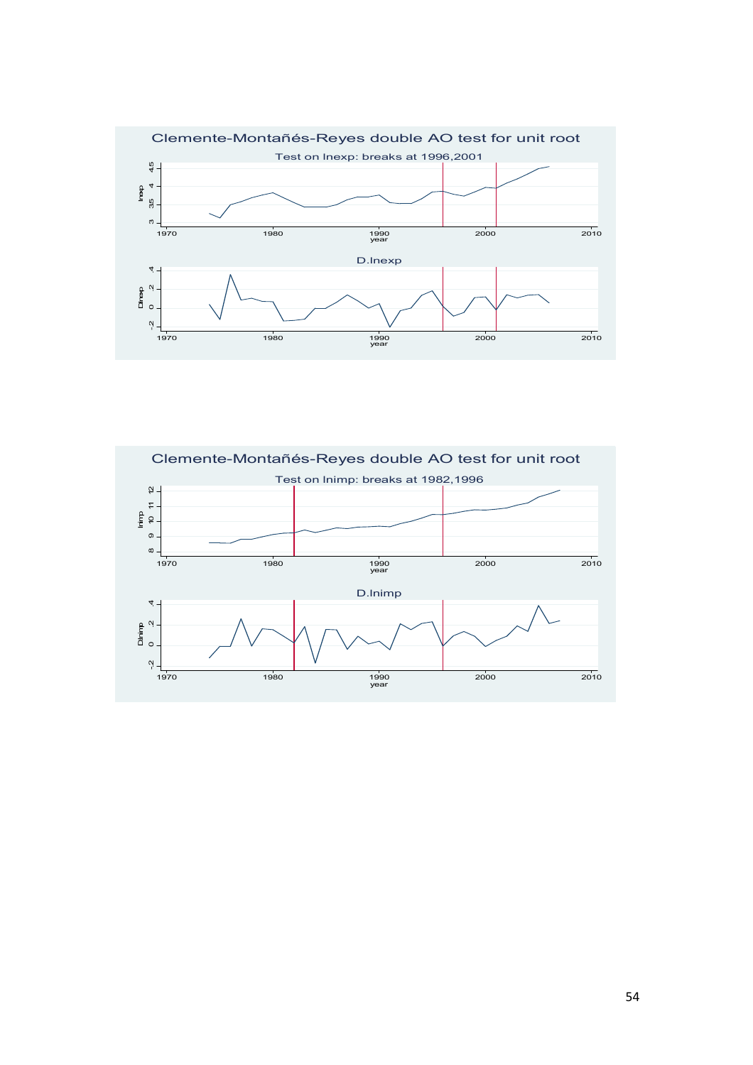## Clemente-Montañés-Reyes double AO test for unit root

Test on lnexp: breaks at 1996,2001

D.lnexp

## Clemente-Montañés-Reyes double AO test for unit root

Test on lnimp: breaks at 1982,1996

D.lnimp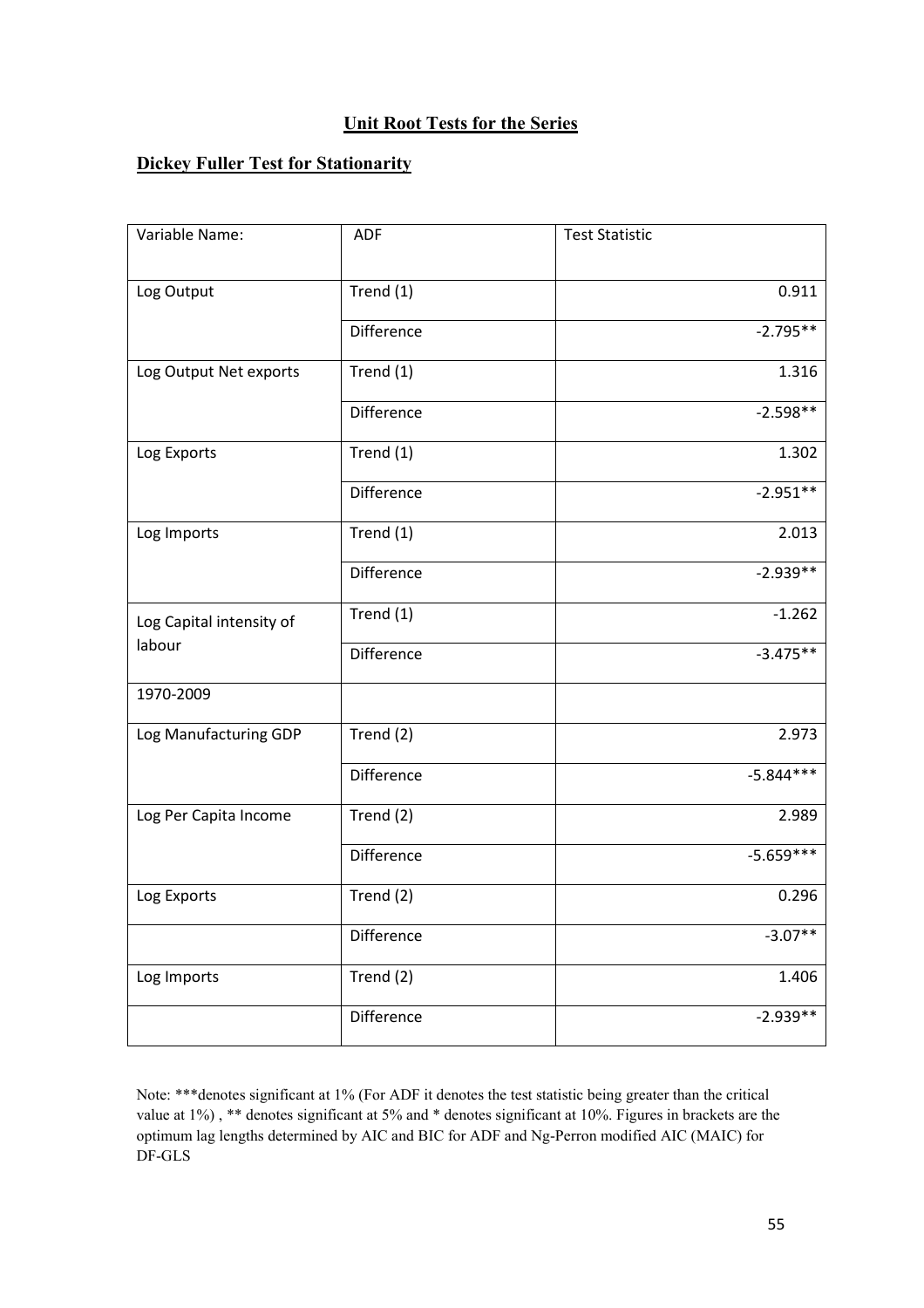## Unit Root Tests for the Series

### Dickey Fuller Test for Stationarity

| Variable Name: | ADF | Test Statistic |
|---|---|---|
| Log Output | Trend (1) | 0.911 |
| | Difference | -2.795** |
| Log Output Net exports | Trend (1) | 1.316 |
| | Difference | -2.598** |
| Log Exports | Trend (1) | 1.302 |
| | Difference | -2.951** |
| Log Imports | Trend (1) | 2.013 |
| | Difference | -2.939** |
| Log Capital intensity of labour | Trend (1) | -1.262 |
| | Difference | -3.475** |
| 1970-2009 | | |
| Log Manufacturing GDP | Trend (2) | 2.973 |
| | Difference | -5.844*** |
| Log Per Capita Income | Trend (2) | 2.989 |
| | Difference | -5.659*** |
| Log Exports | Trend (2) | 0.296 |
| | Difference | -3.07** |
| Log Imports | Trend (2) | 1.406 |
| | Difference | -2.939** |

Note: ***denotes significant at 1% (For ADF it denotes the test statistic being greater than the critical value at 1%) , ** denotes significant at 5% and * denotes significant at 10%. Figures in brackets are the optimum lag lengths determined by AIC and BIC for ADF and Ng-Perron modified AIC (MAIC) for DF-GLS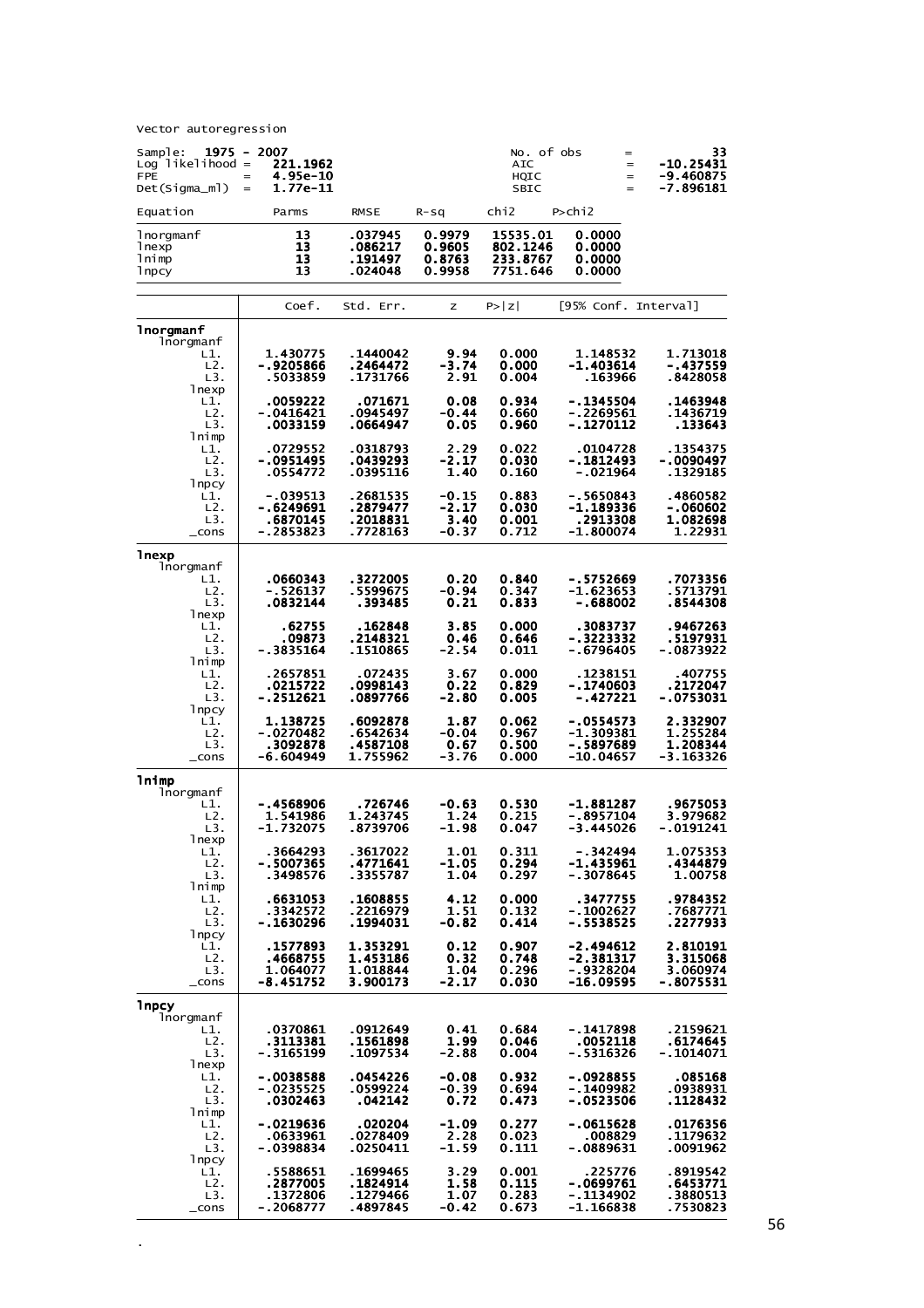Vector autoregression

| Sample: 1975 - 2007 | | | No. of obs | = | 33 |
|---|---|---|---|---|---|
| Log likelihood = | 221.1962 | | AIC | = | -10.25431 |
| FPE = | 4.95e-10 | | HQIC | = | -9.460875 |
| Det(Sigma_ml) = | 1.77e-11 | | SBIC | = | -7.896181 |

| Equation | Parms | RMSE | R-sq | chi2 | P>chi2 |
|---|---|---|---|---|---|
| lnorgmanf | 13 | .037945 | 0.9979 | 15535.01 | 0.0000 |
| lnexp | 13 | .086217 | 0.9605 | 802.1246 | 0.0000 |
| lnimp | 13 | .191497 | 0.8763 | 233.8767 | 0.0000 |
| lnpcy | 13 | .024048 | 0.9958 | 7751.646 | 0.0000 |

| | Coef. | Std. Err. | z | P>\|z\| | [95% Conf. | Interval] |
|---|---|---|---|---|---|---|
| **lnorgmanf** | | | | | | |
| lnorgmanf | | | | | | |
| L1. | 1.430775 | .1440042 | 9.94 | 0.000 | 1.148532 | 1.713018 |
| L2. | -.9205866 | .2464472 | -3.74 | 0.000 | -1.403614 | -.437559 |
| L3. | .5033859 | .1731766 | 2.91 | 0.004 | .163966 | .8428058 |
| lnexp | | | | | | |
| L1. | .0059222 | .071671 | 0.08 | 0.934 | -.1345504 | .1463948 |
| L2. | -.0416421 | .0945497 | -0.44 | 0.660 | -.2269561 | .1436719 |
| L3. | .0033159 | .0664947 | 0.05 | 0.960 | -.1270112 | .133643 |
| lnimp | | | | | | |
| L1. | .0729552 | .0318793 | 2.29 | 0.022 | .0104728 | .1354375 |
| L2. | -.0951495 | .0439293 | -2.17 | 0.030 | -.1812493 | -.0090497 |
| L3. | .0554772 | .0395116 | 1.40 | 0.160 | -.021964 | .1329185 |
| lnpcy | | | | | | |
| L1. | -.039513 | .2681535 | -0.15 | 0.883 | -.5650843 | .4860582 |
| L2. | -.6249691 | .2879477 | -2.17 | 0.030 | -1.189336 | -.060602 |
| L3. | .6870145 | .2018831 | 3.40 | 0.001 | .2913308 | 1.082698 |
| _cons | -.2853823 | .7728163 | -0.37 | 0.712 | -1.800074 | 1.22931 |
| **lnexp** | | | | | | |
| lnorgmanf | | | | | | |
| L1. | .0660343 | .3272005 | 0.20 | 0.840 | -.5752669 | .7073356 |
| L2. | -.526137 | .5599675 | -0.94 | 0.347 | -1.623653 | .5713791 |
| L3. | .0832144 | .393485 | 0.21 | 0.833 | -.688002 | .8544308 |
| lnexp | | | | | | |
| L1. | .62755 | .162848 | 3.85 | 0.000 | .3083737 | .9467263 |
| L2. | .09873 | .2148321 | 0.46 | 0.646 | -.3223332 | .5197931 |
| L3. | -.3835164 | .1510865 | -2.54 | 0.011 | -.6796405 | -.0873922 |
| lnimp | | | | | | |
| L1. | .2657851 | .072435 | 3.67 | 0.000 | .1238151 | .407755 |
| L2. | .0215722 | .0998143 | 0.22 | 0.829 | -.1740603 | .2172047 |
| L3. | -.2512621 | .0897766 | -2.80 | 0.005 | -.427221 | -.0753031 |
| lnpcy | | | | | | |
| L1. | 1.138725 | .6092878 | 1.87 | 0.062 | -.0554573 | 2.332907 |
| L2. | -.0270482 | .6542634 | -0.04 | 0.967 | -1.309381 | 1.255284 |
| L3. | .3092878 | .4587108 | 0.67 | 0.500 | -.5897689 | 1.208344 |
| _cons | -6.604949 | 1.755962 | -3.76 | 0.000 | -10.04657 | -3.163326 |
| **lnimp** | | | | | | |
| lnorgmanf | | | | | | |
| L1. | -.4568906 | .726746 | -0.63 | 0.530 | -1.881287 | .9675053 |
| L2. | 1.541986 | 1.243745 | 1.24 | 0.215 | -.8957104 | 3.979682 |
| L3. | -1.732075 | .8739706 | -1.98 | 0.047 | -3.445026 | -.0191241 |
| lnexp | | | | | | |
| L1. | .3664293 | .3617022 | 1.01 | 0.311 | -.342494 | 1.075353 |
| L2. | -.5007365 | .4771641 | -1.05 | 0.294 | -1.435961 | .4344879 |
| L3. | .3498576 | .3355787 | 1.04 | 0.297 | -.3078645 | 1.00758 |
| lnimp | | | | | | |
| L1. | .6631053 | .1608855 | 4.12 | 0.000 | .3477755 | .9784352 |
| L2. | .3342572 | .2216979 | 1.51 | 0.132 | -.1002627 | .7687771 |
| L3. | -.1630296 | .1994031 | -0.82 | 0.414 | -.5538525 | .2277933 |
| lnpcy | | | | | | |
| L1. | .1577893 | 1.353291 | 0.12 | 0.907 | -2.494612 | 2.810191 |
| L2. | .4668755 | 1.453186 | 0.32 | 0.748 | -2.381317 | 3.315068 |
| L3. | 1.064077 | 1.018844 | 1.04 | 0.296 | -.9328204 | 3.060974 |
| _cons | -8.451752 | 3.900173 | -2.17 | 0.030 | -16.09595 | -.8075531 |
| **lnpcy** | | | | | | |
| lnorgmanf | | | | | | |
| L1. | .0370861 | .0912649 | 0.41 | 0.684 | -.1417898 | .2159621 |
| L2. | .3113381 | .1561898 | 1.99 | 0.046 | .0052118 | .6174645 |
| L3. | -.3165199 | .1097534 | -2.88 | 0.004 | -.5316326 | -.1014071 |
| lnexp | | | | | | |
| L1. | -.0038588 | .0454226 | -0.08 | 0.932 | -.0928855 | .085168 |
| L2. | -.0235525 | .0599224 | -0.39 | 0.694 | -.1409982 | .0938931 |
| L3. | .0302463 | .042142 | 0.72 | 0.473 | -.0523506 | .1128432 |
| lnimp | | | | | | |
| L1. | -.0219636 | .020204 | -1.09 | 0.277 | -.0615628 | .0176356 |
| L2. | .0633961 | .0278409 | 2.28 | 0.023 | .008829 | .1179632 |
| L3. | -.0398834 | .0250411 | -1.59 | 0.111 | -.0889631 | .0091962 |
| lnpcy | | | | | | |
| L1. | .5588651 | .1699465 | 3.29 | 0.001 | .225776 | .8919542 |
| L2. | .2877005 | .1824914 | 1.58 | 0.115 | -.0699761 | .6453771 |
| L3. | .1372806 | .1279466 | 1.07 | 0.283 | -.1134902 | .3880513 |
| _cons | -.2068777 | .4897845 | -0.42 | 0.673 | -1.166838 | .7530823 |

.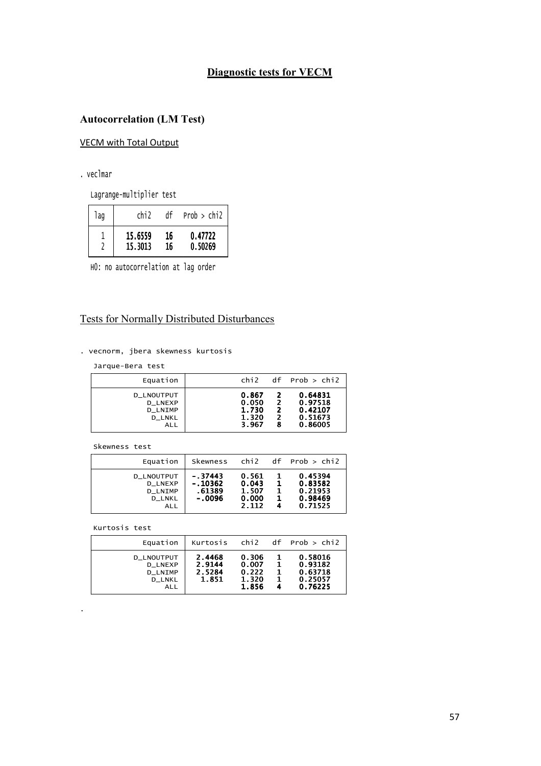## Diagnostic tests for VECM

### Autocorrelation (LM Test)

VECM with Total Output

```
. veclmar
```

Lagrange-multiplier test

| lag | chi2 | df | Prob > chi2 |
|---|---|---|---|
| 1 | 15.6559 | 16 | 0.47722 |
| 2 | 15.3013 | 16 | 0.50269 |

H0: no autocorrelation at lag order

### Tests for Normally Distributed Disturbances

```
. vecnorm, jbera skewness kurtosis
```

Jarque-Bera test

| Equation | chi2 | df | Prob > chi2 |
|---|---|---|---|
| D_LNOUTPUT | 0.867 | 2 | 0.64831 |
| D_LNEXP | 0.050 | 2 | 0.97518 |
| D_LNIMP | 1.730 | 2 | 0.42107 |
| D_LNKL | 1.320 | 2 | 0.51673 |
| ALL | 3.967 | 8 | 0.86005 |

Skewness test

| Equation | Skewness | chi2 | df | Prob > chi2 |
|---|---|---|---|---|
| D_LNOUTPUT | -.37443 | 0.561 | 1 | 0.45394 |
| D_LNEXP | -.10362 | 0.043 | 1 | 0.83582 |
| D_LNIMP | .61389 | 1.507 | 1 | 0.21953 |
| D_LNKL | -.0096 | 0.000 | 1 | 0.98469 |
| ALL | | 2.112 | 4 | 0.71525 |

Kurtosis test

| Equation | Kurtosis | chi2 | df | Prob > chi2 |
|---|---|---|---|---|
| D_LNOUTPUT | 2.4468 | 0.306 | 1 | 0.58016 |
| D_LNEXP | 2.9144 | 0.007 | 1 | 0.93182 |
| D_LNIMP | 2.5284 | 0.222 | 1 | 0.63718 |
| D_LNKL | 1.851 | 1.320 | 1 | 0.25057 |
| ALL | | 1.856 | 4 | 0.76225 |

.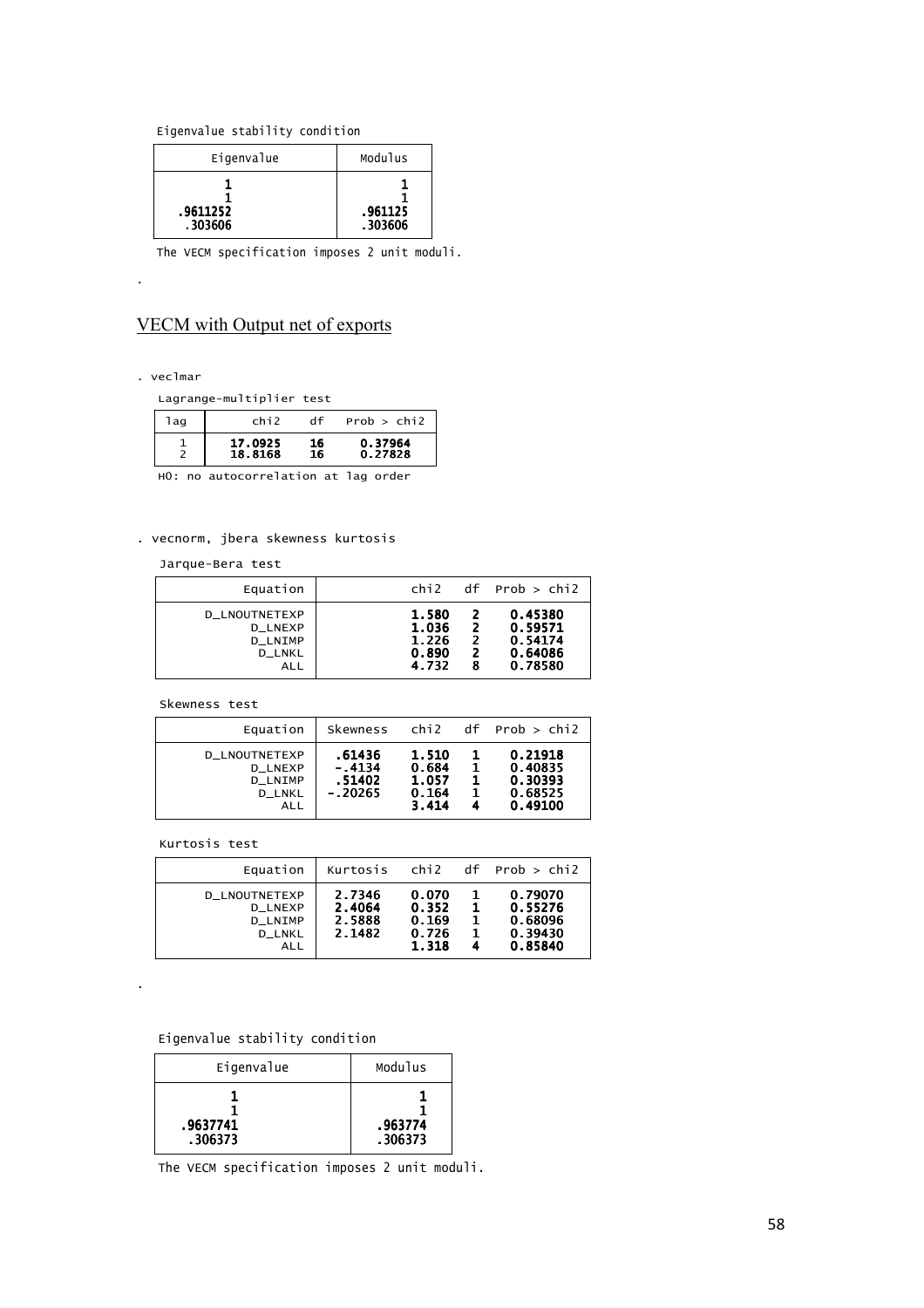Eigenvalue stability condition

| Eigenvalue | Modulus |
|---|---|
| 1 | 1 |
| 1 | 1 |
| .9611252 | .961125 |
| .303606 | .303606 |

The VECM specification imposes 2 unit moduli.

.

## VECM with Output net of exports

```
. veclmar
```

Lagrange-multiplier test

| lag | chi2 | df | Prob > chi2 |
|---|---|---|---|
| 1 | 17.0925 | 16 | 0.37964 |
| 2 | 18.8168 | 16 | 0.27828 |

H0: no autocorrelation at lag order

```
. vecnorm, jbera skewness kurtosis
```

Jarque-Bera test

| Equation | chi2 | df | Prob > chi2 |
|---|---|---|---|
| D_LNOUTNETEXP | 1.580 | 2 | 0.45380 |
| D_LNEXP | 1.036 | 2 | 0.59571 |
| D_LNIMP | 1.226 | 2 | 0.54174 |
| D_LNKL | 0.890 | 2 | 0.64086 |
| ALL | 4.732 | 8 | 0.78580 |

Skewness test

| Equation | Skewness | chi2 | df | Prob > chi2 |
|---|---|---|---|---|
| D_LNOUTNETEXP | .61436 | 1.510 | 1 | 0.21918 |
| D_LNEXP | -.4134 | 0.684 | 1 | 0.40835 |
| D_LNIMP | .51402 | 1.057 | 1 | 0.30393 |
| D_LNKL | -.20265 | 0.164 | 1 | 0.68525 |
| ALL | | 3.414 | 4 | 0.49100 |

Kurtosis test

| Equation | Kurtosis | chi2 | df | Prob > chi2 |
|---|---|---|---|---|
| D_LNOUTNETEXP | 2.7346 | 0.070 | 1 | 0.79070 |
| D_LNEXP | 2.4064 | 0.352 | 1 | 0.55276 |
| D_LNIMP | 2.5888 | 0.169 | 1 | 0.68096 |
| D_LNKL | 2.1482 | 0.726 | 1 | 0.39430 |
| ALL | | 1.318 | 4 | 0.85840 |

.

Eigenvalue stability condition

| Eigenvalue | Modulus |
|---|---|
| 1 | 1 |
| 1 | 1 |
| .9637741 | .963774 |
| .306373 | .306373 |

The VECM specification imposes 2 unit moduli.